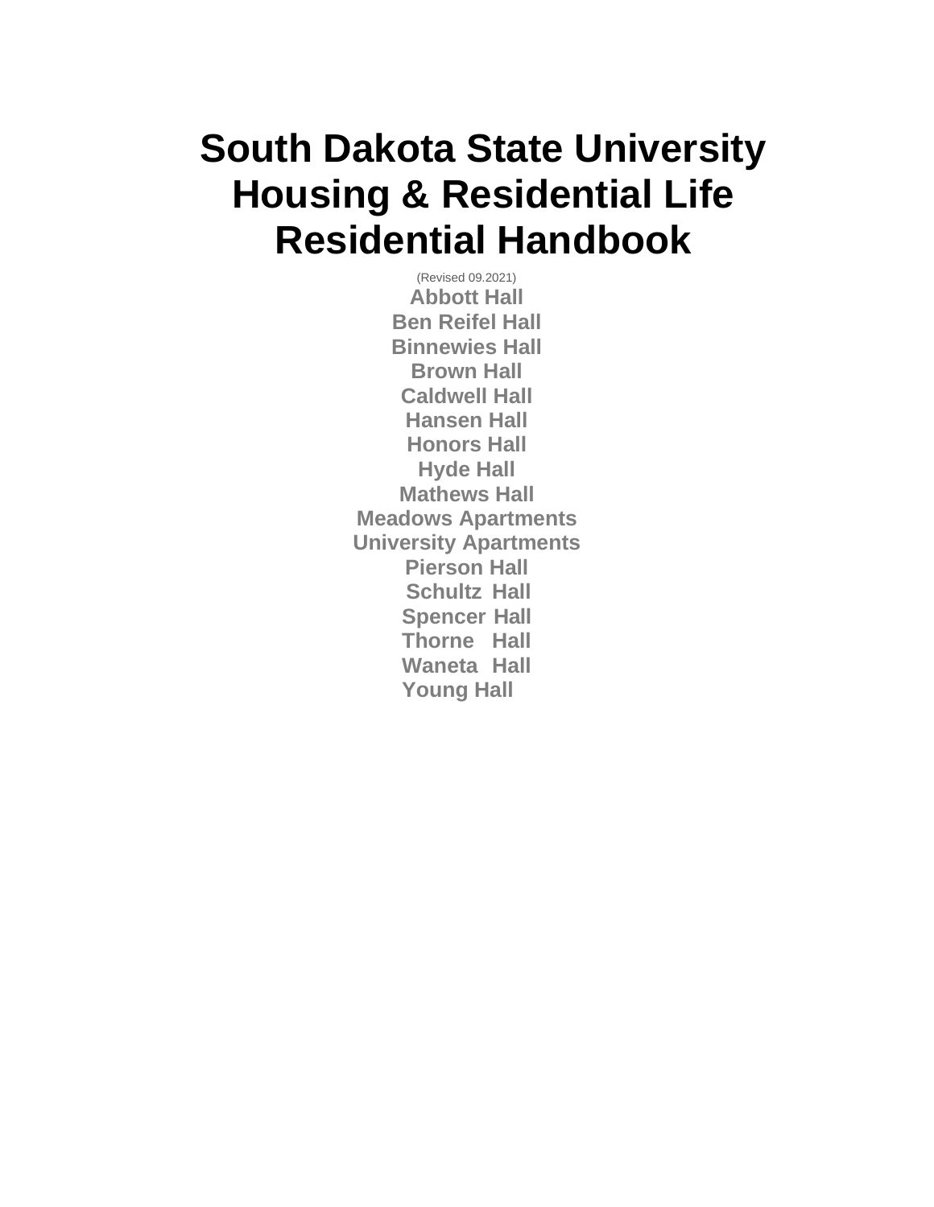# South Dakota State University Housing & Residential Life Residential Handbook

(Revised 09.2021)

**Abbott Hall**
**Ben Reifel Hall**
**Binnewies Hall**
**Brown Hall**
**Caldwell Hall**
**Hansen Hall**
**Honors Hall**
**Hyde Hall**
**Mathews Hall**
**Meadows Apartments**
**University Apartments**
**Pierson Hall**
**Schultz Hall**
**Spencer Hall**
**Thorne Hall**
**Waneta Hall**
**Young Hall**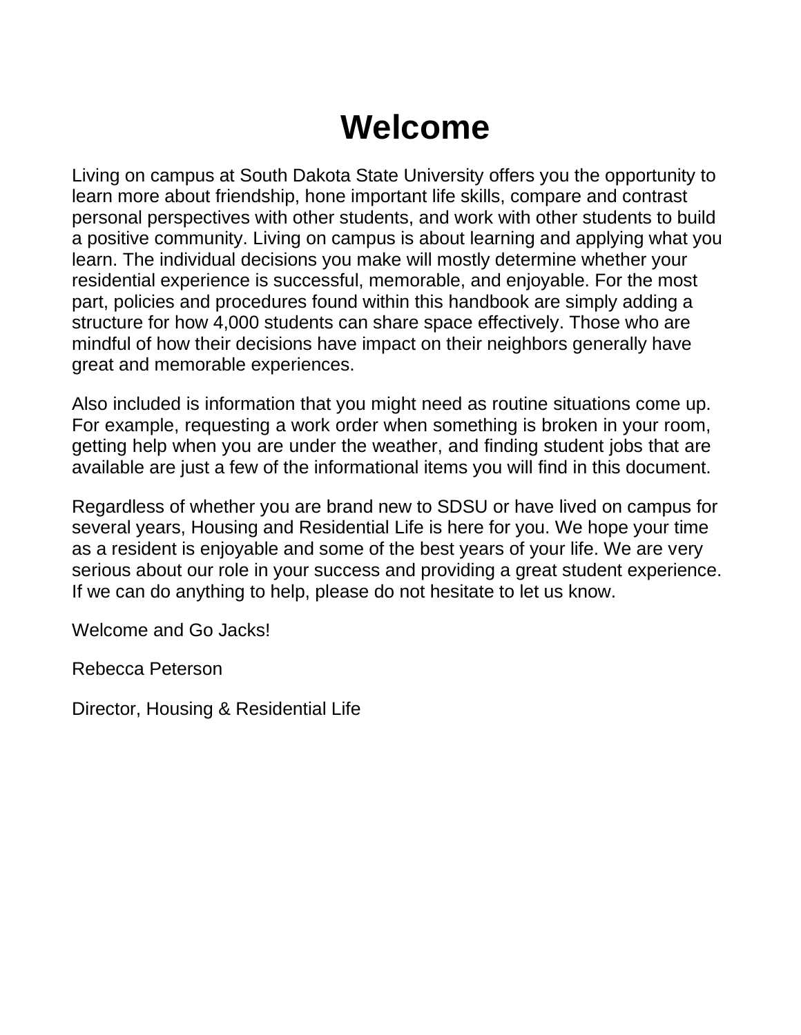# Welcome

Living on campus at South Dakota State University offers you the opportunity to learn more about friendship, hone important life skills, compare and contrast personal perspectives with other students, and work with other students to build a positive community. Living on campus is about learning and applying what you learn. The individual decisions you make will mostly determine whether your residential experience is successful, memorable, and enjoyable. For the most part, policies and procedures found within this handbook are simply adding a structure for how 4,000 students can share space effectively. Those who are mindful of how their decisions have impact on their neighbors generally have great and memorable experiences.

Also included is information that you might need as routine situations come up. For example, requesting a work order when something is broken in your room, getting help when you are under the weather, and finding student jobs that are available are just a few of the informational items you will find in this document.

Regardless of whether you are brand new to SDSU or have lived on campus for several years, Housing and Residential Life is here for you. We hope your time as a resident is enjoyable and some of the best years of your life. We are very serious about our role in your success and providing a great student experience. If we can do anything to help, please do not hesitate to let us know.

Welcome and Go Jacks!

Rebecca Peterson

Director, Housing & Residential Life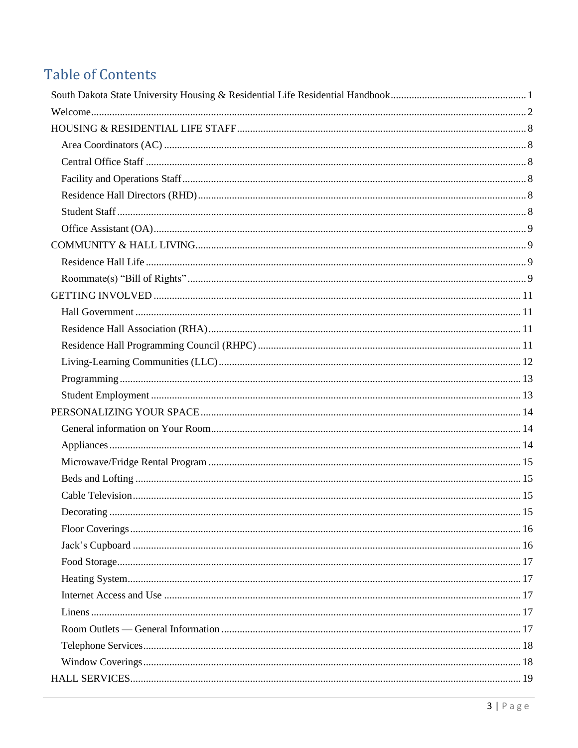# Table of Contents

South Dakota State University Housing & Residential Life Residential Handbook .......... 1

Welcome .......... 2

HOUSING & RESIDENTIAL LIFE STAFF .......... 8

- Area Coordinators (AC) .......... 8
- Central Office Staff .......... 8
- Facility and Operations Staff .......... 8
- Residence Hall Directors (RHD) .......... 8
- Student Staff .......... 8
- Office Assistant (OA) .......... 9

COMMUNITY & HALL LIVING .......... 9

- Residence Hall Life .......... 9
- Roommate(s) "Bill of Rights" .......... 9

GETTING INVOLVED .......... 11

- Hall Government .......... 11
- Residence Hall Association (RHA) .......... 11
- Residence Hall Programming Council (RHPC) .......... 11
- Living-Learning Communities (LLC) .......... 12
- Programming .......... 13
- Student Employment .......... 13

PERSONALIZING YOUR SPACE .......... 14

- General information on Your Room .......... 14
- Appliances .......... 14
- Microwave/Fridge Rental Program .......... 15
- Beds and Lofting .......... 15
- Cable Television .......... 15
- Decorating .......... 15
- Floor Coverings .......... 16
- Jack's Cupboard .......... 16
- Food Storage .......... 17
- Heating System .......... 17
- Internet Access and Use .......... 17
- Linens .......... 17
- Room Outlets — General Information .......... 17
- Telephone Services .......... 18
- Window Coverings .......... 18

HALL SERVICES .......... 19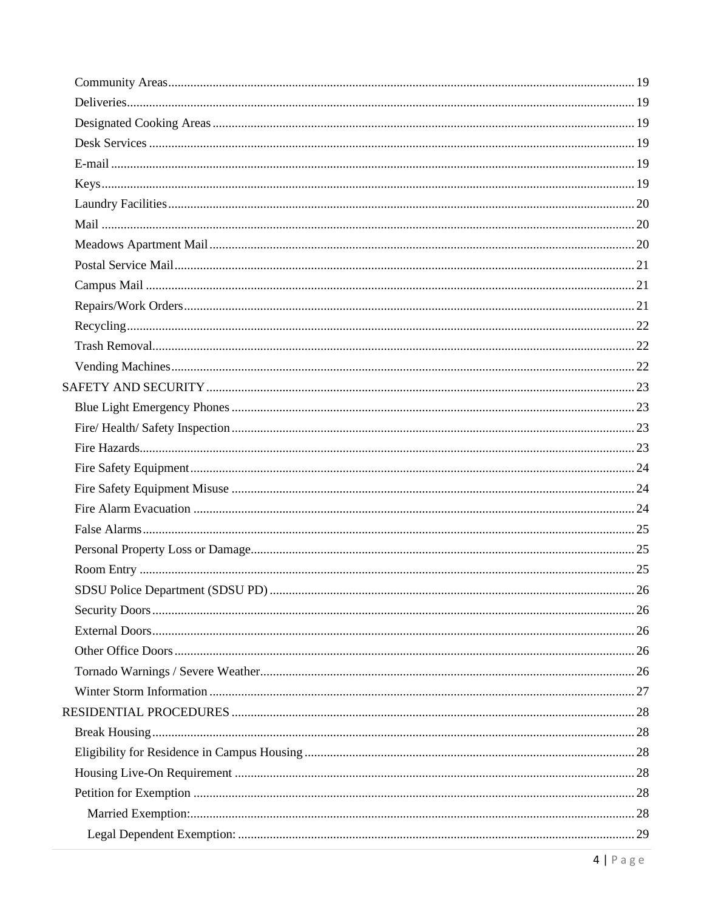- Community Areas ..... 19
- Deliveries ..... 19
- Designated Cooking Areas ..... 19
- Desk Services ..... 19
- E-mail ..... 19
- Keys ..... 19
- Laundry Facilities ..... 20
- Mail ..... 20
- Meadows Apartment Mail ..... 20
- Postal Service Mail ..... 21
- Campus Mail ..... 21
- Repairs/Work Orders ..... 21
- Recycling ..... 22
- Trash Removal ..... 22
- Vending Machines ..... 22

SAFETY AND SECURITY ..... 23

- Blue Light Emergency Phones ..... 23
- Fire/ Health/ Safety Inspection ..... 23
- Fire Hazards ..... 23
- Fire Safety Equipment ..... 24
- Fire Safety Equipment Misuse ..... 24
- Fire Alarm Evacuation ..... 24
- False Alarms ..... 25
- Personal Property Loss or Damage ..... 25
- Room Entry ..... 25
- SDSU Police Department (SDSU PD) ..... 26
- Security Doors ..... 26
- External Doors ..... 26
- Other Office Doors ..... 26
- Tornado Warnings / Severe Weather ..... 26
- Winter Storm Information ..... 27

RESIDENTIAL PROCEDURES ..... 28

- Break Housing ..... 28
- Eligibility for Residence in Campus Housing ..... 28
- Housing Live-On Requirement ..... 28
- Petition for Exemption ..... 28
  - Married Exemption: ..... 28
  - Legal Dependent Exemption: ..... 29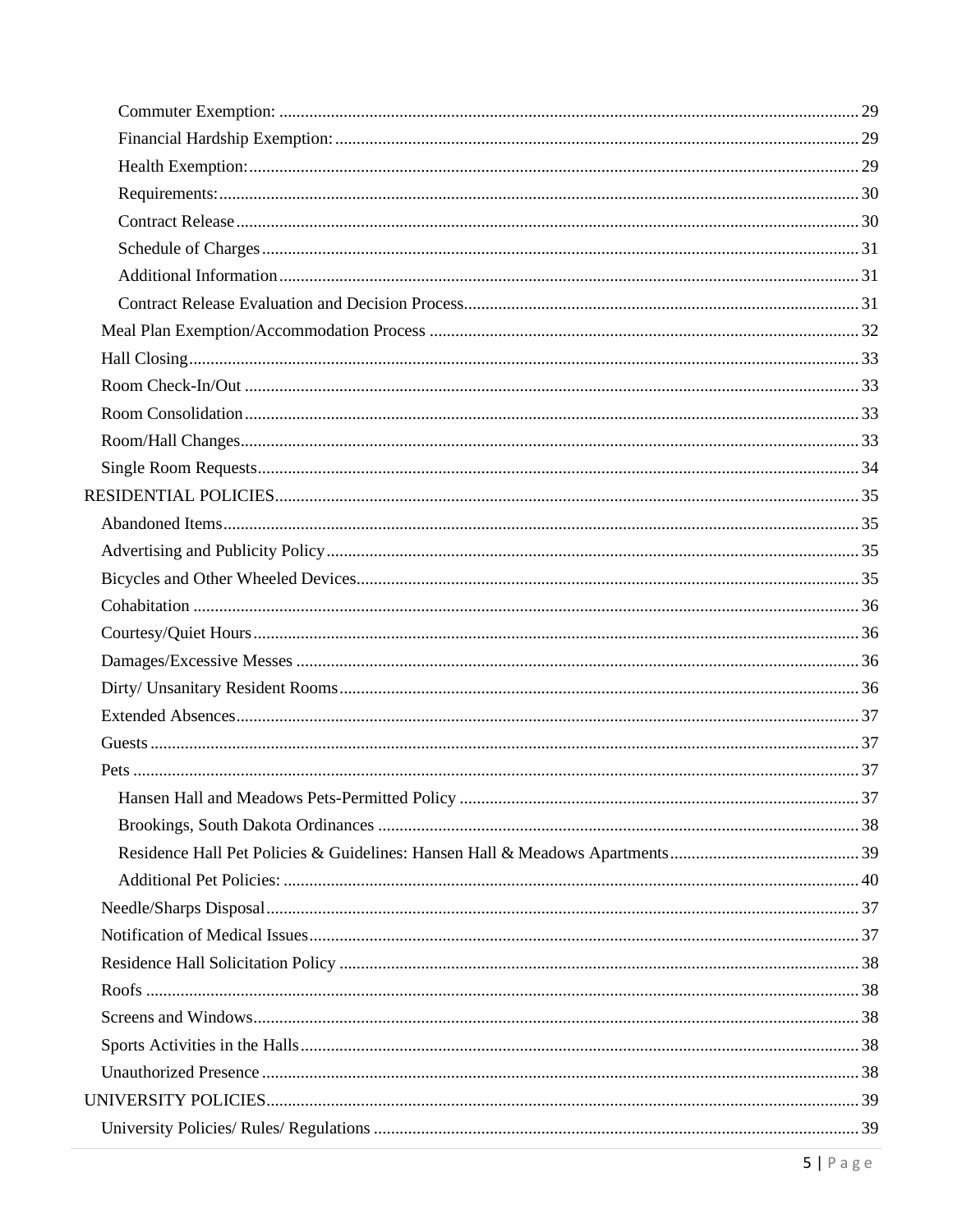- Commuter Exemption: 29
- Financial Hardship Exemption: 29
- Health Exemption: 29
- Requirements: 30
- Contract Release 30
- Schedule of Charges 31
- Additional Information 31
- Contract Release Evaluation and Decision Process 31

Meal Plan Exemption/Accommodation Process 32

Hall Closing 33

Room Check-In/Out 33

Room Consolidation 33

Room/Hall Changes 33

Single Room Requests 34

RESIDENTIAL POLICIES 35

Abandoned Items 35

Advertising and Publicity Policy 35

Bicycles and Other Wheeled Devices 35

Cohabitation 36

Courtesy/Quiet Hours 36

Damages/Excessive Messes 36

Dirty/ Unsanitary Resident Rooms 36

Extended Absences 37

Guests 37

Pets 37

- Hansen Hall and Meadows Pets-Permitted Policy 37
- Brookings, South Dakota Ordinances 38
- Residence Hall Pet Policies & Guidelines: Hansen Hall & Meadows Apartments 39
- Additional Pet Policies: 40

Needle/Sharps Disposal 37

Notification of Medical Issues 37

Residence Hall Solicitation Policy 38

Roofs 38

Screens and Windows 38

Sports Activities in the Halls 38

Unauthorized Presence 38

UNIVERSITY POLICIES 39

University Policies/ Rules/ Regulations 39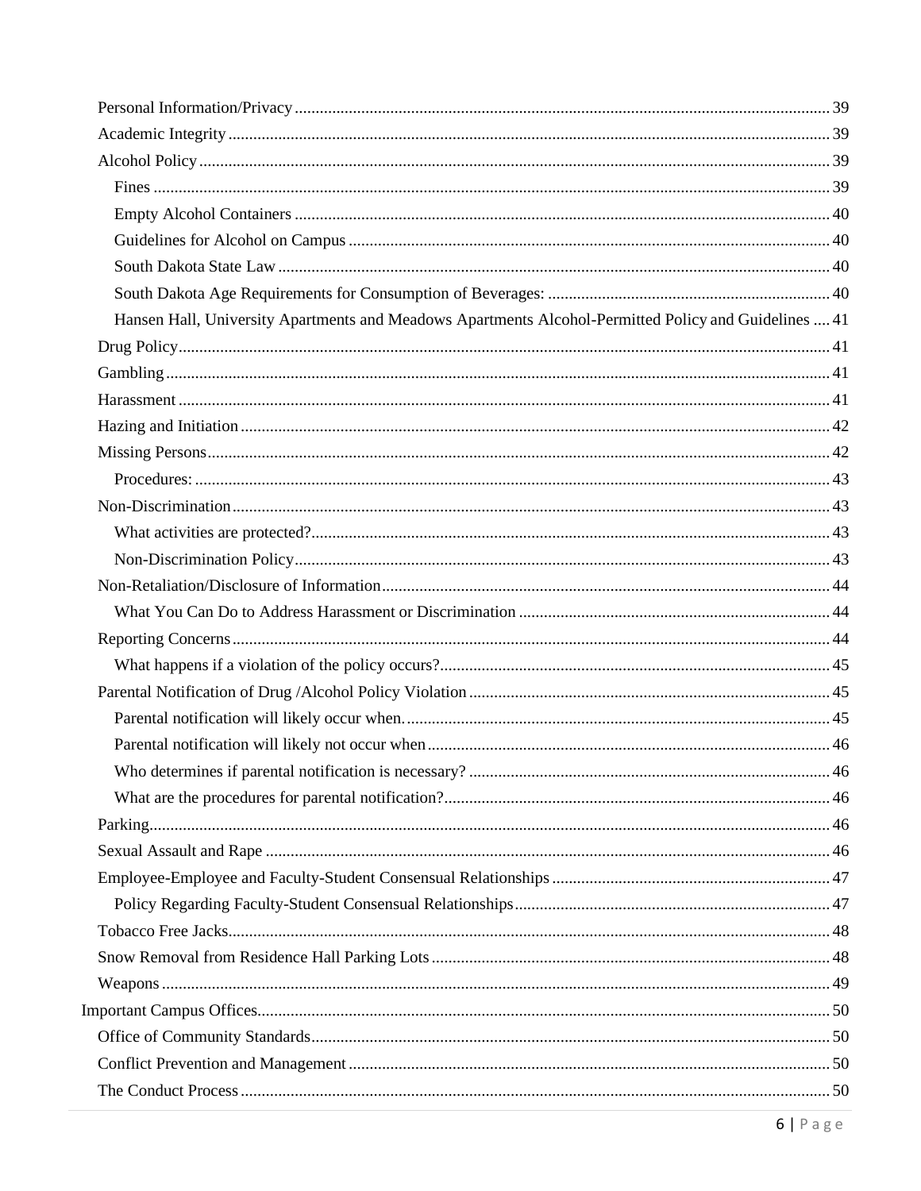- Personal Information/Privacy ... 39
- Academic Integrity ... 39
- Alcohol Policy ... 39
  - Fines ... 39
  - Empty Alcohol Containers ... 40
  - Guidelines for Alcohol on Campus ... 40
  - South Dakota State Law ... 40
  - South Dakota Age Requirements for Consumption of Beverages: ... 40
  - Hansen Hall, University Apartments and Meadows Apartments Alcohol-Permitted Policy and Guidelines ... 41
- Drug Policy ... 41
- Gambling ... 41
- Harassment ... 41
- Hazing and Initiation ... 42
- Missing Persons ... 42
  - Procedures: ... 43
- Non-Discrimination ... 43
  - What activities are protected? ... 43
  - Non-Discrimination Policy ... 43
- Non-Retaliation/Disclosure of Information ... 44
  - What You Can Do to Address Harassment or Discrimination ... 44
- Reporting Concerns ... 44
  - What happens if a violation of the policy occurs? ... 45
- Parental Notification of Drug /Alcohol Policy Violation ... 45
  - Parental notification will likely occur when. ... 45
  - Parental notification will likely not occur when ... 46
  - Who determines if parental notification is necessary? ... 46
  - What are the procedures for parental notification? ... 46
- Parking ... 46
- Sexual Assault and Rape ... 46
- Employee-Employee and Faculty-Student Consensual Relationships ... 47
  - Policy Regarding Faculty-Student Consensual Relationships ... 47
- Tobacco Free Jacks ... 48
- Snow Removal from Residence Hall Parking Lots ... 48
- Weapons ... 49

Important Campus Offices ... 50

- Office of Community Standards ... 50
- Conflict Prevention and Management ... 50
- The Conduct Process ... 50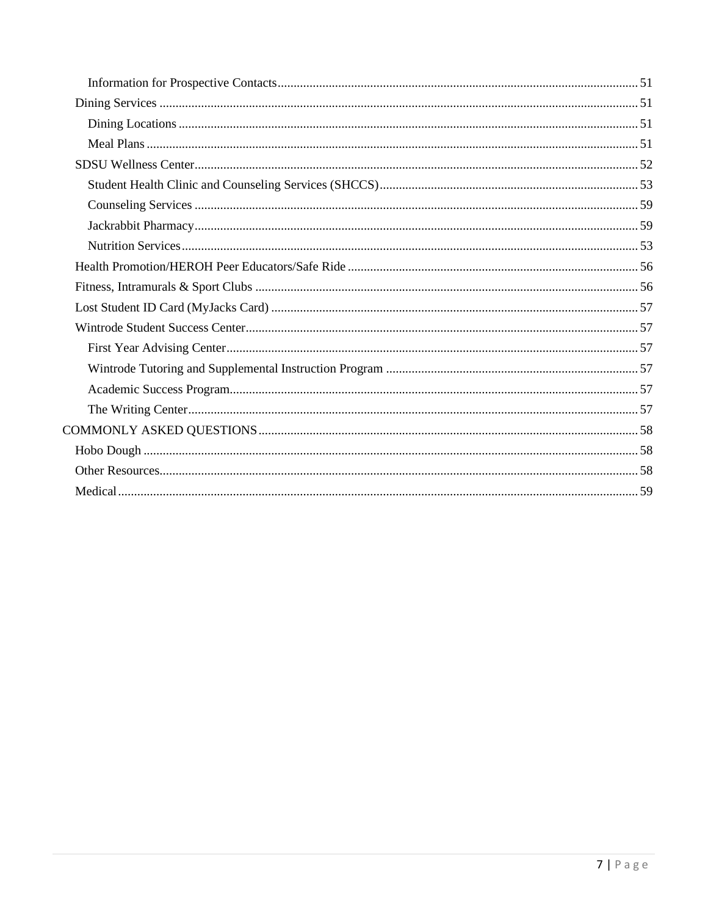- Information for Prospective Contacts ... 51
- Dining Services ... 51
    - Dining Locations ... 51
    - Meal Plans ... 51
- SDSU Wellness Center ... 52
    - Student Health Clinic and Counseling Services (SHCCS) ... 53
    - Counseling Services ... 59
    - Jackrabbit Pharmacy ... 59
    - Nutrition Services ... 53
- Health Promotion/HEROH Peer Educators/Safe Ride ... 56
- Fitness, Intramurals & Sport Clubs ... 56
- Lost Student ID Card (MyJacks Card) ... 57
- Wintrode Student Success Center ... 57
    - First Year Advising Center ... 57
    - Wintrode Tutoring and Supplemental Instruction Program ... 57
    - Academic Success Program ... 57
    - The Writing Center ... 57

COMMONLY ASKED QUESTIONS ... 58

- Hobo Dough ... 58
- Other Resources ... 58
- Medical ... 59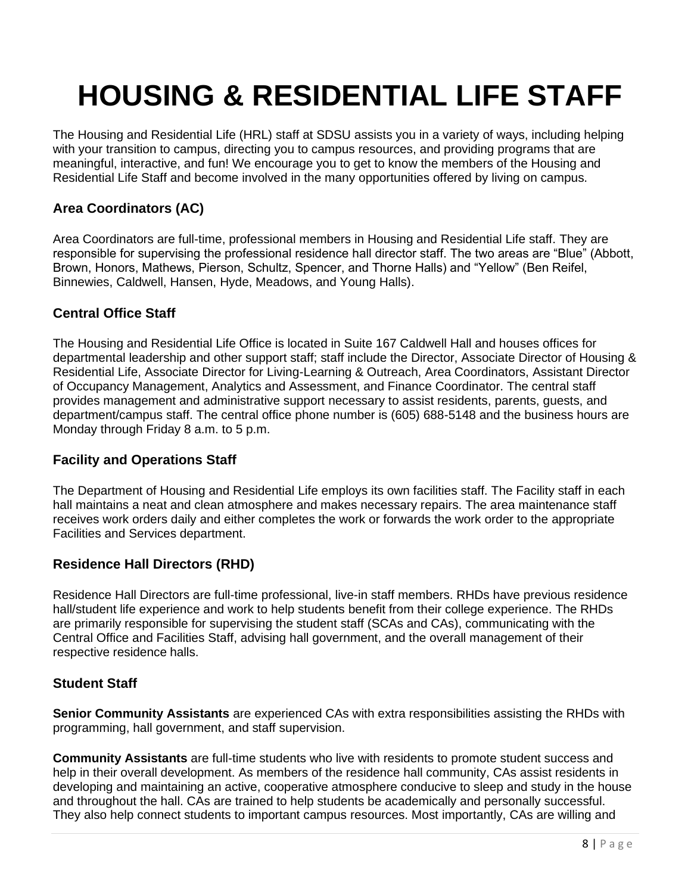# HOUSING & RESIDENTIAL LIFE STAFF

The Housing and Residential Life (HRL) staff at SDSU assists you in a variety of ways, including helping with your transition to campus, directing you to campus resources, and providing programs that are meaningful, interactive, and fun! We encourage you to get to know the members of the Housing and Residential Life Staff and become involved in the many opportunities offered by living on campus.

### Area Coordinators (AC)

Area Coordinators are full-time, professional members in Housing and Residential Life staff. They are responsible for supervising the professional residence hall director staff. The two areas are "Blue" (Abbott, Brown, Honors, Mathews, Pierson, Schultz, Spencer, and Thorne Halls) and "Yellow" (Ben Reifel, Binnewies, Caldwell, Hansen, Hyde, Meadows, and Young Halls).

### Central Office Staff

The Housing and Residential Life Office is located in Suite 167 Caldwell Hall and houses offices for departmental leadership and other support staff; staff include the Director, Associate Director of Housing & Residential Life, Associate Director for Living-Learning & Outreach, Area Coordinators, Assistant Director of Occupancy Management, Analytics and Assessment, and Finance Coordinator. The central staff provides management and administrative support necessary to assist residents, parents, guests, and department/campus staff. The central office phone number is (605) 688-5148 and the business hours are Monday through Friday 8 a.m. to 5 p.m.

### Facility and Operations Staff

The Department of Housing and Residential Life employs its own facilities staff. The Facility staff in each hall maintains a neat and clean atmosphere and makes necessary repairs. The area maintenance staff receives work orders daily and either completes the work or forwards the work order to the appropriate Facilities and Services department.

### Residence Hall Directors (RHD)

Residence Hall Directors are full-time professional, live-in staff members. RHDs have previous residence hall/student life experience and work to help students benefit from their college experience. The RHDs are primarily responsible for supervising the student staff (SCAs and CAs), communicating with the Central Office and Facilities Staff, advising hall government, and the overall management of their respective residence halls.

### Student Staff

**Senior Community Assistants** are experienced CAs with extra responsibilities assisting the RHDs with programming, hall government, and staff supervision.

**Community Assistants** are full-time students who live with residents to promote student success and help in their overall development. As members of the residence hall community, CAs assist residents in developing and maintaining an active, cooperative atmosphere conducive to sleep and study in the house and throughout the hall. CAs are trained to help students be academically and personally successful. They also help connect students to important campus resources. Most importantly, CAs are willing and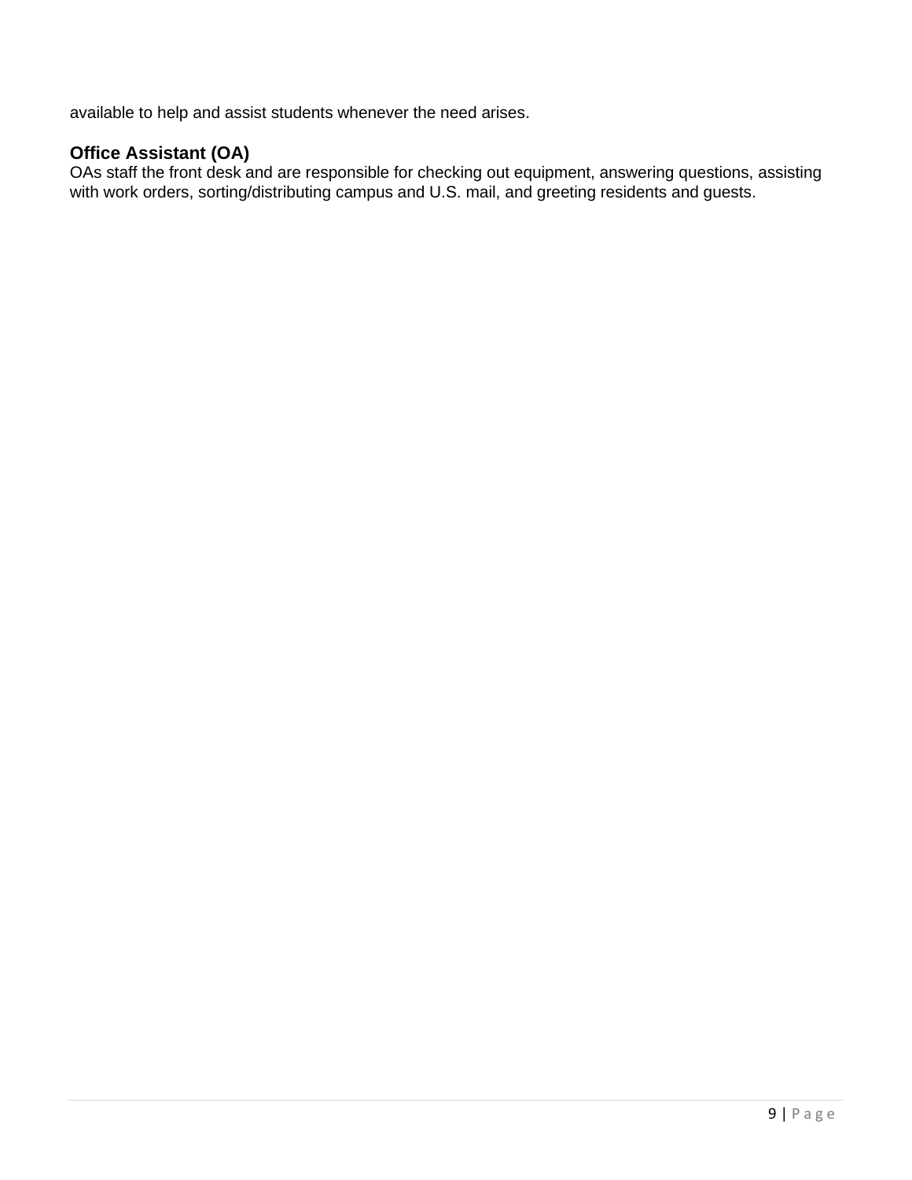available to help and assist students whenever the need arises.

### Office Assistant (OA)

OAs staff the front desk and are responsible for checking out equipment, answering questions, assisting with work orders, sorting/distributing campus and U.S. mail, and greeting residents and guests.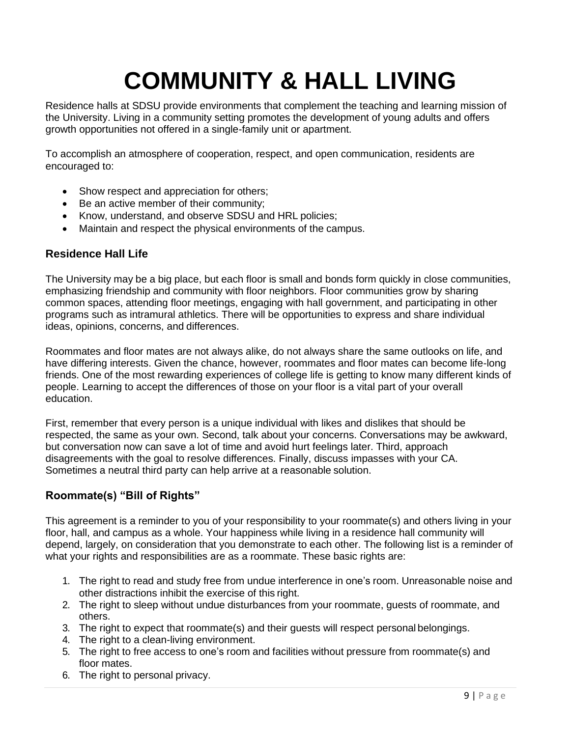# COMMUNITY & HALL LIVING

Residence halls at SDSU provide environments that complement the teaching and learning mission of the University. Living in a community setting promotes the development of young adults and offers growth opportunities not offered in a single-family unit or apartment.

To accomplish an atmosphere of cooperation, respect, and open communication, residents are encouraged to:

- Show respect and appreciation for others;
- Be an active member of their community;
- Know, understand, and observe SDSU and HRL policies;
- Maintain and respect the physical environments of the campus.

## Residence Hall Life

The University may be a big place, but each floor is small and bonds form quickly in close communities, emphasizing friendship and community with floor neighbors. Floor communities grow by sharing common spaces, attending floor meetings, engaging with hall government, and participating in other programs such as intramural athletics. There will be opportunities to express and share individual ideas, opinions, concerns, and differences.

Roommates and floor mates are not always alike, do not always share the same outlooks on life, and have differing interests. Given the chance, however, roommates and floor mates can become life-long friends. One of the most rewarding experiences of college life is getting to know many different kinds of people. Learning to accept the differences of those on your floor is a vital part of your overall education.

First, remember that every person is a unique individual with likes and dislikes that should be respected, the same as your own. Second, talk about your concerns. Conversations may be awkward, but conversation now can save a lot of time and avoid hurt feelings later. Third, approach disagreements with the goal to resolve differences. Finally, discuss impasses with your CA. Sometimes a neutral third party can help arrive at a reasonable solution.

## Roommate(s) "Bill of Rights"

This agreement is a reminder to you of your responsibility to your roommate(s) and others living in your floor, hall, and campus as a whole. Your happiness while living in a residence hall community will depend, largely, on consideration that you demonstrate to each other. The following list is a reminder of what your rights and responsibilities are as a roommate. These basic rights are:

1. The right to read and study free from undue interference in one's room. Unreasonable noise and other distractions inhibit the exercise of this right.
2. The right to sleep without undue disturbances from your roommate, guests of roommate, and others.
3. The right to expect that roommate(s) and their guests will respect personal belongings.
4. The right to a clean-living environment.
5. The right to free access to one's room and facilities without pressure from roommate(s) and floor mates.
6. The right to personal privacy.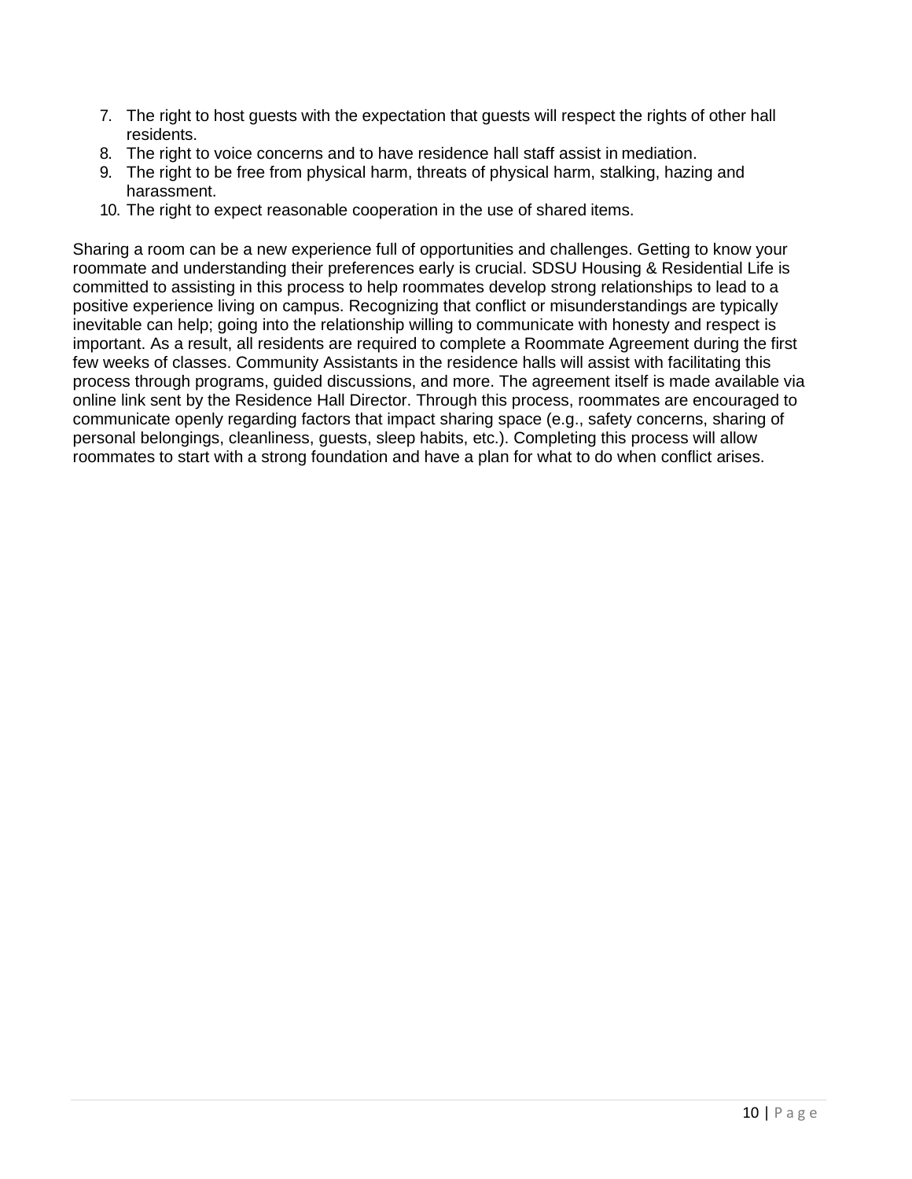7. The right to host guests with the expectation that guests will respect the rights of other hall residents.
8. The right to voice concerns and to have residence hall staff assist in mediation.
9. The right to be free from physical harm, threats of physical harm, stalking, hazing and harassment.
10. The right to expect reasonable cooperation in the use of shared items.

Sharing a room can be a new experience full of opportunities and challenges. Getting to know your roommate and understanding their preferences early is crucial. SDSU Housing & Residential Life is committed to assisting in this process to help roommates develop strong relationships to lead to a positive experience living on campus. Recognizing that conflict or misunderstandings are typically inevitable can help; going into the relationship willing to communicate with honesty and respect is important. As a result, all residents are required to complete a Roommate Agreement during the first few weeks of classes. Community Assistants in the residence halls will assist with facilitating this process through programs, guided discussions, and more. The agreement itself is made available via online link sent by the Residence Hall Director. Through this process, roommates are encouraged to communicate openly regarding factors that impact sharing space (e.g., safety concerns, sharing of personal belongings, cleanliness, guests, sleep habits, etc.). Completing this process will allow roommates to start with a strong foundation and have a plan for what to do when conflict arises.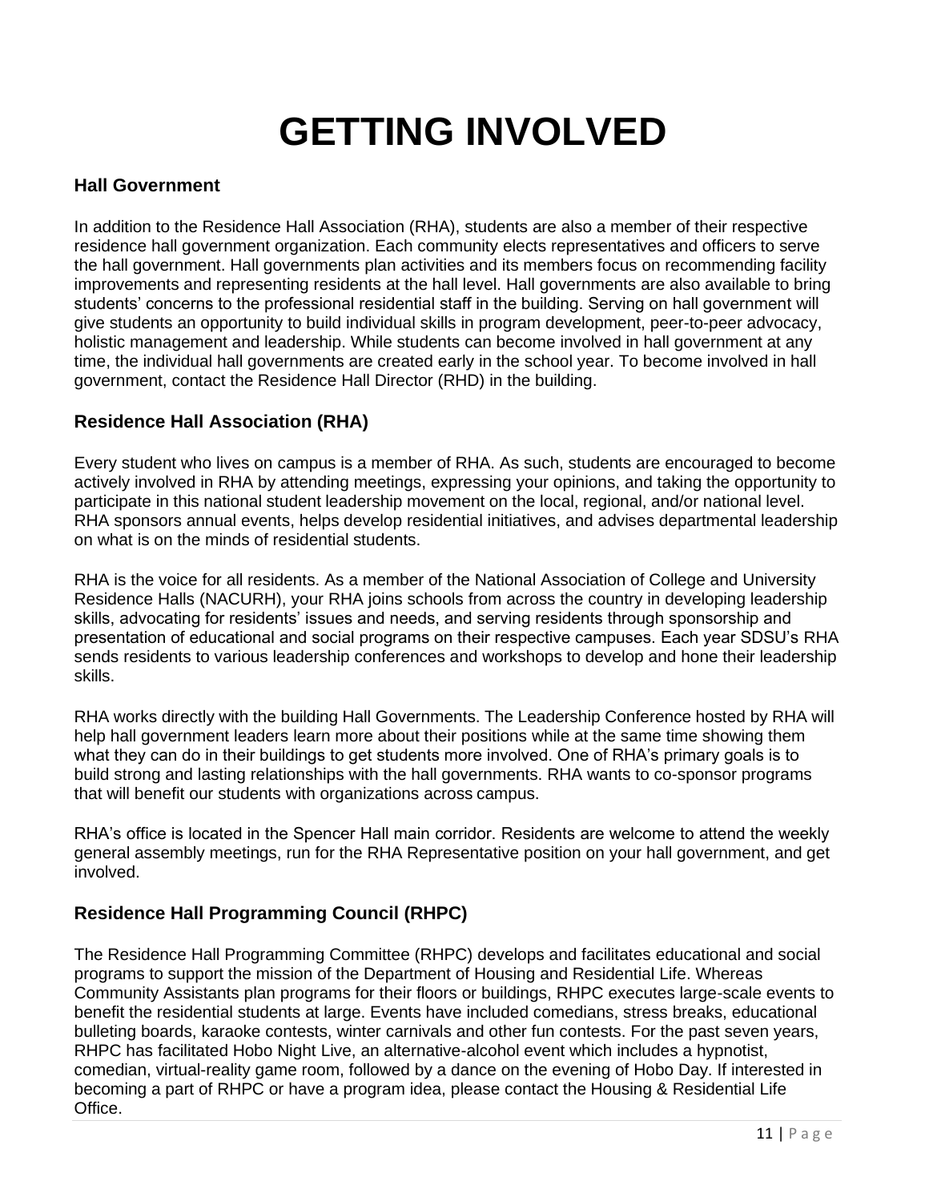# GETTING INVOLVED

## Hall Government

In addition to the Residence Hall Association (RHA), students are also a member of their respective residence hall government organization. Each community elects representatives and officers to serve the hall government. Hall governments plan activities and its members focus on recommending facility improvements and representing residents at the hall level. Hall governments are also available to bring students' concerns to the professional residential staff in the building. Serving on hall government will give students an opportunity to build individual skills in program development, peer-to-peer advocacy, holistic management and leadership. While students can become involved in hall government at any time, the individual hall governments are created early in the school year. To become involved in hall government, contact the Residence Hall Director (RHD) in the building.

## Residence Hall Association (RHA)

Every student who lives on campus is a member of RHA. As such, students are encouraged to become actively involved in RHA by attending meetings, expressing your opinions, and taking the opportunity to participate in this national student leadership movement on the local, regional, and/or national level. RHA sponsors annual events, helps develop residential initiatives, and advises departmental leadership on what is on the minds of residential students.

RHA is the voice for all residents. As a member of the National Association of College and University Residence Halls (NACURH), your RHA joins schools from across the country in developing leadership skills, advocating for residents' issues and needs, and serving residents through sponsorship and presentation of educational and social programs on their respective campuses. Each year SDSU's RHA sends residents to various leadership conferences and workshops to develop and hone their leadership skills.

RHA works directly with the building Hall Governments. The Leadership Conference hosted by RHA will help hall government leaders learn more about their positions while at the same time showing them what they can do in their buildings to get students more involved. One of RHA's primary goals is to build strong and lasting relationships with the hall governments. RHA wants to co-sponsor programs that will benefit our students with organizations across campus.

RHA's office is located in the Spencer Hall main corridor. Residents are welcome to attend the weekly general assembly meetings, run for the RHA Representative position on your hall government, and get involved.

## Residence Hall Programming Council (RHPC)

The Residence Hall Programming Committee (RHPC) develops and facilitates educational and social programs to support the mission of the Department of Housing and Residential Life. Whereas Community Assistants plan programs for their floors or buildings, RHPC executes large-scale events to benefit the residential students at large. Events have included comedians, stress breaks, educational bulleting boards, karaoke contests, winter carnivals and other fun contests. For the past seven years, RHPC has facilitated Hobo Night Live, an alternative-alcohol event which includes a hypnotist, comedian, virtual-reality game room, followed by a dance on the evening of Hobo Day. If interested in becoming a part of RHPC or have a program idea, please contact the Housing & Residential Life Office.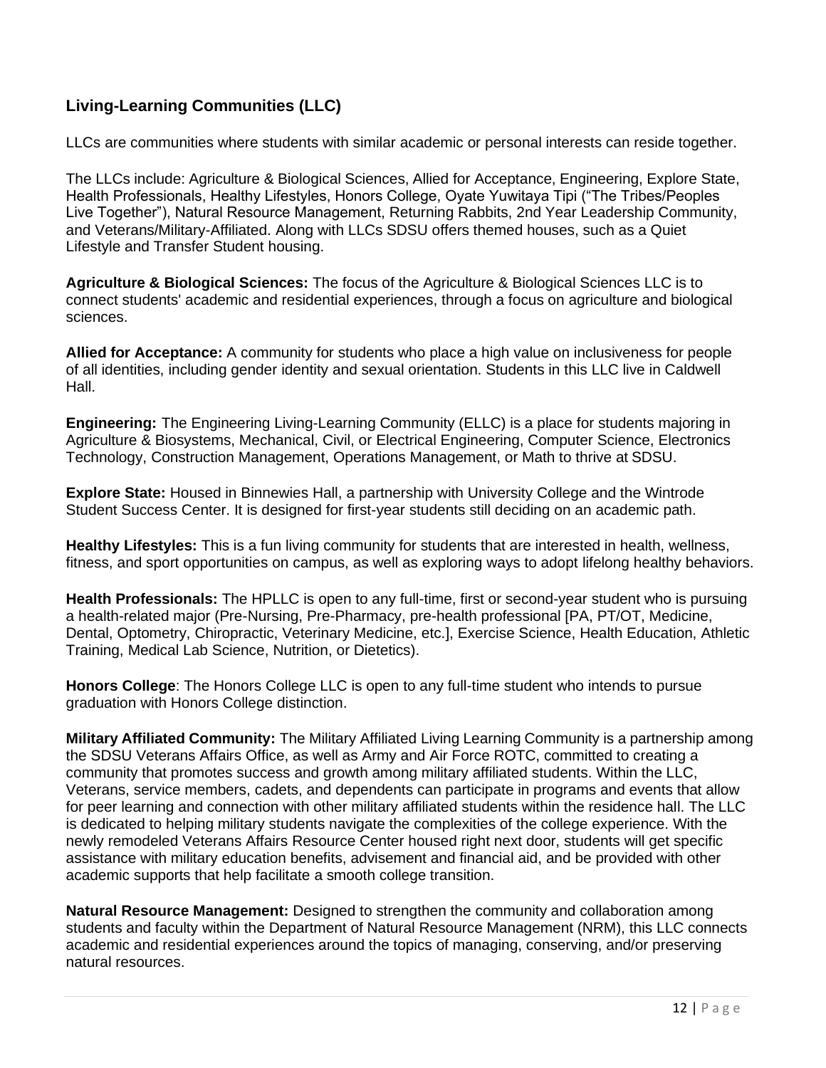## Living-Learning Communities (LLC)

LLCs are communities where students with similar academic or personal interests can reside together.

The LLCs include: Agriculture & Biological Sciences, Allied for Acceptance, Engineering, Explore State, Health Professionals, Healthy Lifestyles, Honors College, Oyate Yuwitaya Tipi ("The Tribes/Peoples Live Together"), Natural Resource Management, Returning Rabbits, 2nd Year Leadership Community, and Veterans/Military-Affiliated. Along with LLCs SDSU offers themed houses, such as a Quiet Lifestyle and Transfer Student housing.

**Agriculture & Biological Sciences:** The focus of the Agriculture & Biological Sciences LLC is to connect students' academic and residential experiences, through a focus on agriculture and biological sciences.

**Allied for Acceptance:** A community for students who place a high value on inclusiveness for people of all identities, including gender identity and sexual orientation. Students in this LLC live in Caldwell Hall.

**Engineering:** The Engineering Living-Learning Community (ELLC) is a place for students majoring in Agriculture & Biosystems, Mechanical, Civil, or Electrical Engineering, Computer Science, Electronics Technology, Construction Management, Operations Management, or Math to thrive at SDSU.

**Explore State:** Housed in Binnewies Hall, a partnership with University College and the Wintrode Student Success Center. It is designed for first-year students still deciding on an academic path.

**Healthy Lifestyles:** This is a fun living community for students that are interested in health, wellness, fitness, and sport opportunities on campus, as well as exploring ways to adopt lifelong healthy behaviors.

**Health Professionals:** The HPLLC is open to any full-time, first or second-year student who is pursuing a health-related major (Pre-Nursing, Pre-Pharmacy, pre-health professional [PA, PT/OT, Medicine, Dental, Optometry, Chiropractic, Veterinary Medicine, etc.], Exercise Science, Health Education, Athletic Training, Medical Lab Science, Nutrition, or Dietetics).

**Honors College**: The Honors College LLC is open to any full-time student who intends to pursue graduation with Honors College distinction.

**Military Affiliated Community:** The Military Affiliated Living Learning Community is a partnership among the SDSU Veterans Affairs Office, as well as Army and Air Force ROTC, committed to creating a community that promotes success and growth among military affiliated students. Within the LLC, Veterans, service members, cadets, and dependents can participate in programs and events that allow for peer learning and connection with other military affiliated students within the residence hall. The LLC is dedicated to helping military students navigate the complexities of the college experience. With the newly remodeled Veterans Affairs Resource Center housed right next door, students will get specific assistance with military education benefits, advisement and financial aid, and be provided with other academic supports that help facilitate a smooth college transition.

**Natural Resource Management:** Designed to strengthen the community and collaboration among students and faculty within the Department of Natural Resource Management (NRM), this LLC connects academic and residential experiences around the topics of managing, conserving, and/or preserving natural resources.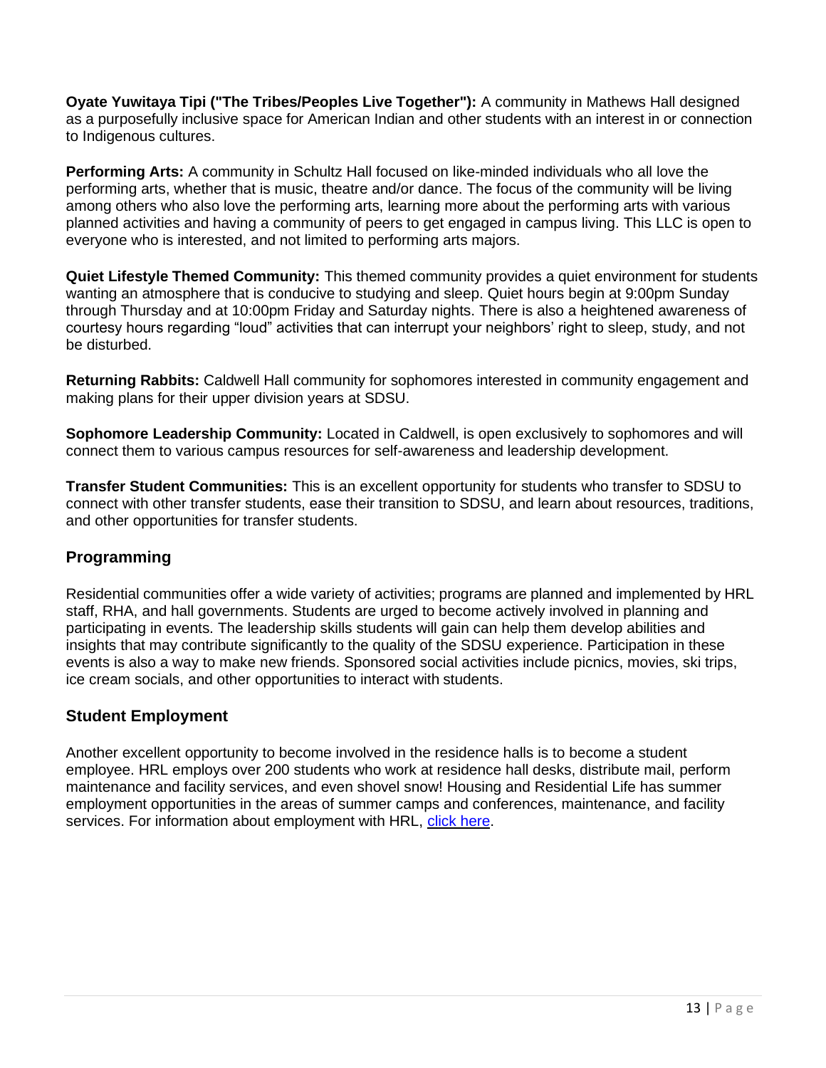**Oyate Yuwitaya Tipi ("The Tribes/Peoples Live Together"):** A community in Mathews Hall designed as a purposefully inclusive space for American Indian and other students with an interest in or connection to Indigenous cultures.

**Performing Arts:** A community in Schultz Hall focused on like-minded individuals who all love the performing arts, whether that is music, theatre and/or dance. The focus of the community will be living among others who also love the performing arts, learning more about the performing arts with various planned activities and having a community of peers to get engaged in campus living. This LLC is open to everyone who is interested, and not limited to performing arts majors.

**Quiet Lifestyle Themed Community:** This themed community provides a quiet environment for students wanting an atmosphere that is conducive to studying and sleep. Quiet hours begin at 9:00pm Sunday through Thursday and at 10:00pm Friday and Saturday nights. There is also a heightened awareness of courtesy hours regarding "loud" activities that can interrupt your neighbors' right to sleep, study, and not be disturbed.

**Returning Rabbits:** Caldwell Hall community for sophomores interested in community engagement and making plans for their upper division years at SDSU.

**Sophomore Leadership Community:** Located in Caldwell, is open exclusively to sophomores and will connect them to various campus resources for self-awareness and leadership development.

**Transfer Student Communities:** This is an excellent opportunity for students who transfer to SDSU to connect with other transfer students, ease their transition to SDSU, and learn about resources, traditions, and other opportunities for transfer students.

## Programming

Residential communities offer a wide variety of activities; programs are planned and implemented by HRL staff, RHA, and hall governments. Students are urged to become actively involved in planning and participating in events. The leadership skills students will gain can help them develop abilities and insights that may contribute significantly to the quality of the SDSU experience. Participation in these events is also a way to make new friends. Sponsored social activities include picnics, movies, ski trips, ice cream socials, and other opportunities to interact with students.

## Student Employment

Another excellent opportunity to become involved in the residence halls is to become a student employee. HRL employs over 200 students who work at residence hall desks, distribute mail, perform maintenance and facility services, and even shovel snow! Housing and Residential Life has summer employment opportunities in the areas of summer camps and conferences, maintenance, and facility services. For information about employment with HRL, click here.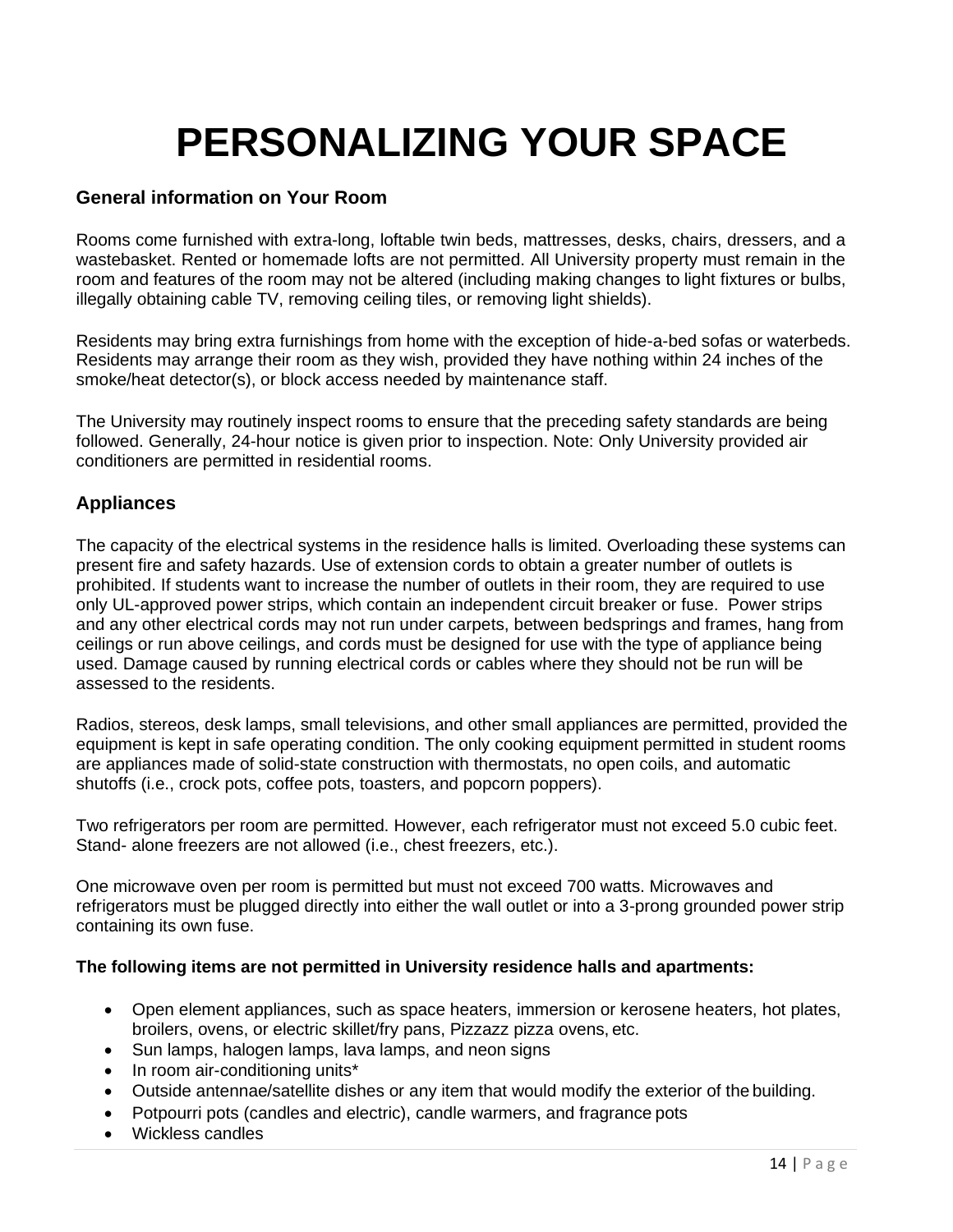# PERSONALIZING YOUR SPACE

### General information on Your Room

Rooms come furnished with extra-long, loftable twin beds, mattresses, desks, chairs, dressers, and a wastebasket. Rented or homemade lofts are not permitted. All University property must remain in the room and features of the room may not be altered (including making changes to light fixtures or bulbs, illegally obtaining cable TV, removing ceiling tiles, or removing light shields).

Residents may bring extra furnishings from home with the exception of hide-a-bed sofas or waterbeds. Residents may arrange their room as they wish, provided they have nothing within 24 inches of the smoke/heat detector(s), or block access needed by maintenance staff.

The University may routinely inspect rooms to ensure that the preceding safety standards are being followed. Generally, 24-hour notice is given prior to inspection. Note: Only University provided air conditioners are permitted in residential rooms.

### Appliances

The capacity of the electrical systems in the residence halls is limited. Overloading these systems can present fire and safety hazards. Use of extension cords to obtain a greater number of outlets is prohibited. If students want to increase the number of outlets in their room, they are required to use only UL-approved power strips, which contain an independent circuit breaker or fuse. Power strips and any other electrical cords may not run under carpets, between bedsprings and frames, hang from ceilings or run above ceilings, and cords must be designed for use with the type of appliance being used. Damage caused by running electrical cords or cables where they should not be run will be assessed to the residents.

Radios, stereos, desk lamps, small televisions, and other small appliances are permitted, provided the equipment is kept in safe operating condition. The only cooking equipment permitted in student rooms are appliances made of solid-state construction with thermostats, no open coils, and automatic shutoffs (i.e., crock pots, coffee pots, toasters, and popcorn poppers).

Two refrigerators per room are permitted. However, each refrigerator must not exceed 5.0 cubic feet. Stand- alone freezers are not allowed (i.e., chest freezers, etc.).

One microwave oven per room is permitted but must not exceed 700 watts. Microwaves and refrigerators must be plugged directly into either the wall outlet or into a 3-prong grounded power strip containing its own fuse.

**The following items are not permitted in University residence halls and apartments:**

- Open element appliances, such as space heaters, immersion or kerosene heaters, hot plates, broilers, ovens, or electric skillet/fry pans, Pizzazz pizza ovens, etc.
- Sun lamps, halogen lamps, lava lamps, and neon signs
- In room air-conditioning units*
- Outside antennae/satellite dishes or any item that would modify the exterior of the building.
- Potpourri pots (candles and electric), candle warmers, and fragrance pots
- Wickless candles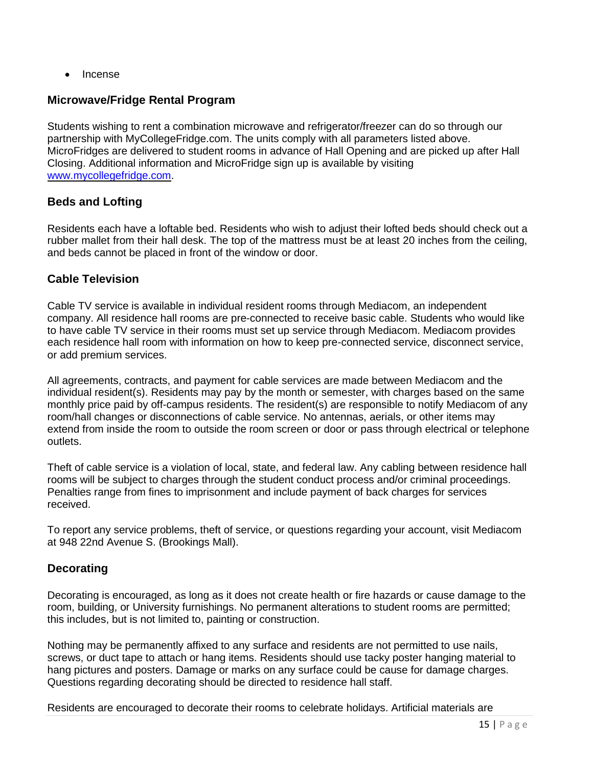- Incense

## Microwave/Fridge Rental Program

Students wishing to rent a combination microwave and refrigerator/freezer can do so through our partnership with MyCollegeFridge.com. The units comply with all parameters listed above. MicroFridges are delivered to student rooms in advance of Hall Opening and are picked up after Hall Closing. Additional information and MicroFridge sign up is available by visiting [www.mycollegefridge.com](http://www.mycollegefridge.com).

## Beds and Lofting

Residents each have a loftable bed. Residents who wish to adjust their lofted beds should check out a rubber mallet from their hall desk. The top of the mattress must be at least 20 inches from the ceiling, and beds cannot be placed in front of the window or door.

## Cable Television

Cable TV service is available in individual resident rooms through Mediacom, an independent company. All residence hall rooms are pre-connected to receive basic cable. Students who would like to have cable TV service in their rooms must set up service through Mediacom. Mediacom provides each residence hall room with information on how to keep pre-connected service, disconnect service, or add premium services.

All agreements, contracts, and payment for cable services are made between Mediacom and the individual resident(s). Residents may pay by the month or semester, with charges based on the same monthly price paid by off-campus residents. The resident(s) are responsible to notify Mediacom of any room/hall changes or disconnections of cable service. No antennas, aerials, or other items may extend from inside the room to outside the room screen or door or pass through electrical or telephone outlets.

Theft of cable service is a violation of local, state, and federal law. Any cabling between residence hall rooms will be subject to charges through the student conduct process and/or criminal proceedings. Penalties range from fines to imprisonment and include payment of back charges for services received.

To report any service problems, theft of service, or questions regarding your account, visit Mediacom at 948 22nd Avenue S. (Brookings Mall).

## Decorating

Decorating is encouraged, as long as it does not create health or fire hazards or cause damage to the room, building, or University furnishings. No permanent alterations to student rooms are permitted; this includes, but is not limited to, painting or construction.

Nothing may be permanently affixed to any surface and residents are not permitted to use nails, screws, or duct tape to attach or hang items. Residents should use tacky poster hanging material to hang pictures and posters. Damage or marks on any surface could be cause for damage charges. Questions regarding decorating should be directed to residence hall staff.

Residents are encouraged to decorate their rooms to celebrate holidays. Artificial materials are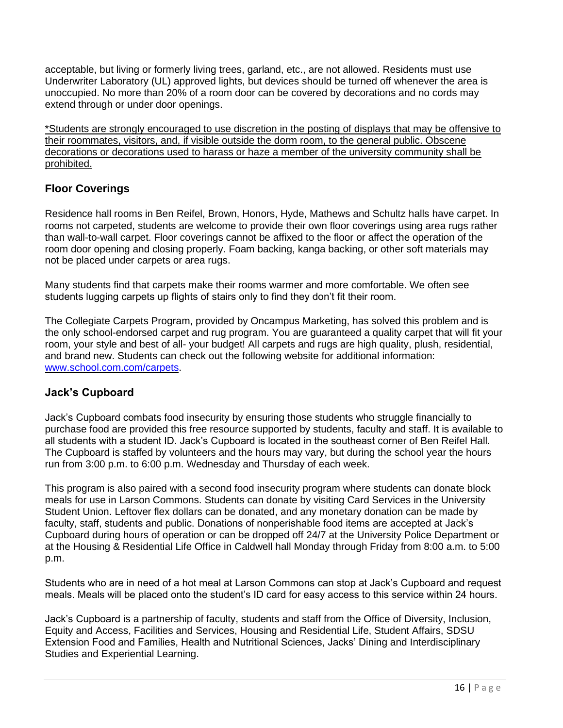acceptable, but living or formerly living trees, garland, etc., are not allowed. Residents must use Underwriter Laboratory (UL) approved lights, but devices should be turned off whenever the area is unoccupied. No more than 20% of a room door can be covered by decorations and no cords may extend through or under door openings.

*Students are strongly encouraged to use discretion in the posting of displays that may be offensive to their roommates, visitors, and, if visible outside the dorm room, to the general public. Obscene decorations or decorations used to harass or haze a member of the university community shall be prohibited.

### Floor Coverings

Residence hall rooms in Ben Reifel, Brown, Honors, Hyde, Mathews and Schultz halls have carpet. In rooms not carpeted, students are welcome to provide their own floor coverings using area rugs rather than wall-to-wall carpet. Floor coverings cannot be affixed to the floor or affect the operation of the room door opening and closing properly. Foam backing, kanga backing, or other soft materials may not be placed under carpets or area rugs.

Many students find that carpets make their rooms warmer and more comfortable. We often see students lugging carpets up flights of stairs only to find they don't fit their room.

The Collegiate Carpets Program, provided by Oncampus Marketing, has solved this problem and is the only school-endorsed carpet and rug program. You are guaranteed a quality carpet that will fit your room, your style and best of all- your budget! All carpets and rugs are high quality, plush, residential, and brand new. Students can check out the following website for additional information: [www.school.com.com/carpets](www.school.com.com/carpets).

### Jack's Cupboard

Jack's Cupboard combats food insecurity by ensuring those students who struggle financially to purchase food are provided this free resource supported by students, faculty and staff. It is available to all students with a student ID. Jack's Cupboard is located in the southeast corner of Ben Reifel Hall. The Cupboard is staffed by volunteers and the hours may vary, but during the school year the hours run from 3:00 p.m. to 6:00 p.m. Wednesday and Thursday of each week.

This program is also paired with a second food insecurity program where students can donate block meals for use in Larson Commons. Students can donate by visiting Card Services in the University Student Union. Leftover flex dollars can be donated, and any monetary donation can be made by faculty, staff, students and public. Donations of nonperishable food items are accepted at Jack's Cupboard during hours of operation or can be dropped off 24/7 at the University Police Department or at the Housing & Residential Life Office in Caldwell hall Monday through Friday from 8:00 a.m. to 5:00 p.m.

Students who are in need of a hot meal at Larson Commons can stop at Jack's Cupboard and request meals. Meals will be placed onto the student's ID card for easy access to this service within 24 hours.

Jack's Cupboard is a partnership of faculty, students and staff from the Office of Diversity, Inclusion, Equity and Access, Facilities and Services, Housing and Residential Life, Student Affairs, SDSU Extension Food and Families, Health and Nutritional Sciences, Jacks' Dining and Interdisciplinary Studies and Experiential Learning.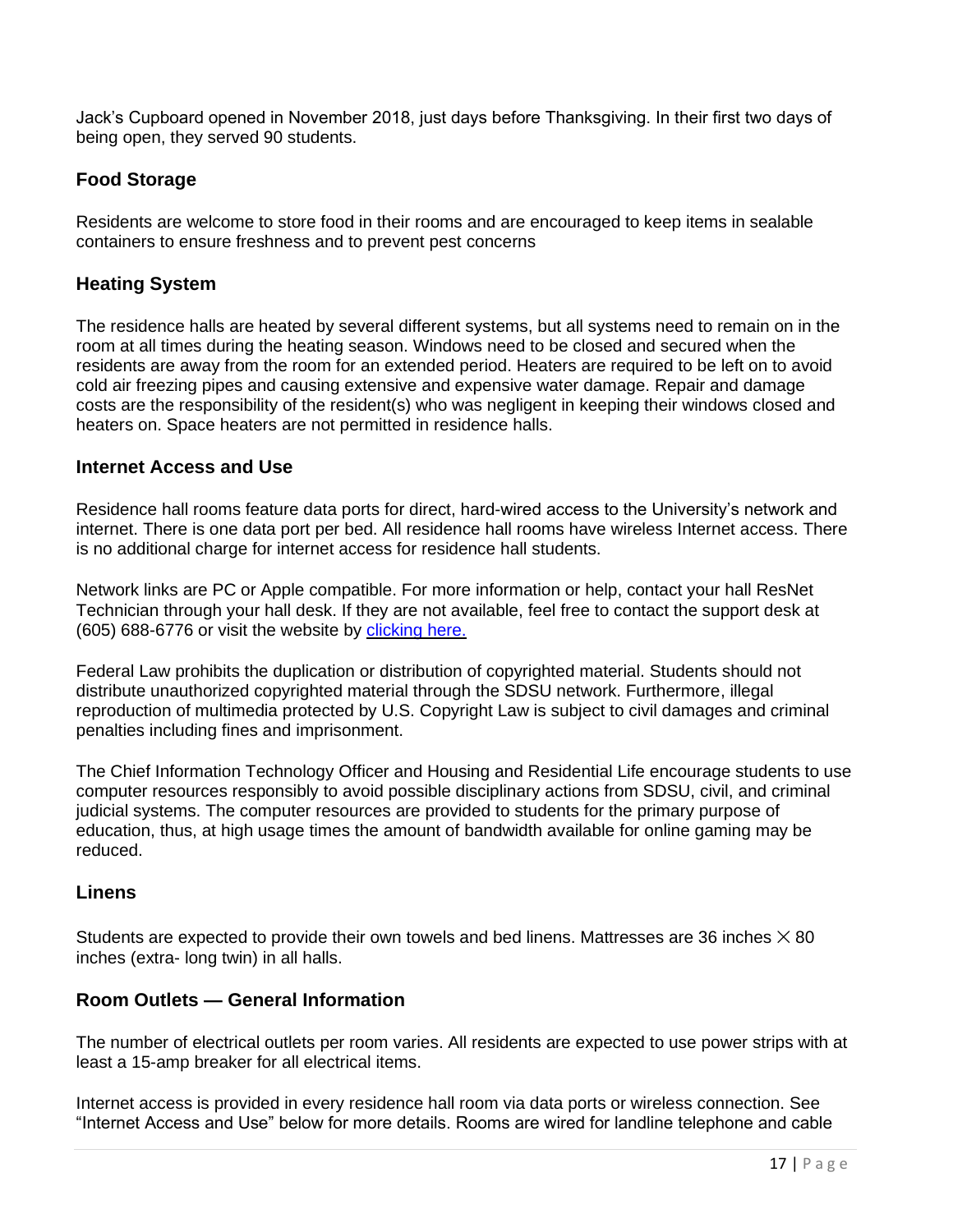Jack's Cupboard opened in November 2018, just days before Thanksgiving. In their first two days of being open, they served 90 students.

## Food Storage

Residents are welcome to store food in their rooms and are encouraged to keep items in sealable containers to ensure freshness and to prevent pest concerns

## Heating System

The residence halls are heated by several different systems, but all systems need to remain on in the room at all times during the heating season. Windows need to be closed and secured when the residents are away from the room for an extended period. Heaters are required to be left on to avoid cold air freezing pipes and causing extensive and expensive water damage. Repair and damage costs are the responsibility of the resident(s) who was negligent in keeping their windows closed and heaters on. Space heaters are not permitted in residence halls.

## Internet Access and Use

Residence hall rooms feature data ports for direct, hard-wired access to the University's network and internet. There is one data port per bed. All residence hall rooms have wireless Internet access. There is no additional charge for internet access for residence hall students.

Network links are PC or Apple compatible. For more information or help, contact your hall ResNet Technician through your hall desk. If they are not available, feel free to contact the support desk at (605) 688-6776 or visit the website by clicking here.

Federal Law prohibits the duplication or distribution of copyrighted material. Students should not distribute unauthorized copyrighted material through the SDSU network. Furthermore, illegal reproduction of multimedia protected by U.S. Copyright Law is subject to civil damages and criminal penalties including fines and imprisonment.

The Chief Information Technology Officer and Housing and Residential Life encourage students to use computer resources responsibly to avoid possible disciplinary actions from SDSU, civil, and criminal judicial systems. The computer resources are provided to students for the primary purpose of education, thus, at high usage times the amount of bandwidth available for online gaming may be reduced.

## Linens

Students are expected to provide their own towels and bed linens. Mattresses are 36 inches × 80 inches (extra- long twin) in all halls.

## Room Outlets — General Information

The number of electrical outlets per room varies. All residents are expected to use power strips with at least a 15-amp breaker for all electrical items.

Internet access is provided in every residence hall room via data ports or wireless connection. See "Internet Access and Use" below for more details. Rooms are wired for landline telephone and cable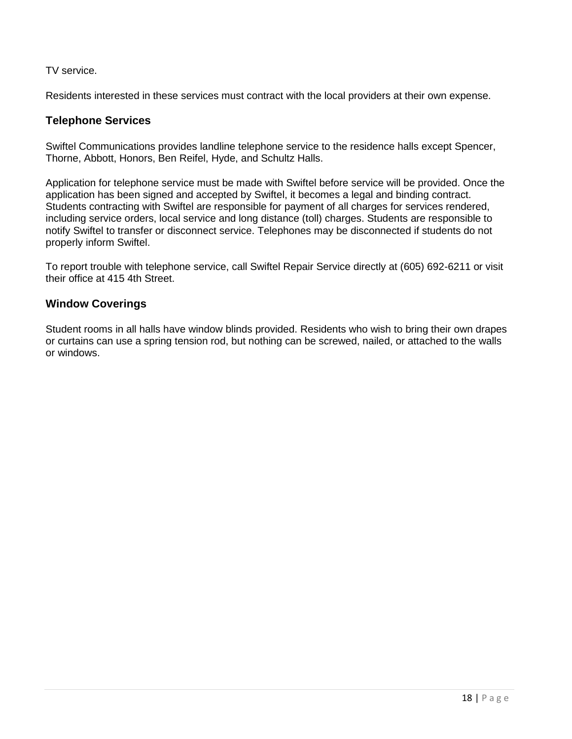TV service.

Residents interested in these services must contract with the local providers at their own expense.

### Telephone Services

Swiftel Communications provides landline telephone service to the residence halls except Spencer, Thorne, Abbott, Honors, Ben Reifel, Hyde, and Schultz Halls.

Application for telephone service must be made with Swiftel before service will be provided. Once the application has been signed and accepted by Swiftel, it becomes a legal and binding contract. Students contracting with Swiftel are responsible for payment of all charges for services rendered, including service orders, local service and long distance (toll) charges. Students are responsible to notify Swiftel to transfer or disconnect service. Telephones may be disconnected if students do not properly inform Swiftel.

To report trouble with telephone service, call Swiftel Repair Service directly at (605) 692-6211 or visit their office at 415 4th Street.

### Window Coverings

Student rooms in all halls have window blinds provided. Residents who wish to bring their own drapes or curtains can use a spring tension rod, but nothing can be screwed, nailed, or attached to the walls or windows.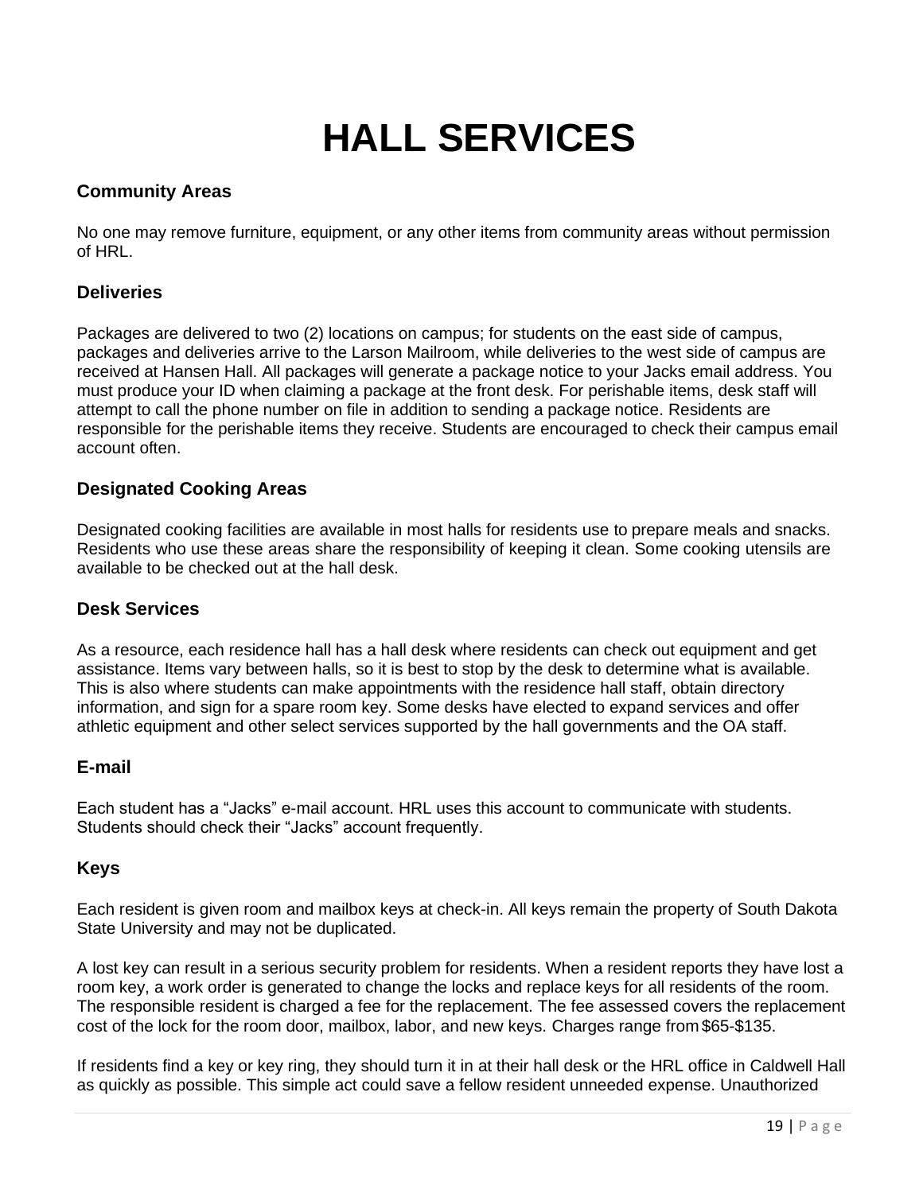# HALL SERVICES

### Community Areas

No one may remove furniture, equipment, or any other items from community areas without permission of HRL.

### Deliveries

Packages are delivered to two (2) locations on campus; for students on the east side of campus, packages and deliveries arrive to the Larson Mailroom, while deliveries to the west side of campus are received at Hansen Hall. All packages will generate a package notice to your Jacks email address. You must produce your ID when claiming a package at the front desk. For perishable items, desk staff will attempt to call the phone number on file in addition to sending a package notice. Residents are responsible for the perishable items they receive. Students are encouraged to check their campus email account often.

### Designated Cooking Areas

Designated cooking facilities are available in most halls for residents use to prepare meals and snacks. Residents who use these areas share the responsibility of keeping it clean. Some cooking utensils are available to be checked out at the hall desk.

### Desk Services

As a resource, each residence hall has a hall desk where residents can check out equipment and get assistance. Items vary between halls, so it is best to stop by the desk to determine what is available. This is also where students can make appointments with the residence hall staff, obtain directory information, and sign for a spare room key. Some desks have elected to expand services and offer athletic equipment and other select services supported by the hall governments and the OA staff.

### E-mail

Each student has a “Jacks” e-mail account. HRL uses this account to communicate with students. Students should check their “Jacks” account frequently.

### Keys

Each resident is given room and mailbox keys at check-in. All keys remain the property of South Dakota State University and may not be duplicated.

A lost key can result in a serious security problem for residents. When a resident reports they have lost a room key, a work order is generated to change the locks and replace keys for all residents of the room. The responsible resident is charged a fee for the replacement. The fee assessed covers the replacement cost of the lock for the room door, mailbox, labor, and new keys. Charges range from $65-$135.

If residents find a key or key ring, they should turn it in at their hall desk or the HRL office in Caldwell Hall as quickly as possible. This simple act could save a fellow resident unneeded expense. Unauthorized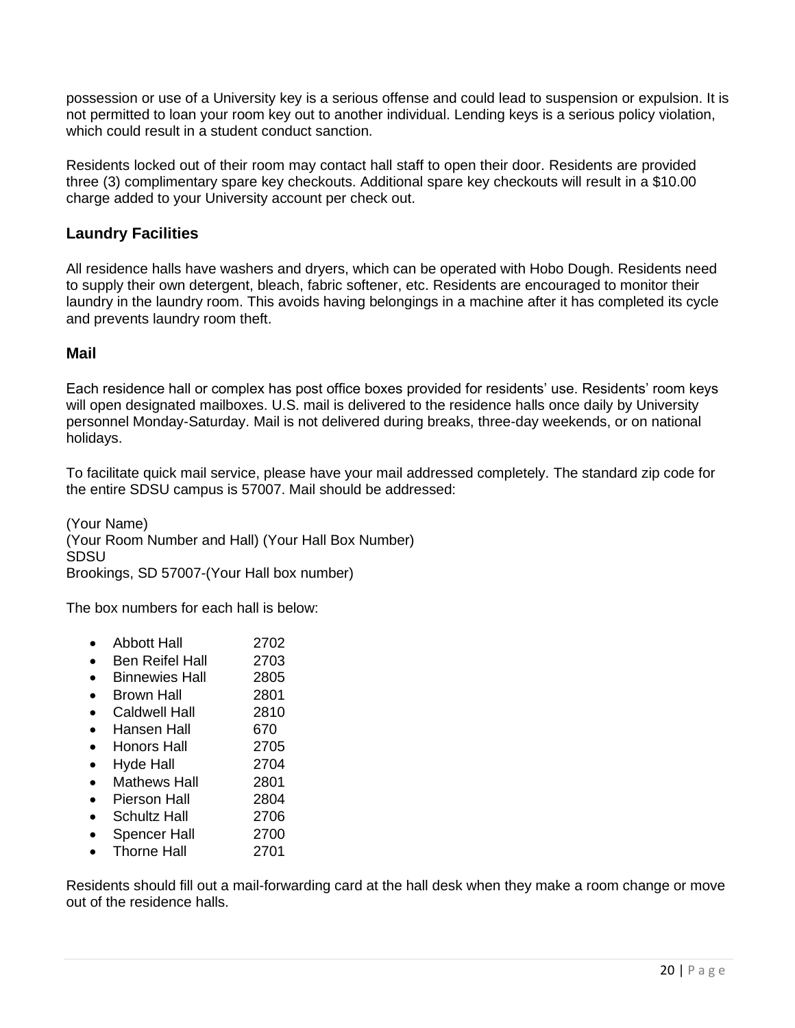possession or use of a University key is a serious offense and could lead to suspension or expulsion. It is not permitted to loan your room key out to another individual. Lending keys is a serious policy violation, which could result in a student conduct sanction.

Residents locked out of their room may contact hall staff to open their door. Residents are provided three (3) complimentary spare key checkouts. Additional spare key checkouts will result in a $10.00 charge added to your University account per check out.

### Laundry Facilities

All residence halls have washers and dryers, which can be operated with Hobo Dough. Residents need to supply their own detergent, bleach, fabric softener, etc. Residents are encouraged to monitor their laundry in the laundry room. This avoids having belongings in a machine after it has completed its cycle and prevents laundry room theft.

### Mail

Each residence hall or complex has post office boxes provided for residents' use. Residents' room keys will open designated mailboxes. U.S. mail is delivered to the residence halls once daily by University personnel Monday-Saturday. Mail is not delivered during breaks, three-day weekends, or on national holidays.

To facilitate quick mail service, please have your mail addressed completely. The standard zip code for the entire SDSU campus is 57007. Mail should be addressed:

(Your Name)
(Your Room Number and Hall) (Your Hall Box Number)
SDSU
Brookings, SD 57007-(Your Hall box number)

The box numbers for each hall is below:

- Abbott Hall 2702
- Ben Reifel Hall 2703
- Binnewies Hall 2805
- Brown Hall 2801
- Caldwell Hall 2810
- Hansen Hall 670
- Honors Hall 2705
- Hyde Hall 2704
- Mathews Hall 2801
- Pierson Hall 2804
- Schultz Hall 2706
- Spencer Hall 2700
- Thorne Hall 2701

Residents should fill out a mail-forwarding card at the hall desk when they make a room change or move out of the residence halls.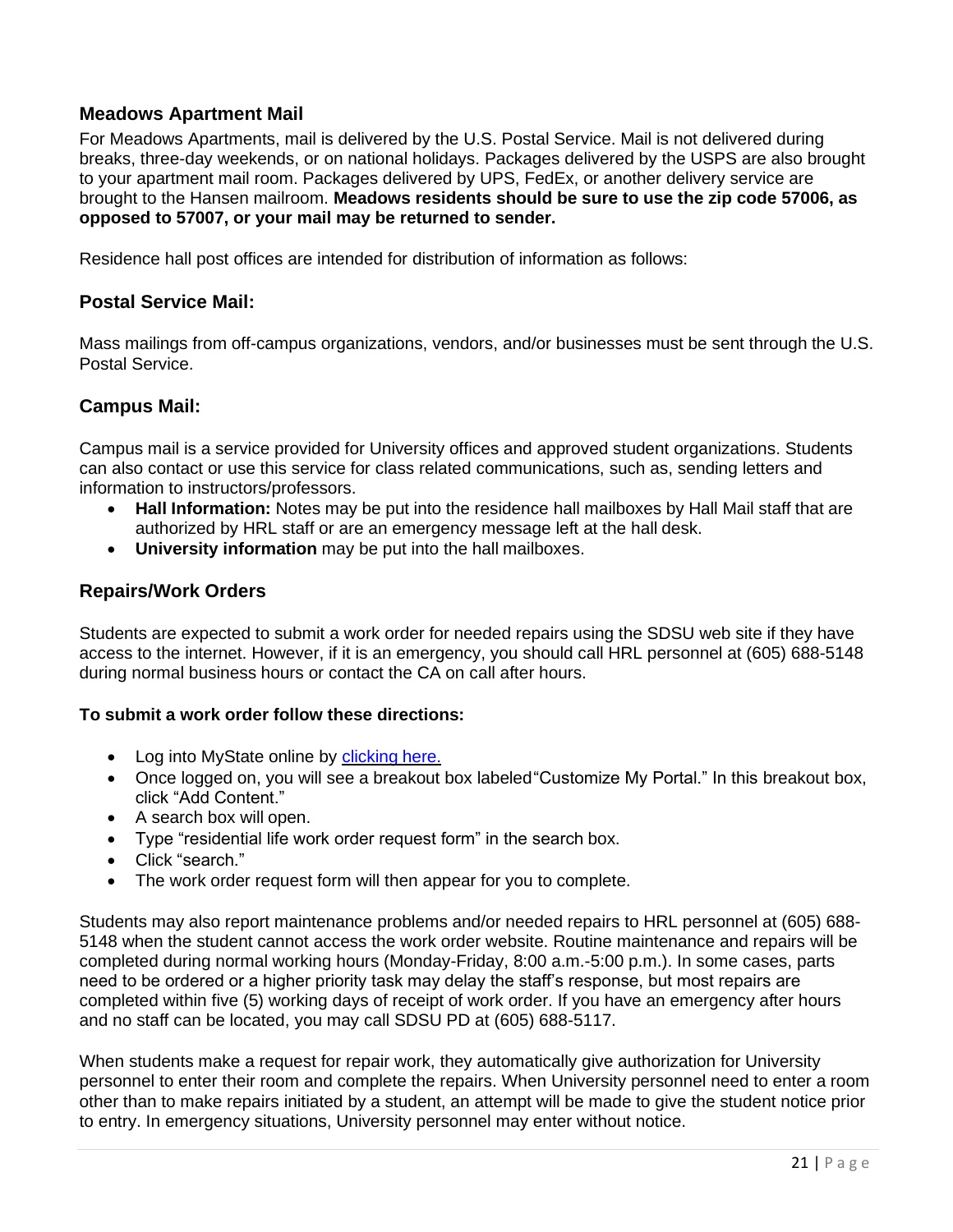## Meadows Apartment Mail

For Meadows Apartments, mail is delivered by the U.S. Postal Service. Mail is not delivered during breaks, three-day weekends, or on national holidays. Packages delivered by the USPS are also brought to your apartment mail room. Packages delivered by UPS, FedEx, or another delivery service are brought to the Hansen mailroom. **Meadows residents should be sure to use the zip code 57006, as opposed to 57007, or your mail may be returned to sender.**

Residence hall post offices are intended for distribution of information as follows:

## Postal Service Mail:

Mass mailings from off-campus organizations, vendors, and/or businesses must be sent through the U.S. Postal Service.

## Campus Mail:

Campus mail is a service provided for University offices and approved student organizations. Students can also contact or use this service for class related communications, such as, sending letters and information to instructors/professors.

- **Hall Information:** Notes may be put into the residence hall mailboxes by Hall Mail staff that are authorized by HRL staff or are an emergency message left at the hall desk.
- **University information** may be put into the hall mailboxes.

## Repairs/Work Orders

Students are expected to submit a work order for needed repairs using the SDSU web site if they have access to the internet. However, if it is an emergency, you should call HRL personnel at (605) 688-5148 during normal business hours or contact the CA on call after hours.

**To submit a work order follow these directions:**

- Log into MyState online by clicking here.
- Once logged on, you will see a breakout box labeled "Customize My Portal." In this breakout box, click "Add Content."
- A search box will open.
- Type "residential life work order request form" in the search box.
- Click "search."
- The work order request form will then appear for you to complete.

Students may also report maintenance problems and/or needed repairs to HRL personnel at (605) 688-5148 when the student cannot access the work order website. Routine maintenance and repairs will be completed during normal working hours (Monday-Friday, 8:00 a.m.-5:00 p.m.). In some cases, parts need to be ordered or a higher priority task may delay the staff's response, but most repairs are completed within five (5) working days of receipt of work order. If you have an emergency after hours and no staff can be located, you may call SDSU PD at (605) 688-5117.

When students make a request for repair work, they automatically give authorization for University personnel to enter their room and complete the repairs. When University personnel need to enter a room other than to make repairs initiated by a student, an attempt will be made to give the student notice prior to entry. In emergency situations, University personnel may enter without notice.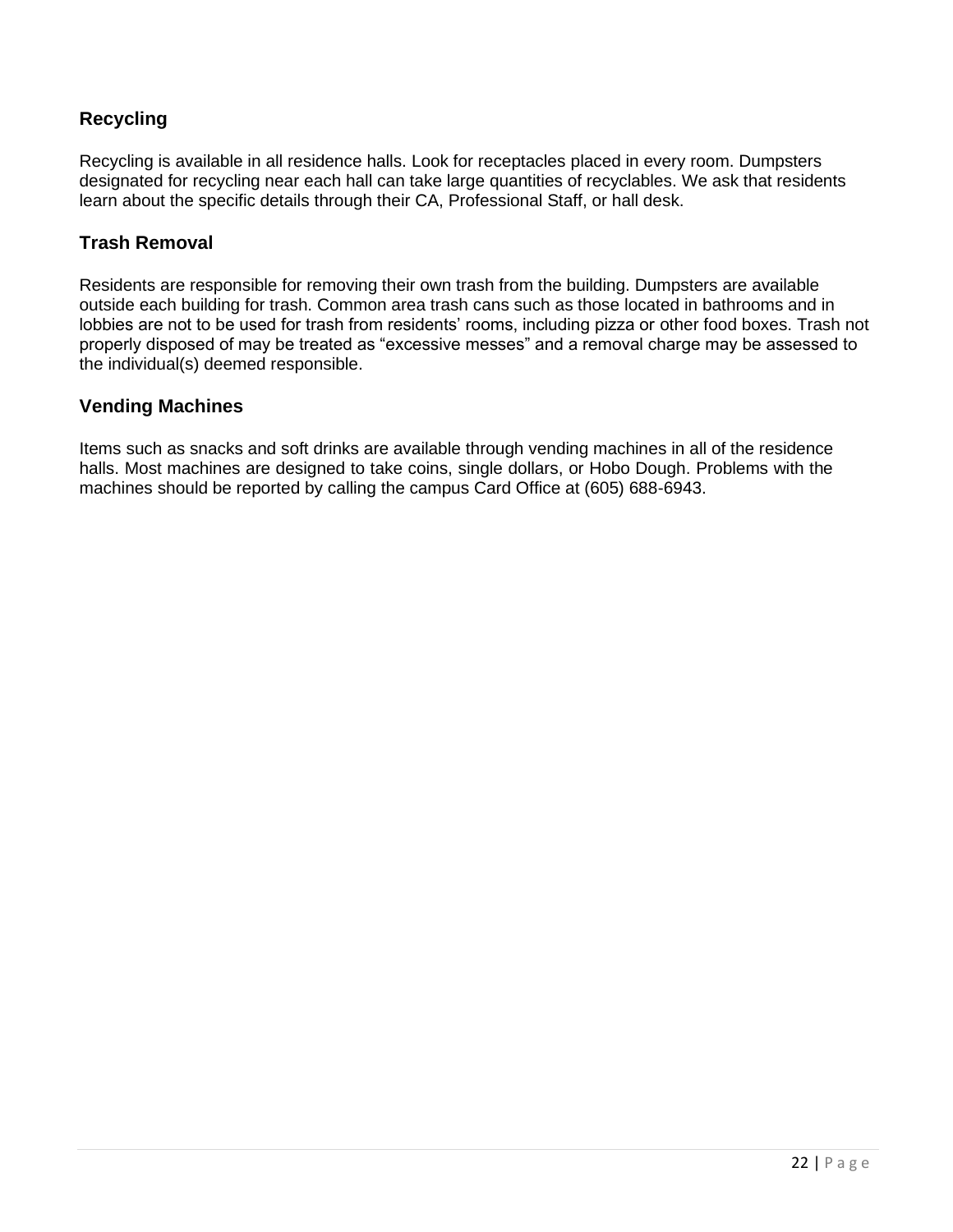## Recycling

Recycling is available in all residence halls. Look for receptacles placed in every room. Dumpsters designated for recycling near each hall can take large quantities of recyclables. We ask that residents learn about the specific details through their CA, Professional Staff, or hall desk.

## Trash Removal

Residents are responsible for removing their own trash from the building. Dumpsters are available outside each building for trash. Common area trash cans such as those located in bathrooms and in lobbies are not to be used for trash from residents' rooms, including pizza or other food boxes. Trash not properly disposed of may be treated as "excessive messes" and a removal charge may be assessed to the individual(s) deemed responsible.

## Vending Machines

Items such as snacks and soft drinks are available through vending machines in all of the residence halls. Most machines are designed to take coins, single dollars, or Hobo Dough. Problems with the machines should be reported by calling the campus Card Office at (605) 688-6943.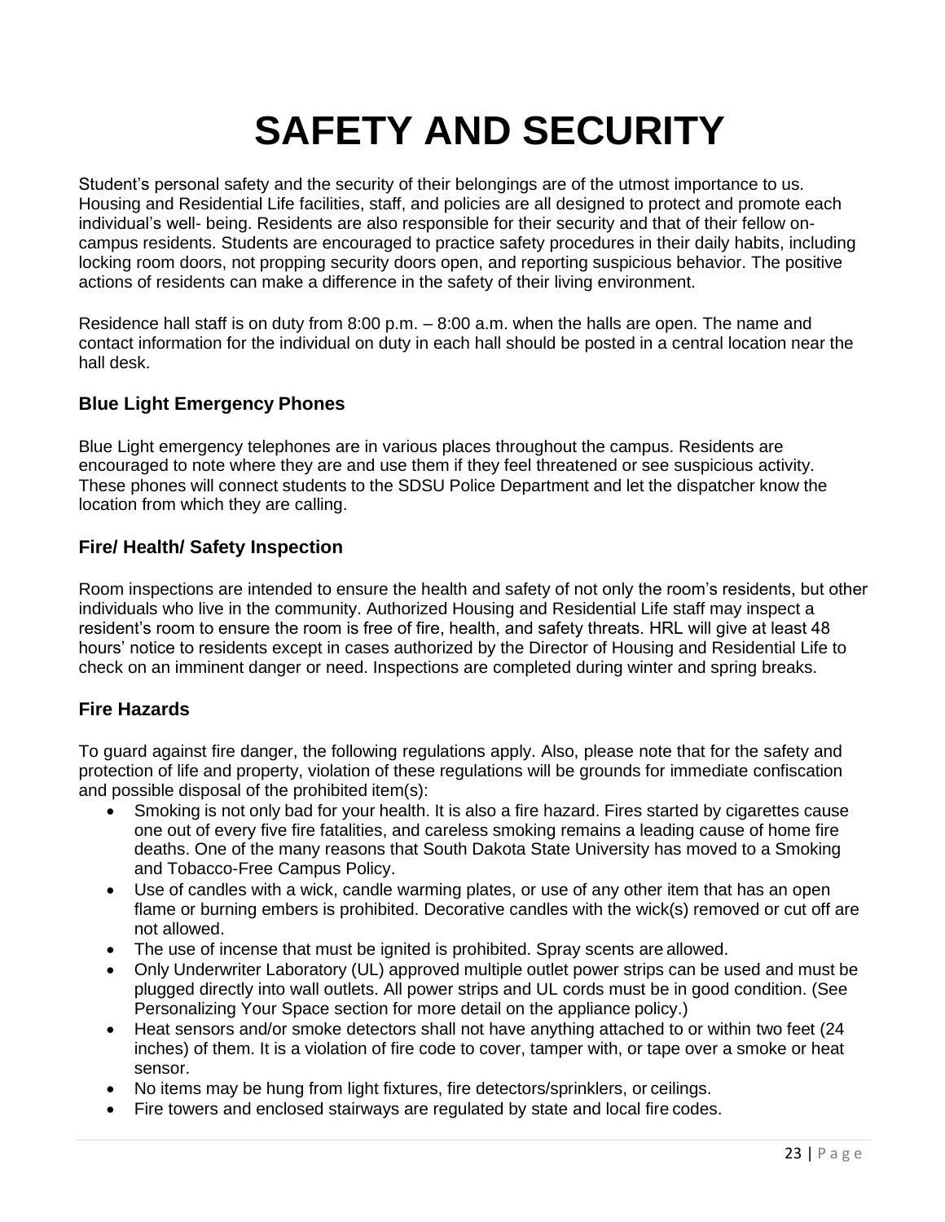# SAFETY AND SECURITY

Student's personal safety and the security of their belongings are of the utmost importance to us. Housing and Residential Life facilities, staff, and policies are all designed to protect and promote each individual's well- being. Residents are also responsible for their security and that of their fellow on-campus residents. Students are encouraged to practice safety procedures in their daily habits, including locking room doors, not propping security doors open, and reporting suspicious behavior. The positive actions of residents can make a difference in the safety of their living environment.

Residence hall staff is on duty from 8:00 p.m. – 8:00 a.m. when the halls are open. The name and contact information for the individual on duty in each hall should be posted in a central location near the hall desk.

### Blue Light Emergency Phones

Blue Light emergency telephones are in various places throughout the campus. Residents are encouraged to note where they are and use them if they feel threatened or see suspicious activity. These phones will connect students to the SDSU Police Department and let the dispatcher know the location from which they are calling.

### Fire/ Health/ Safety Inspection

Room inspections are intended to ensure the health and safety of not only the room's residents, but other individuals who live in the community. Authorized Housing and Residential Life staff may inspect a resident's room to ensure the room is free of fire, health, and safety threats. HRL will give at least 48 hours' notice to residents except in cases authorized by the Director of Housing and Residential Life to check on an imminent danger or need. Inspections are completed during winter and spring breaks.

### Fire Hazards

To guard against fire danger, the following regulations apply. Also, please note that for the safety and protection of life and property, violation of these regulations will be grounds for immediate confiscation and possible disposal of the prohibited item(s):

- Smoking is not only bad for your health. It is also a fire hazard. Fires started by cigarettes cause one out of every five fire fatalities, and careless smoking remains a leading cause of home fire deaths. One of the many reasons that South Dakota State University has moved to a Smoking and Tobacco-Free Campus Policy.
- Use of candles with a wick, candle warming plates, or use of any other item that has an open flame or burning embers is prohibited. Decorative candles with the wick(s) removed or cut off are not allowed.
- The use of incense that must be ignited is prohibited. Spray scents are allowed.
- Only Underwriter Laboratory (UL) approved multiple outlet power strips can be used and must be plugged directly into wall outlets. All power strips and UL cords must be in good condition. (See Personalizing Your Space section for more detail on the appliance policy.)
- Heat sensors and/or smoke detectors shall not have anything attached to or within two feet (24 inches) of them. It is a violation of fire code to cover, tamper with, or tape over a smoke or heat sensor.
- No items may be hung from light fixtures, fire detectors/sprinklers, or ceilings.
- Fire towers and enclosed stairways are regulated by state and local fire codes.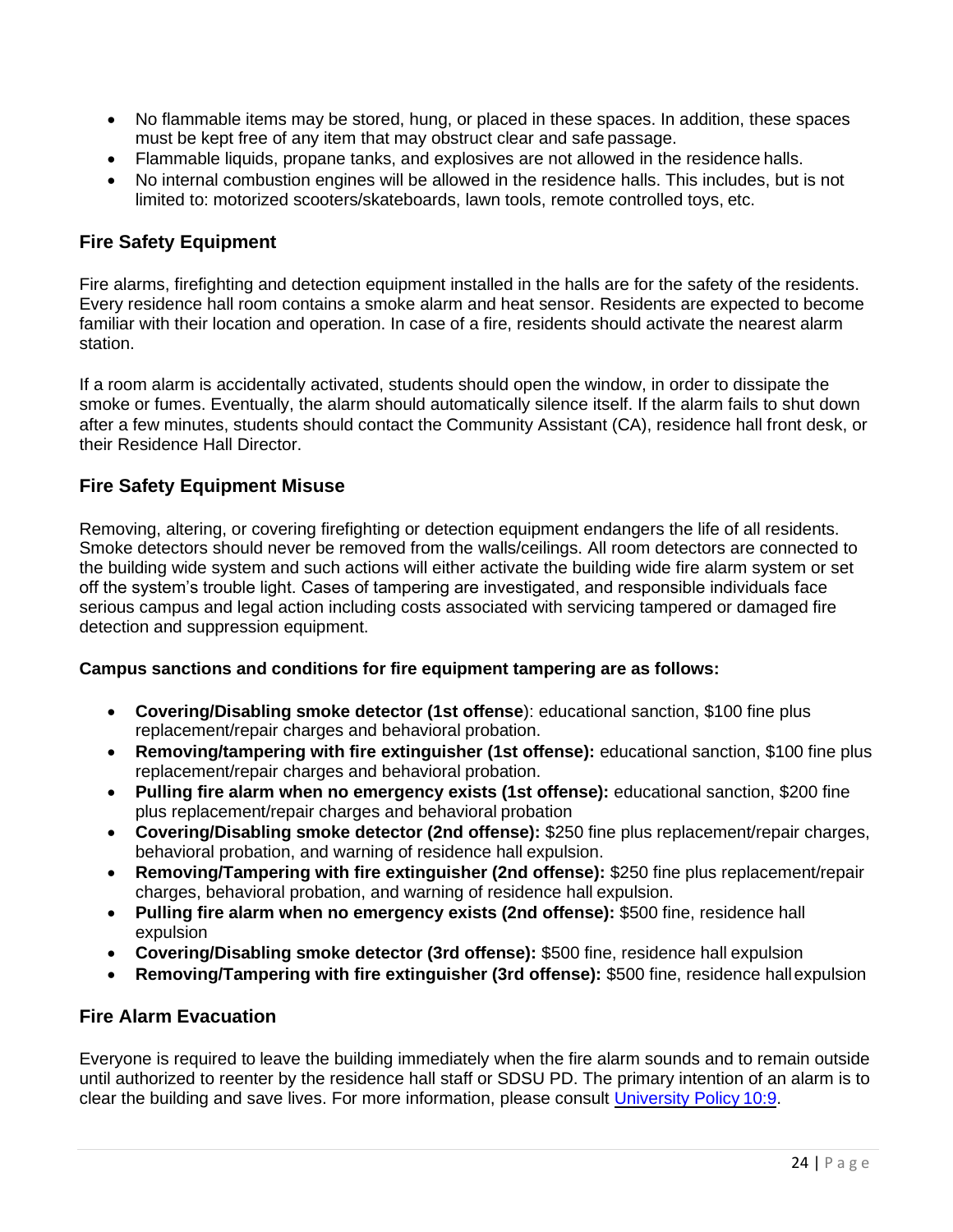- No flammable items may be stored, hung, or placed in these spaces. In addition, these spaces must be kept free of any item that may obstruct clear and safe passage.
- Flammable liquids, propane tanks, and explosives are not allowed in the residence halls.
- No internal combustion engines will be allowed in the residence halls. This includes, but is not limited to: motorized scooters/skateboards, lawn tools, remote controlled toys, etc.

## Fire Safety Equipment

Fire alarms, firefighting and detection equipment installed in the halls are for the safety of the residents. Every residence hall room contains a smoke alarm and heat sensor. Residents are expected to become familiar with their location and operation. In case of a fire, residents should activate the nearest alarm station.

If a room alarm is accidentally activated, students should open the window, in order to dissipate the smoke or fumes. Eventually, the alarm should automatically silence itself. If the alarm fails to shut down after a few minutes, students should contact the Community Assistant (CA), residence hall front desk, or their Residence Hall Director.

## Fire Safety Equipment Misuse

Removing, altering, or covering firefighting or detection equipment endangers the life of all residents. Smoke detectors should never be removed from the walls/ceilings. All room detectors are connected to the building wide system and such actions will either activate the building wide fire alarm system or set off the system's trouble light. Cases of tampering are investigated, and responsible individuals face serious campus and legal action including costs associated with servicing tampered or damaged fire detection and suppression equipment.

**Campus sanctions and conditions for fire equipment tampering are as follows:**

- **Covering/Disabling smoke detector (1st offense**): educational sanction, $100 fine plus replacement/repair charges and behavioral probation.
- **Removing/tampering with fire extinguisher (1st offense):** educational sanction, $100 fine plus replacement/repair charges and behavioral probation.
- **Pulling fire alarm when no emergency exists (1st offense):** educational sanction, $200 fine plus replacement/repair charges and behavioral probation
- **Covering/Disabling smoke detector (2nd offense):** $250 fine plus replacement/repair charges, behavioral probation, and warning of residence hall expulsion.
- **Removing/Tampering with fire extinguisher (2nd offense):** $250 fine plus replacement/repair charges, behavioral probation, and warning of residence hall expulsion.
- **Pulling fire alarm when no emergency exists (2nd offense):** $500 fine, residence hall expulsion
- **Covering/Disabling smoke detector (3rd offense):** $500 fine, residence hall expulsion
- **Removing/Tampering with fire extinguisher (3rd offense):** $500 fine, residence hall expulsion

## Fire Alarm Evacuation

Everyone is required to leave the building immediately when the fire alarm sounds and to remain outside until authorized to reenter by the residence hall staff or SDSU PD. The primary intention of an alarm is to clear the building and save lives. For more information, please consult University Policy 10:9.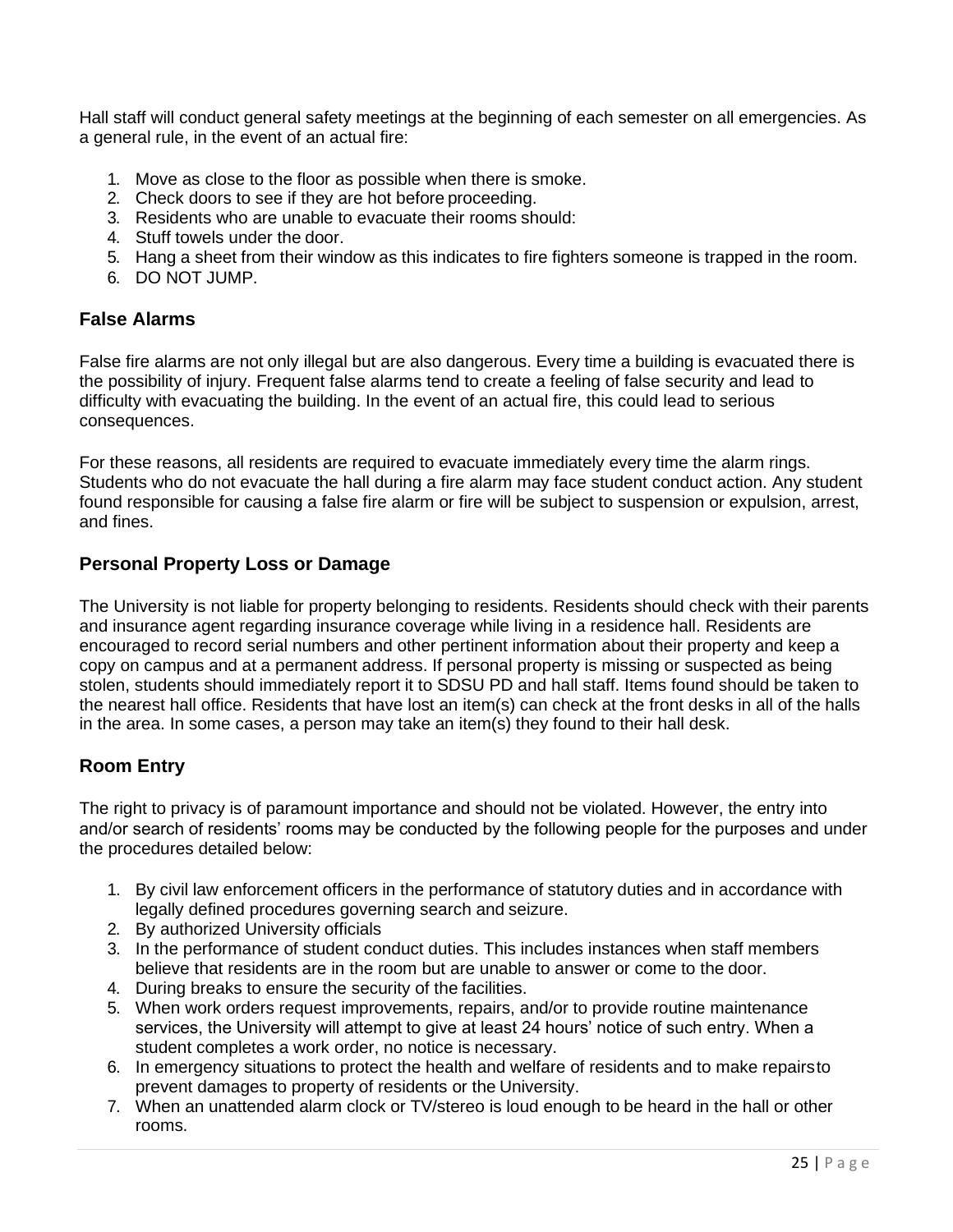Hall staff will conduct general safety meetings at the beginning of each semester on all emergencies. As a general rule, in the event of an actual fire:

1. Move as close to the floor as possible when there is smoke.
2. Check doors to see if they are hot before proceeding.
3. Residents who are unable to evacuate their rooms should:
4. Stuff towels under the door.
5. Hang a sheet from their window as this indicates to fire fighters someone is trapped in the room.
6. DO NOT JUMP.

### False Alarms

False fire alarms are not only illegal but are also dangerous. Every time a building is evacuated there is the possibility of injury. Frequent false alarms tend to create a feeling of false security and lead to difficulty with evacuating the building. In the event of an actual fire, this could lead to serious consequences.

For these reasons, all residents are required to evacuate immediately every time the alarm rings. Students who do not evacuate the hall during a fire alarm may face student conduct action. Any student found responsible for causing a false fire alarm or fire will be subject to suspension or expulsion, arrest, and fines.

### Personal Property Loss or Damage

The University is not liable for property belonging to residents. Residents should check with their parents and insurance agent regarding insurance coverage while living in a residence hall. Residents are encouraged to record serial numbers and other pertinent information about their property and keep a copy on campus and at a permanent address. If personal property is missing or suspected as being stolen, students should immediately report it to SDSU PD and hall staff. Items found should be taken to the nearest hall office. Residents that have lost an item(s) can check at the front desks in all of the halls in the area. In some cases, a person may take an item(s) they found to their hall desk.

### Room Entry

The right to privacy is of paramount importance and should not be violated. However, the entry into and/or search of residents' rooms may be conducted by the following people for the purposes and under the procedures detailed below:

1. By civil law enforcement officers in the performance of statutory duties and in accordance with legally defined procedures governing search and seizure.
2. By authorized University officials
3. In the performance of student conduct duties. This includes instances when staff members believe that residents are in the room but are unable to answer or come to the door.
4. During breaks to ensure the security of the facilities.
5. When work orders request improvements, repairs, and/or to provide routine maintenance services, the University will attempt to give at least 24 hours' notice of such entry. When a student completes a work order, no notice is necessary.
6. In emergency situations to protect the health and welfare of residents and to make repairs to prevent damages to property of residents or the University.
7. When an unattended alarm clock or TV/stereo is loud enough to be heard in the hall or other rooms.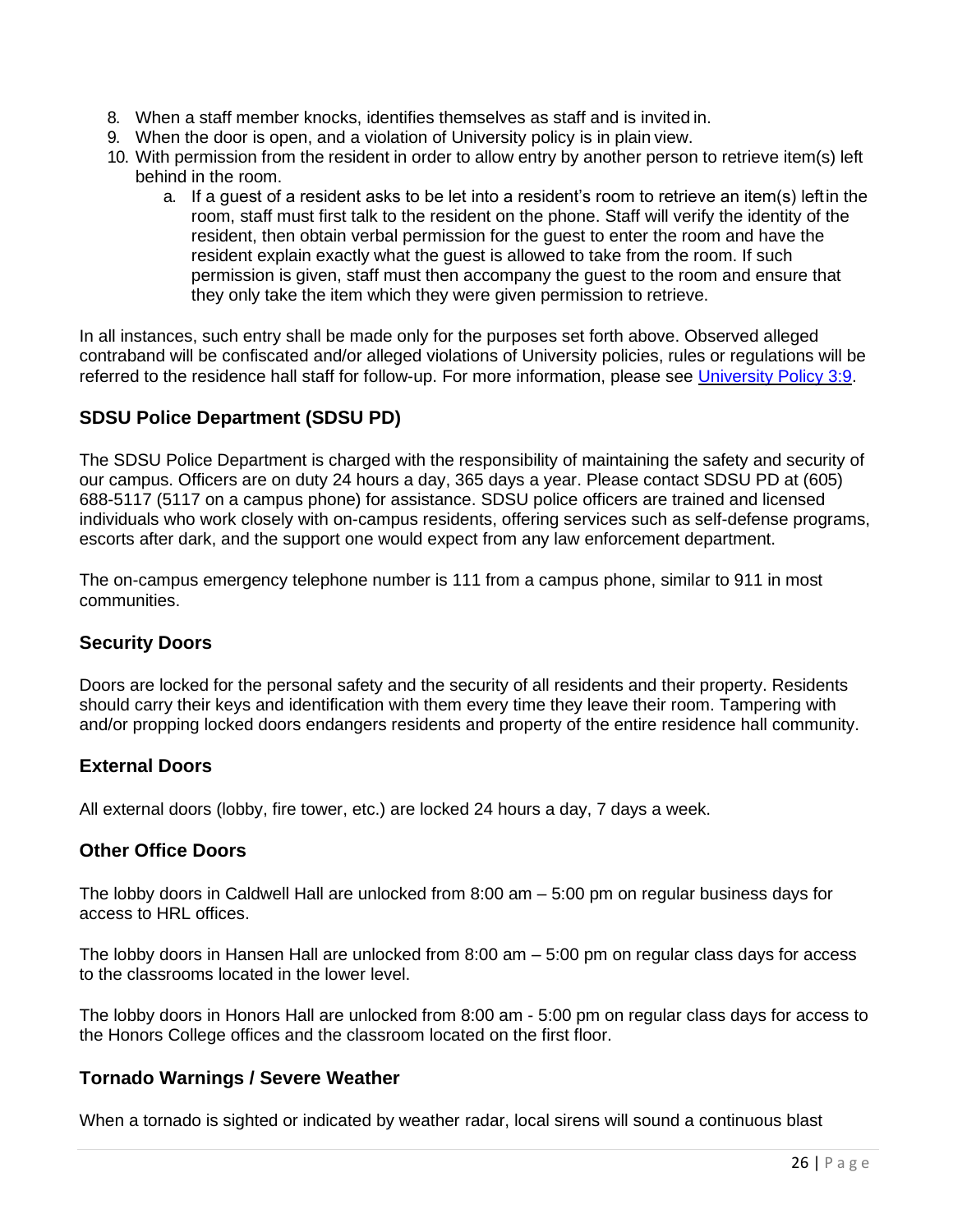8. When a staff member knocks, identifies themselves as staff and is invited in.
9. When the door is open, and a violation of University policy is in plain view.
10. With permission from the resident in order to allow entry by another person to retrieve item(s) left behind in the room.
    a. If a guest of a resident asks to be let into a resident's room to retrieve an item(s) left in the room, staff must first talk to the resident on the phone. Staff will verify the identity of the resident, then obtain verbal permission for the guest to enter the room and have the resident explain exactly what the guest is allowed to take from the room. If such permission is given, staff must then accompany the guest to the room and ensure that they only take the item which they were given permission to retrieve.

In all instances, such entry shall be made only for the purposes set forth above. Observed alleged contraband will be confiscated and/or alleged violations of University policies, rules or regulations will be referred to the residence hall staff for follow-up. For more information, please see University Policy 3:9.

### SDSU Police Department (SDSU PD)

The SDSU Police Department is charged with the responsibility of maintaining the safety and security of our campus. Officers are on duty 24 hours a day, 365 days a year. Please contact SDSU PD at (605) 688-5117 (5117 on a campus phone) for assistance. SDSU police officers are trained and licensed individuals who work closely with on-campus residents, offering services such as self-defense programs, escorts after dark, and the support one would expect from any law enforcement department.

The on-campus emergency telephone number is 111 from a campus phone, similar to 911 in most communities.

### Security Doors

Doors are locked for the personal safety and the security of all residents and their property. Residents should carry their keys and identification with them every time they leave their room. Tampering with and/or propping locked doors endangers residents and property of the entire residence hall community.

### External Doors

All external doors (lobby, fire tower, etc.) are locked 24 hours a day, 7 days a week.

### Other Office Doors

The lobby doors in Caldwell Hall are unlocked from 8:00 am – 5:00 pm on regular business days for access to HRL offices.

The lobby doors in Hansen Hall are unlocked from 8:00 am – 5:00 pm on regular class days for access to the classrooms located in the lower level.

The lobby doors in Honors Hall are unlocked from 8:00 am - 5:00 pm on regular class days for access to the Honors College offices and the classroom located on the first floor.

### Tornado Warnings / Severe Weather

When a tornado is sighted or indicated by weather radar, local sirens will sound a continuous blast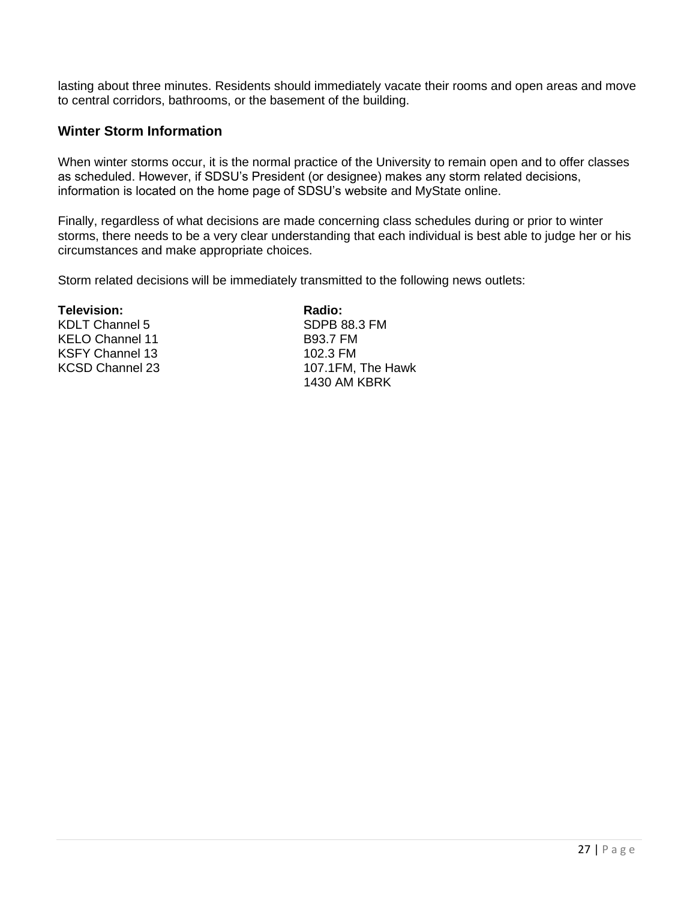lasting about three minutes. Residents should immediately vacate their rooms and open areas and move to central corridors, bathrooms, or the basement of the building.

## Winter Storm Information

When winter storms occur, it is the normal practice of the University to remain open and to offer classes as scheduled. However, if SDSU's President (or designee) makes any storm related decisions, information is located on the home page of SDSU's website and MyState online.

Finally, regardless of what decisions are made concerning class schedules during or prior to winter storms, there needs to be a very clear understanding that each individual is best able to judge her or his circumstances and make appropriate choices.

Storm related decisions will be immediately transmitted to the following news outlets:

| Television: | Radio: |
|---|---|
| KDLT Channel 5 | SDPB 88.3 FM |
| KELO Channel 11 | B93.7 FM |
| KSFY Channel 13 | 102.3 FM |
| KCSD Channel 23 | 107.1FM, The Hawk |
| | 1430 AM KBRK |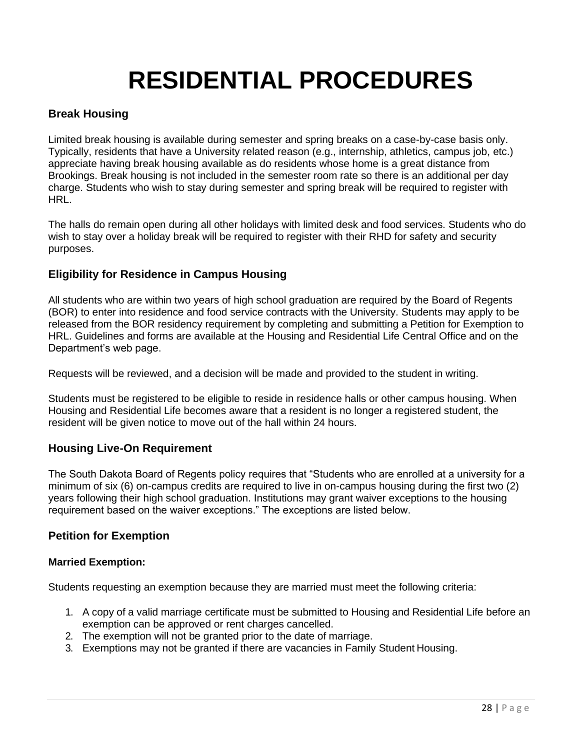# RESIDENTIAL PROCEDURES

## Break Housing

Limited break housing is available during semester and spring breaks on a case-by-case basis only. Typically, residents that have a University related reason (e.g., internship, athletics, campus job, etc.) appreciate having break housing available as do residents whose home is a great distance from Brookings. Break housing is not included in the semester room rate so there is an additional per day charge. Students who wish to stay during semester and spring break will be required to register with HRL.

The halls do remain open during all other holidays with limited desk and food services. Students who do wish to stay over a holiday break will be required to register with their RHD for safety and security purposes.

## Eligibility for Residence in Campus Housing

All students who are within two years of high school graduation are required by the Board of Regents (BOR) to enter into residence and food service contracts with the University. Students may apply to be released from the BOR residency requirement by completing and submitting a Petition for Exemption to HRL. Guidelines and forms are available at the Housing and Residential Life Central Office and on the Department's web page.

Requests will be reviewed, and a decision will be made and provided to the student in writing.

Students must be registered to be eligible to reside in residence halls or other campus housing. When Housing and Residential Life becomes aware that a resident is no longer a registered student, the resident will be given notice to move out of the hall within 24 hours.

## Housing Live-On Requirement

The South Dakota Board of Regents policy requires that "Students who are enrolled at a university for a minimum of six (6) on-campus credits are required to live in on-campus housing during the first two (2) years following their high school graduation. Institutions may grant waiver exceptions to the housing requirement based on the waiver exceptions." The exceptions are listed below.

## Petition for Exemption

### Married Exemption:

Students requesting an exemption because they are married must meet the following criteria:

1. A copy of a valid marriage certificate must be submitted to Housing and Residential Life before an exemption can be approved or rent charges cancelled.
2. The exemption will not be granted prior to the date of marriage.
3. Exemptions may not be granted if there are vacancies in Family Student Housing.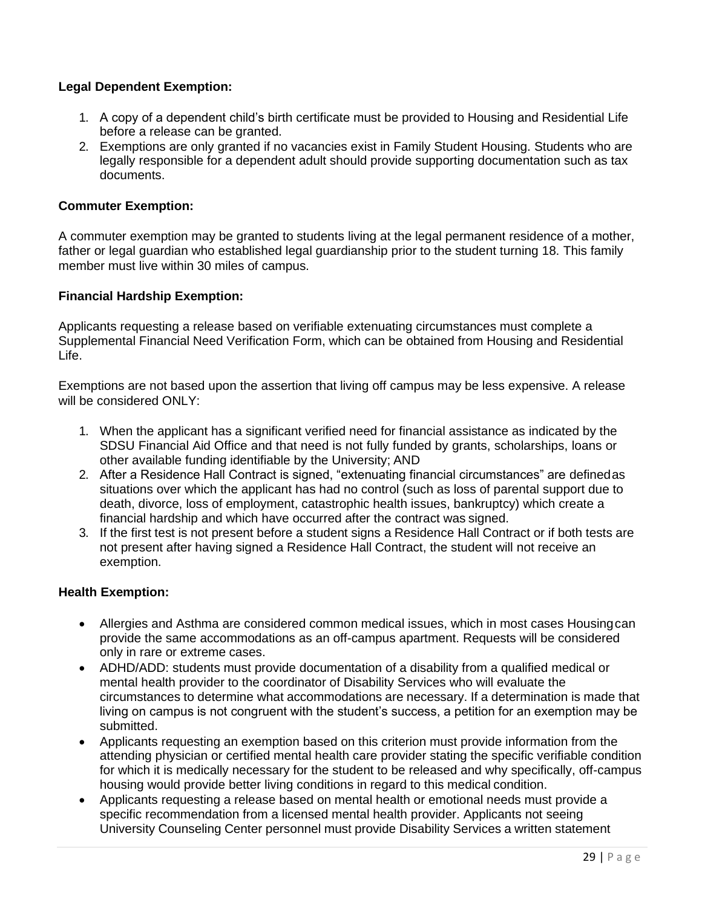**Legal Dependent Exemption:**

1. A copy of a dependent child's birth certificate must be provided to Housing and Residential Life before a release can be granted.
2. Exemptions are only granted if no vacancies exist in Family Student Housing. Students who are legally responsible for a dependent adult should provide supporting documentation such as tax documents.

**Commuter Exemption:**

A commuter exemption may be granted to students living at the legal permanent residence of a mother, father or legal guardian who established legal guardianship prior to the student turning 18. This family member must live within 30 miles of campus.

**Financial Hardship Exemption:**

Applicants requesting a release based on verifiable extenuating circumstances must complete a Supplemental Financial Need Verification Form, which can be obtained from Housing and Residential Life.

Exemptions are not based upon the assertion that living off campus may be less expensive. A release will be considered ONLY:

1. When the applicant has a significant verified need for financial assistance as indicated by the SDSU Financial Aid Office and that need is not fully funded by grants, scholarships, loans or other available funding identifiable by the University; AND
2. After a Residence Hall Contract is signed, "extenuating financial circumstances" are defined as situations over which the applicant has had no control (such as loss of parental support due to death, divorce, loss of employment, catastrophic health issues, bankruptcy) which create a financial hardship and which have occurred after the contract was signed.
3. If the first test is not present before a student signs a Residence Hall Contract or if both tests are not present after having signed a Residence Hall Contract, the student will not receive an exemption.

**Health Exemption:**

- Allergies and Asthma are considered common medical issues, which in most cases Housing can provide the same accommodations as an off-campus apartment. Requests will be considered only in rare or extreme cases.
- ADHD/ADD: students must provide documentation of a disability from a qualified medical or mental health provider to the coordinator of Disability Services who will evaluate the circumstances to determine what accommodations are necessary. If a determination is made that living on campus is not congruent with the student's success, a petition for an exemption may be submitted.
- Applicants requesting an exemption based on this criterion must provide information from the attending physician or certified mental health care provider stating the specific verifiable condition for which it is medically necessary for the student to be released and why specifically, off-campus housing would provide better living conditions in regard to this medical condition.
- Applicants requesting a release based on mental health or emotional needs must provide a specific recommendation from a licensed mental health provider. Applicants not seeing University Counseling Center personnel must provide Disability Services a written statement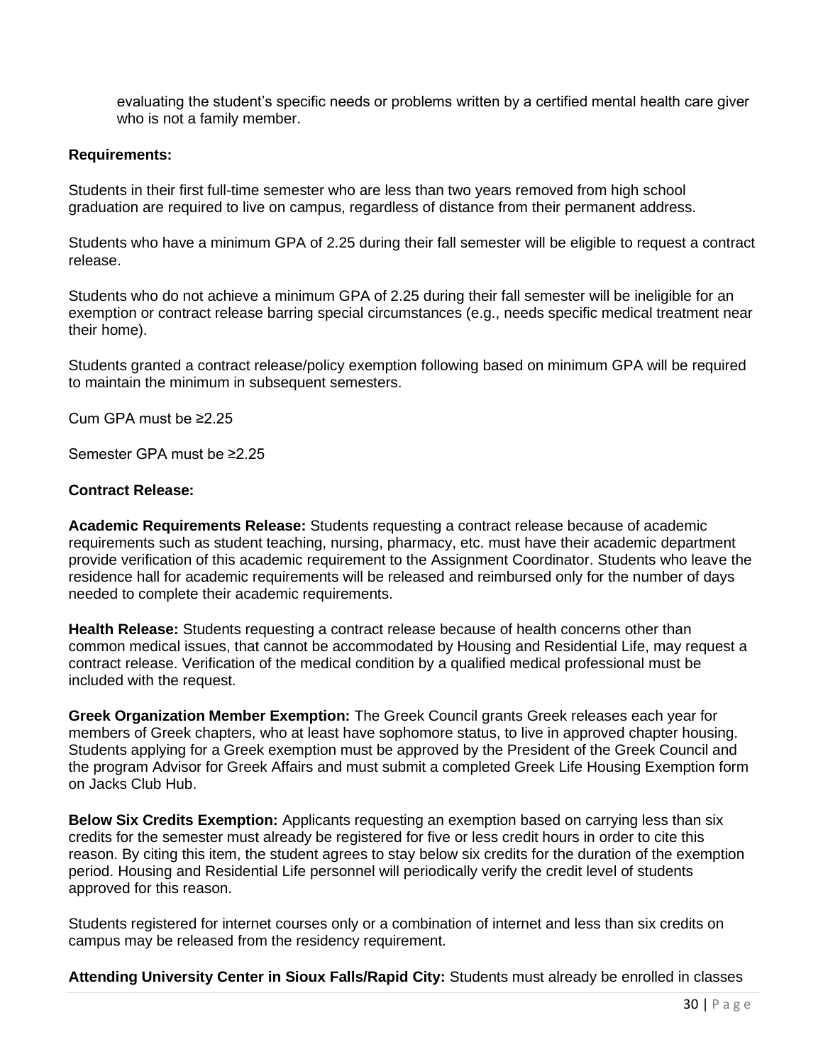evaluating the student's specific needs or problems written by a certified mental health care giver who is not a family member.

**Requirements:**

Students in their first full-time semester who are less than two years removed from high school graduation are required to live on campus, regardless of distance from their permanent address.

Students who have a minimum GPA of 2.25 during their fall semester will be eligible to request a contract release.

Students who do not achieve a minimum GPA of 2.25 during their fall semester will be ineligible for an exemption or contract release barring special circumstances (e.g., needs specific medical treatment near their home).

Students granted a contract release/policy exemption following based on minimum GPA will be required to maintain the minimum in subsequent semesters.

Cum GPA must be ≥2.25

Semester GPA must be ≥2.25

**Contract Release:**

**Academic Requirements Release:** Students requesting a contract release because of academic requirements such as student teaching, nursing, pharmacy, etc. must have their academic department provide verification of this academic requirement to the Assignment Coordinator. Students who leave the residence hall for academic requirements will be released and reimbursed only for the number of days needed to complete their academic requirements.

**Health Release:** Students requesting a contract release because of health concerns other than common medical issues, that cannot be accommodated by Housing and Residential Life, may request a contract release. Verification of the medical condition by a qualified medical professional must be included with the request.

**Greek Organization Member Exemption:** The Greek Council grants Greek releases each year for members of Greek chapters, who at least have sophomore status, to live in approved chapter housing. Students applying for a Greek exemption must be approved by the President of the Greek Council and the program Advisor for Greek Affairs and must submit a completed Greek Life Housing Exemption form on Jacks Club Hub.

**Below Six Credits Exemption:** Applicants requesting an exemption based on carrying less than six credits for the semester must already be registered for five or less credit hours in order to cite this reason. By citing this item, the student agrees to stay below six credits for the duration of the exemption period. Housing and Residential Life personnel will periodically verify the credit level of students approved for this reason.

Students registered for internet courses only or a combination of internet and less than six credits on campus may be released from the residency requirement.

**Attending University Center in Sioux Falls/Rapid City:** Students must already be enrolled in classes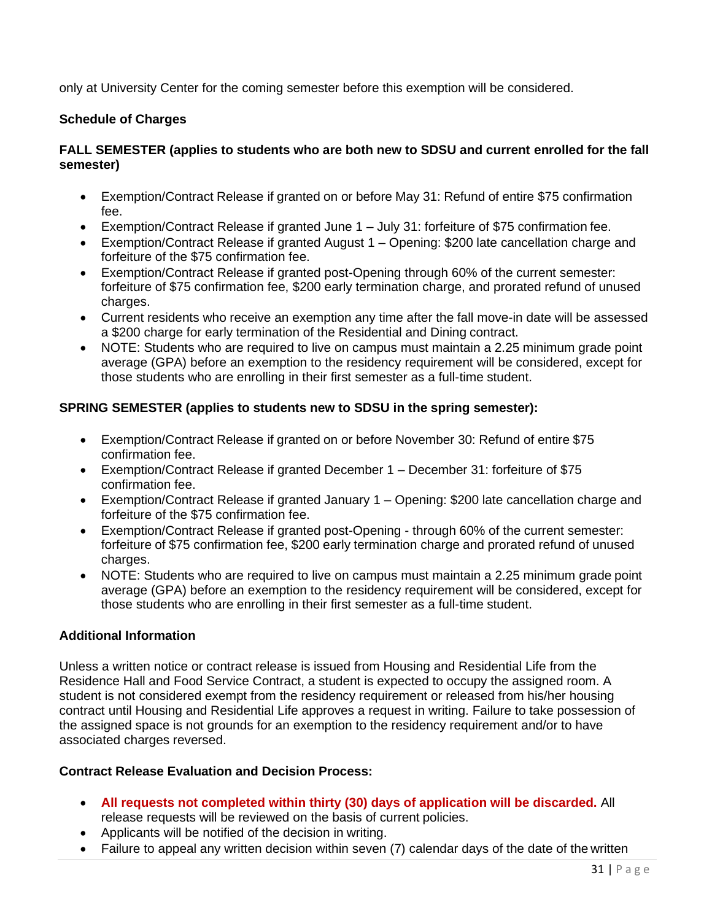only at University Center for the coming semester before this exemption will be considered.

**Schedule of Charges**

**FALL SEMESTER (applies to students who are both new to SDSU and current enrolled for the fall semester)**

- Exemption/Contract Release if granted on or before May 31: Refund of entire $75 confirmation fee.
- Exemption/Contract Release if granted June 1 – July 31: forfeiture of $75 confirmation fee.
- Exemption/Contract Release if granted August 1 – Opening: $200 late cancellation charge and forfeiture of the $75 confirmation fee.
- Exemption/Contract Release if granted post-Opening through 60% of the current semester: forfeiture of $75 confirmation fee, $200 early termination charge, and prorated refund of unused charges.
- Current residents who receive an exemption any time after the fall move-in date will be assessed a $200 charge for early termination of the Residential and Dining contract.
- NOTE: Students who are required to live on campus must maintain a 2.25 minimum grade point average (GPA) before an exemption to the residency requirement will be considered, except for those students who are enrolling in their first semester as a full-time student.

**SPRING SEMESTER (applies to students new to SDSU in the spring semester):**

- Exemption/Contract Release if granted on or before November 30: Refund of entire $75 confirmation fee.
- Exemption/Contract Release if granted December 1 – December 31: forfeiture of $75 confirmation fee.
- Exemption/Contract Release if granted January 1 – Opening: $200 late cancellation charge and forfeiture of the $75 confirmation fee.
- Exemption/Contract Release if granted post-Opening - through 60% of the current semester: forfeiture of $75 confirmation fee, $200 early termination charge and prorated refund of unused charges.
- NOTE: Students who are required to live on campus must maintain a 2.25 minimum grade point average (GPA) before an exemption to the residency requirement will be considered, except for those students who are enrolling in their first semester as a full-time student.

**Additional Information**

Unless a written notice or contract release is issued from Housing and Residential Life from the Residence Hall and Food Service Contract, a student is expected to occupy the assigned room. A student is not considered exempt from the residency requirement or released from his/her housing contract until Housing and Residential Life approves a request in writing. Failure to take possession of the assigned space is not grounds for an exemption to the residency requirement and/or to have associated charges reversed.

**Contract Release Evaluation and Decision Process:**

- **All requests not completed within thirty (30) days of application will be discarded.** All release requests will be reviewed on the basis of current policies.
- Applicants will be notified of the decision in writing.
- Failure to appeal any written decision within seven (7) calendar days of the date of the written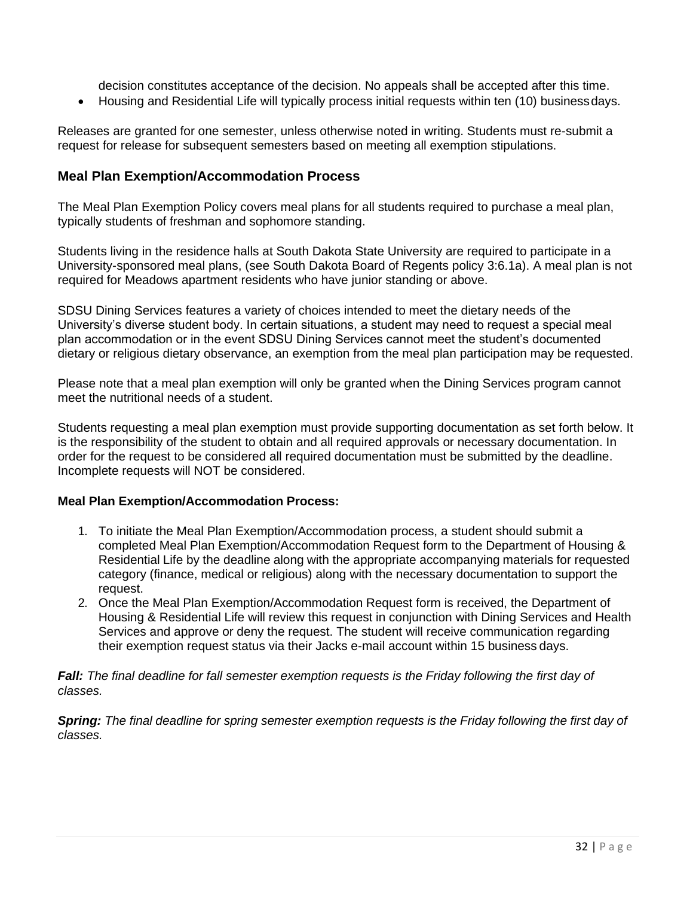decision constitutes acceptance of the decision. No appeals shall be accepted after this time.

- Housing and Residential Life will typically process initial requests within ten (10) business days.

Releases are granted for one semester, unless otherwise noted in writing. Students must re-submit a request for release for subsequent semesters based on meeting all exemption stipulations.

## Meal Plan Exemption/Accommodation Process

The Meal Plan Exemption Policy covers meal plans for all students required to purchase a meal plan, typically students of freshman and sophomore standing.

Students living in the residence halls at South Dakota State University are required to participate in a University-sponsored meal plans, (see South Dakota Board of Regents policy 3:6.1a). A meal plan is not required for Meadows apartment residents who have junior standing or above.

SDSU Dining Services features a variety of choices intended to meet the dietary needs of the University's diverse student body. In certain situations, a student may need to request a special meal plan accommodation or in the event SDSU Dining Services cannot meet the student's documented dietary or religious dietary observance, an exemption from the meal plan participation may be requested.

Please note that a meal plan exemption will only be granted when the Dining Services program cannot meet the nutritional needs of a student.

Students requesting a meal plan exemption must provide supporting documentation as set forth below. It is the responsibility of the student to obtain and all required approvals or necessary documentation. In order for the request to be considered all required documentation must be submitted by the deadline. Incomplete requests will NOT be considered.

**Meal Plan Exemption/Accommodation Process:**

1. To initiate the Meal Plan Exemption/Accommodation process, a student should submit a completed Meal Plan Exemption/Accommodation Request form to the Department of Housing & Residential Life by the deadline along with the appropriate accompanying materials for requested category (finance, medical or religious) along with the necessary documentation to support the request.
2. Once the Meal Plan Exemption/Accommodation Request form is received, the Department of Housing & Residential Life will review this request in conjunction with Dining Services and Health Services and approve or deny the request. The student will receive communication regarding their exemption request status via their Jacks e-mail account within 15 business days.

***Fall:*** *The final deadline for fall semester exemption requests is the Friday following the first day of classes.*

***Spring:*** *The final deadline for spring semester exemption requests is the Friday following the first day of classes.*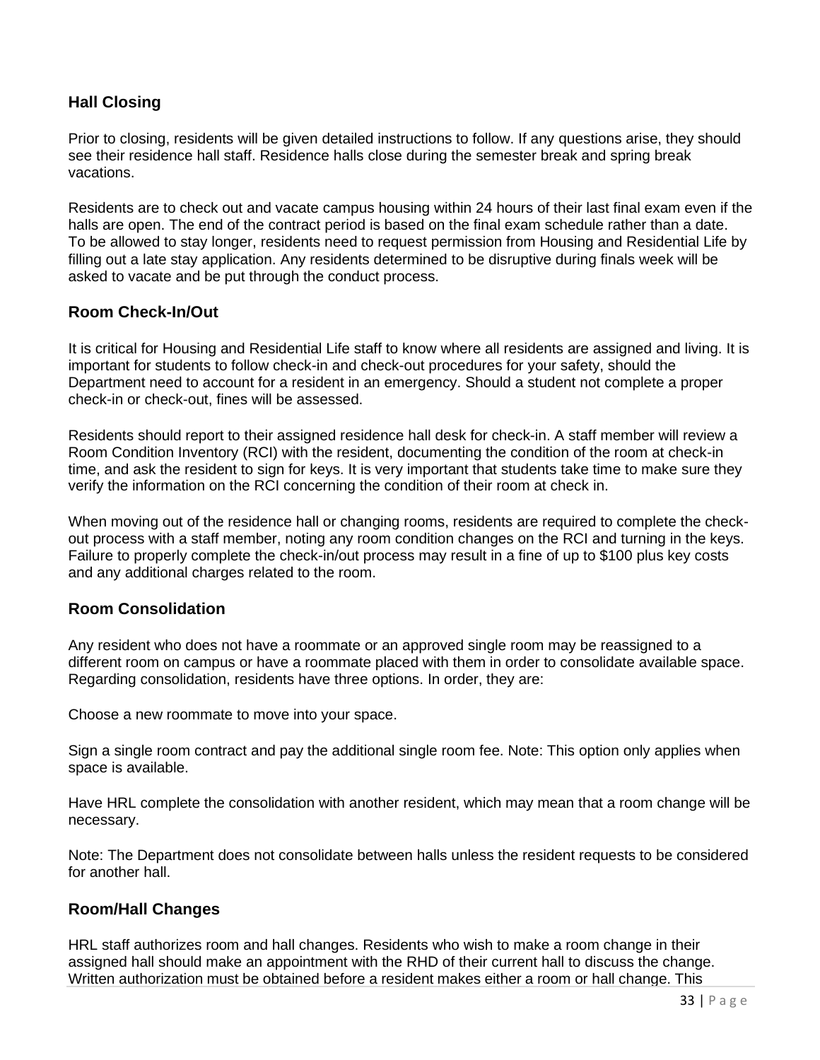## Hall Closing

Prior to closing, residents will be given detailed instructions to follow. If any questions arise, they should see their residence hall staff. Residence halls close during the semester break and spring break vacations.

Residents are to check out and vacate campus housing within 24 hours of their last final exam even if the halls are open. The end of the contract period is based on the final exam schedule rather than a date. To be allowed to stay longer, residents need to request permission from Housing and Residential Life by filling out a late stay application. Any residents determined to be disruptive during finals week will be asked to vacate and be put through the conduct process.

## Room Check-In/Out

It is critical for Housing and Residential Life staff to know where all residents are assigned and living. It is important for students to follow check-in and check-out procedures for your safety, should the Department need to account for a resident in an emergency. Should a student not complete a proper check-in or check-out, fines will be assessed.

Residents should report to their assigned residence hall desk for check-in. A staff member will review a Room Condition Inventory (RCI) with the resident, documenting the condition of the room at check-in time, and ask the resident to sign for keys. It is very important that students take time to make sure they verify the information on the RCI concerning the condition of their room at check in.

When moving out of the residence hall or changing rooms, residents are required to complete the check-out process with a staff member, noting any room condition changes on the RCI and turning in the keys. Failure to properly complete the check-in/out process may result in a fine of up to $100 plus key costs and any additional charges related to the room.

## Room Consolidation

Any resident who does not have a roommate or an approved single room may be reassigned to a different room on campus or have a roommate placed with them in order to consolidate available space. Regarding consolidation, residents have three options. In order, they are:

Choose a new roommate to move into your space.

Sign a single room contract and pay the additional single room fee. Note: This option only applies when space is available.

Have HRL complete the consolidation with another resident, which may mean that a room change will be necessary.

Note: The Department does not consolidate between halls unless the resident requests to be considered for another hall.

## Room/Hall Changes

HRL staff authorizes room and hall changes. Residents who wish to make a room change in their assigned hall should make an appointment with the RHD of their current hall to discuss the change. Written authorization must be obtained before a resident makes either a room or hall change. This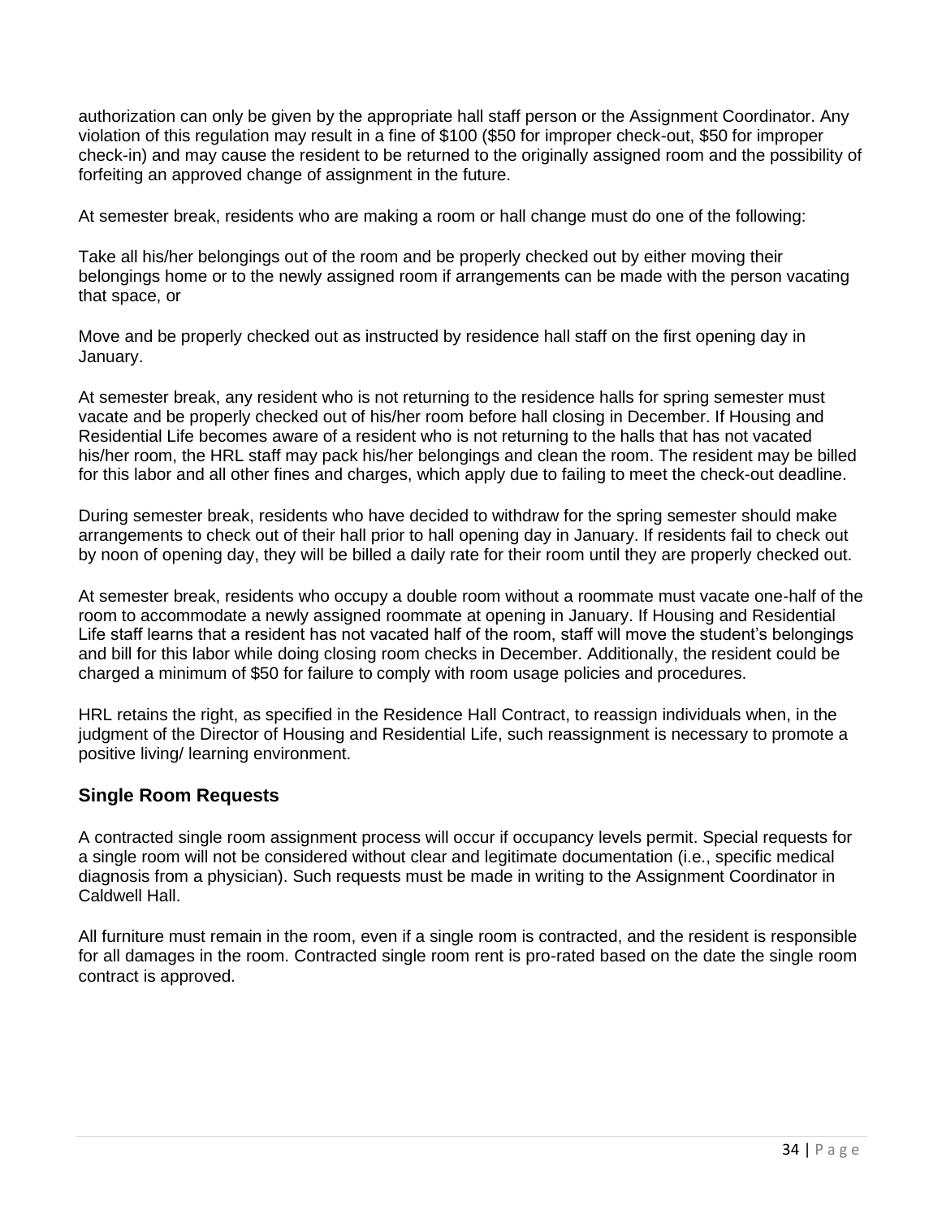authorization can only be given by the appropriate hall staff person or the Assignment Coordinator. Any violation of this regulation may result in a fine of $100 ($50 for improper check-out, $50 for improper check-in) and may cause the resident to be returned to the originally assigned room and the possibility of forfeiting an approved change of assignment in the future.

At semester break, residents who are making a room or hall change must do one of the following:

Take all his/her belongings out of the room and be properly checked out by either moving their belongings home or to the newly assigned room if arrangements can be made with the person vacating that space, or

Move and be properly checked out as instructed by residence hall staff on the first opening day in January.

At semester break, any resident who is not returning to the residence halls for spring semester must vacate and be properly checked out of his/her room before hall closing in December. If Housing and Residential Life becomes aware of a resident who is not returning to the halls that has not vacated his/her room, the HRL staff may pack his/her belongings and clean the room. The resident may be billed for this labor and all other fines and charges, which apply due to failing to meet the check-out deadline.

During semester break, residents who have decided to withdraw for the spring semester should make arrangements to check out of their hall prior to hall opening day in January. If residents fail to check out by noon of opening day, they will be billed a daily rate for their room until they are properly checked out.

At semester break, residents who occupy a double room without a roommate must vacate one-half of the room to accommodate a newly assigned roommate at opening in January. If Housing and Residential Life staff learns that a resident has not vacated half of the room, staff will move the student's belongings and bill for this labor while doing closing room checks in December. Additionally, the resident could be charged a minimum of $50 for failure to comply with room usage policies and procedures.

HRL retains the right, as specified in the Residence Hall Contract, to reassign individuals when, in the judgment of the Director of Housing and Residential Life, such reassignment is necessary to promote a positive living/ learning environment.

## Single Room Requests

A contracted single room assignment process will occur if occupancy levels permit. Special requests for a single room will not be considered without clear and legitimate documentation (i.e., specific medical diagnosis from a physician). Such requests must be made in writing to the Assignment Coordinator in Caldwell Hall.

All furniture must remain in the room, even if a single room is contracted, and the resident is responsible for all damages in the room. Contracted single room rent is pro-rated based on the date the single room contract is approved.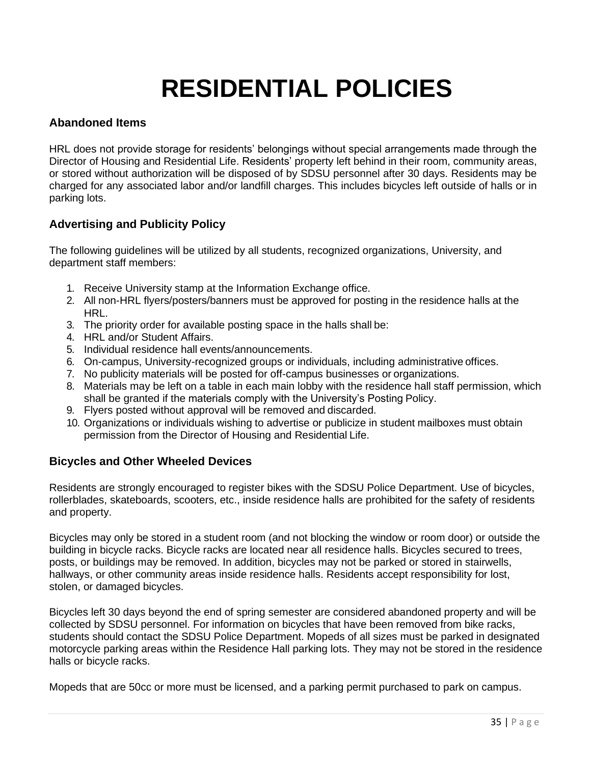# RESIDENTIAL POLICIES

## Abandoned Items

HRL does not provide storage for residents' belongings without special arrangements made through the Director of Housing and Residential Life. Residents' property left behind in their room, community areas, or stored without authorization will be disposed of by SDSU personnel after 30 days. Residents may be charged for any associated labor and/or landfill charges. This includes bicycles left outside of halls or in parking lots.

## Advertising and Publicity Policy

The following guidelines will be utilized by all students, recognized organizations, University, and department staff members:

1. Receive University stamp at the Information Exchange office.
2. All non-HRL flyers/posters/banners must be approved for posting in the residence halls at the HRL.
3. The priority order for available posting space in the halls shall be:
4. HRL and/or Student Affairs.
5. Individual residence hall events/announcements.
6. On-campus, University-recognized groups or individuals, including administrative offices.
7. No publicity materials will be posted for off-campus businesses or organizations.
8. Materials may be left on a table in each main lobby with the residence hall staff permission, which shall be granted if the materials comply with the University's Posting Policy.
9. Flyers posted without approval will be removed and discarded.
10. Organizations or individuals wishing to advertise or publicize in student mailboxes must obtain permission from the Director of Housing and Residential Life.

## Bicycles and Other Wheeled Devices

Residents are strongly encouraged to register bikes with the SDSU Police Department. Use of bicycles, rollerblades, skateboards, scooters, etc., inside residence halls are prohibited for the safety of residents and property.

Bicycles may only be stored in a student room (and not blocking the window or room door) or outside the building in bicycle racks. Bicycle racks are located near all residence halls. Bicycles secured to trees, posts, or buildings may be removed. In addition, bicycles may not be parked or stored in stairwells, hallways, or other community areas inside residence halls. Residents accept responsibility for lost, stolen, or damaged bicycles.

Bicycles left 30 days beyond the end of spring semester are considered abandoned property and will be collected by SDSU personnel. For information on bicycles that have been removed from bike racks, students should contact the SDSU Police Department. Mopeds of all sizes must be parked in designated motorcycle parking areas within the Residence Hall parking lots. They may not be stored in the residence halls or bicycle racks.

Mopeds that are 50cc or more must be licensed, and a parking permit purchased to park on campus.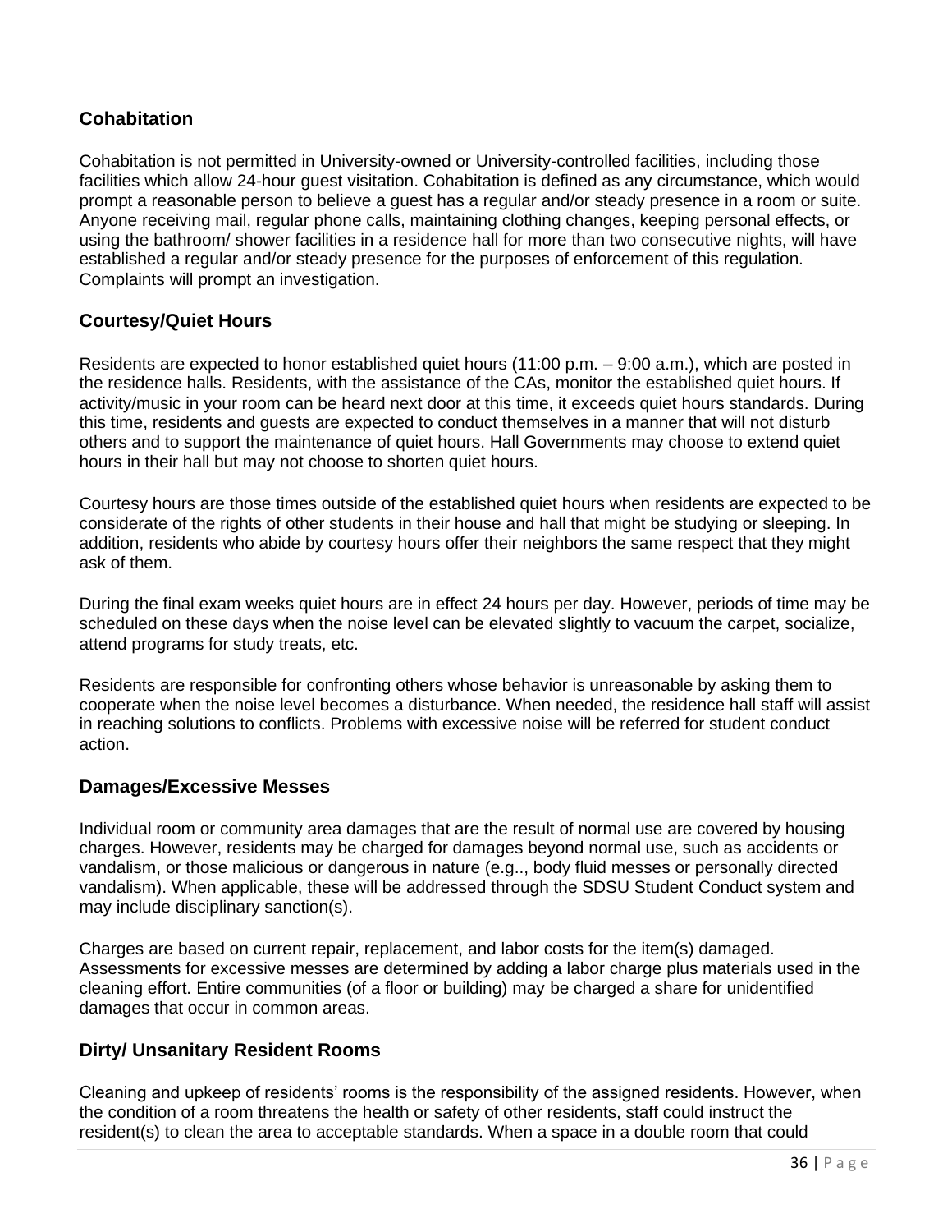## Cohabitation

Cohabitation is not permitted in University-owned or University-controlled facilities, including those facilities which allow 24-hour guest visitation. Cohabitation is defined as any circumstance, which would prompt a reasonable person to believe a guest has a regular and/or steady presence in a room or suite. Anyone receiving mail, regular phone calls, maintaining clothing changes, keeping personal effects, or using the bathroom/ shower facilities in a residence hall for more than two consecutive nights, will have established a regular and/or steady presence for the purposes of enforcement of this regulation. Complaints will prompt an investigation.

## Courtesy/Quiet Hours

Residents are expected to honor established quiet hours (11:00 p.m. – 9:00 a.m.), which are posted in the residence halls. Residents, with the assistance of the CAs, monitor the established quiet hours. If activity/music in your room can be heard next door at this time, it exceeds quiet hours standards. During this time, residents and guests are expected to conduct themselves in a manner that will not disturb others and to support the maintenance of quiet hours. Hall Governments may choose to extend quiet hours in their hall but may not choose to shorten quiet hours.

Courtesy hours are those times outside of the established quiet hours when residents are expected to be considerate of the rights of other students in their house and hall that might be studying or sleeping. In addition, residents who abide by courtesy hours offer their neighbors the same respect that they might ask of them.

During the final exam weeks quiet hours are in effect 24 hours per day. However, periods of time may be scheduled on these days when the noise level can be elevated slightly to vacuum the carpet, socialize, attend programs for study treats, etc.

Residents are responsible for confronting others whose behavior is unreasonable by asking them to cooperate when the noise level becomes a disturbance. When needed, the residence hall staff will assist in reaching solutions to conflicts. Problems with excessive noise will be referred for student conduct action.

## Damages/Excessive Messes

Individual room or community area damages that are the result of normal use are covered by housing charges. However, residents may be charged for damages beyond normal use, such as accidents or vandalism, or those malicious or dangerous in nature (e.g.., body fluid messes or personally directed vandalism). When applicable, these will be addressed through the SDSU Student Conduct system and may include disciplinary sanction(s).

Charges are based on current repair, replacement, and labor costs for the item(s) damaged. Assessments for excessive messes are determined by adding a labor charge plus materials used in the cleaning effort. Entire communities (of a floor or building) may be charged a share for unidentified damages that occur in common areas.

## Dirty/ Unsanitary Resident Rooms

Cleaning and upkeep of residents' rooms is the responsibility of the assigned residents. However, when the condition of a room threatens the health or safety of other residents, staff could instruct the resident(s) to clean the area to acceptable standards. When a space in a double room that could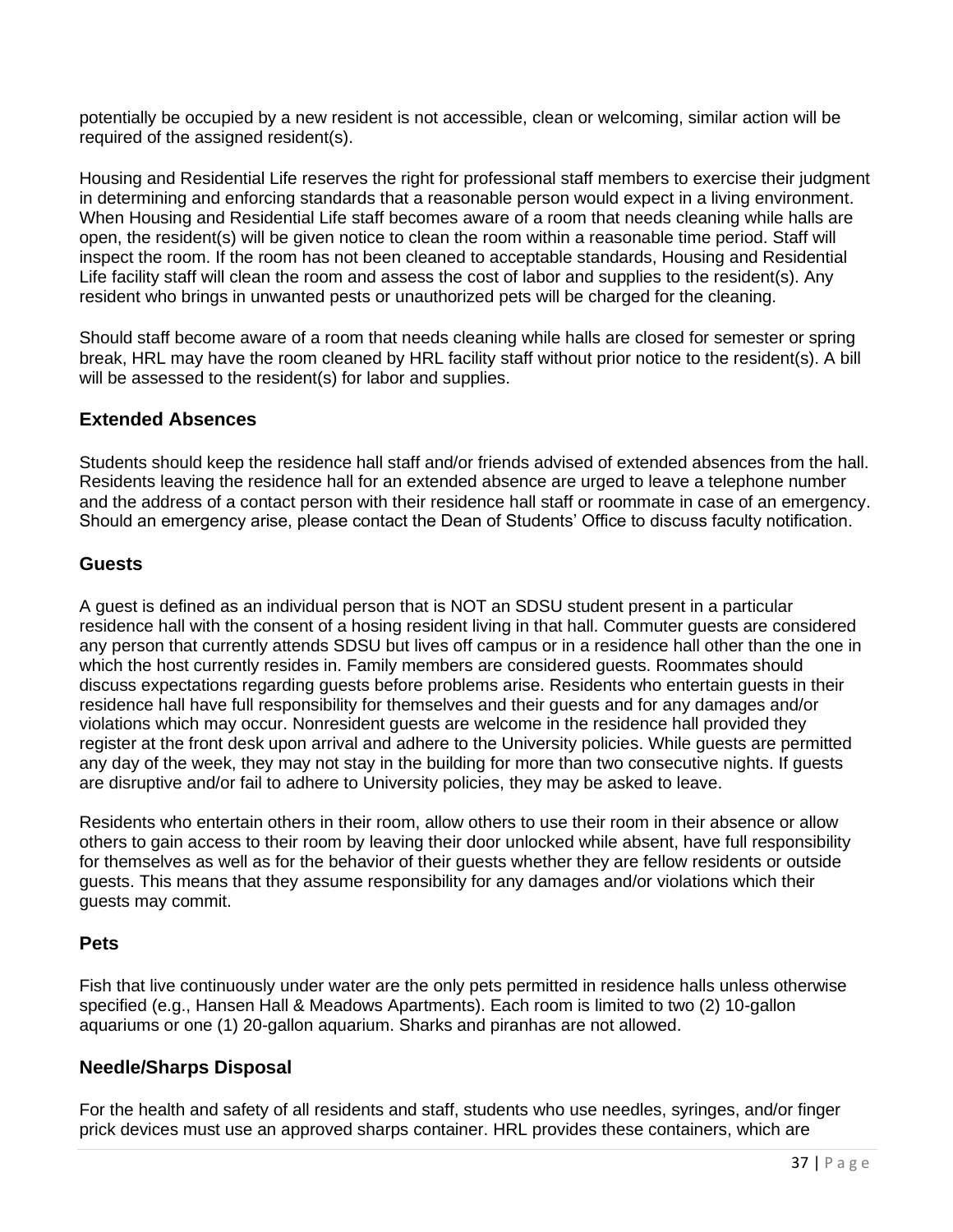potentially be occupied by a new resident is not accessible, clean or welcoming, similar action will be required of the assigned resident(s).

Housing and Residential Life reserves the right for professional staff members to exercise their judgment in determining and enforcing standards that a reasonable person would expect in a living environment. When Housing and Residential Life staff becomes aware of a room that needs cleaning while halls are open, the resident(s) will be given notice to clean the room within a reasonable time period. Staff will inspect the room. If the room has not been cleaned to acceptable standards, Housing and Residential Life facility staff will clean the room and assess the cost of labor and supplies to the resident(s). Any resident who brings in unwanted pests or unauthorized pets will be charged for the cleaning.

Should staff become aware of a room that needs cleaning while halls are closed for semester or spring break, HRL may have the room cleaned by HRL facility staff without prior notice to the resident(s). A bill will be assessed to the resident(s) for labor and supplies.

## Extended Absences

Students should keep the residence hall staff and/or friends advised of extended absences from the hall. Residents leaving the residence hall for an extended absence are urged to leave a telephone number and the address of a contact person with their residence hall staff or roommate in case of an emergency. Should an emergency arise, please contact the Dean of Students' Office to discuss faculty notification.

## Guests

A guest is defined as an individual person that is NOT an SDSU student present in a particular residence hall with the consent of a hosing resident living in that hall. Commuter guests are considered any person that currently attends SDSU but lives off campus or in a residence hall other than the one in which the host currently resides in. Family members are considered guests. Roommates should discuss expectations regarding guests before problems arise. Residents who entertain guests in their residence hall have full responsibility for themselves and their guests and for any damages and/or violations which may occur. Nonresident guests are welcome in the residence hall provided they register at the front desk upon arrival and adhere to the University policies. While guests are permitted any day of the week, they may not stay in the building for more than two consecutive nights. If guests are disruptive and/or fail to adhere to University policies, they may be asked to leave.

Residents who entertain others in their room, allow others to use their room in their absence or allow others to gain access to their room by leaving their door unlocked while absent, have full responsibility for themselves as well as for the behavior of their guests whether they are fellow residents or outside guests. This means that they assume responsibility for any damages and/or violations which their guests may commit.

## Pets

Fish that live continuously under water are the only pets permitted in residence halls unless otherwise specified (e.g., Hansen Hall & Meadows Apartments). Each room is limited to two (2) 10-gallon aquariums or one (1) 20-gallon aquarium. Sharks and piranhas are not allowed.

## Needle/Sharps Disposal

For the health and safety of all residents and staff, students who use needles, syringes, and/or finger prick devices must use an approved sharps container. HRL provides these containers, which are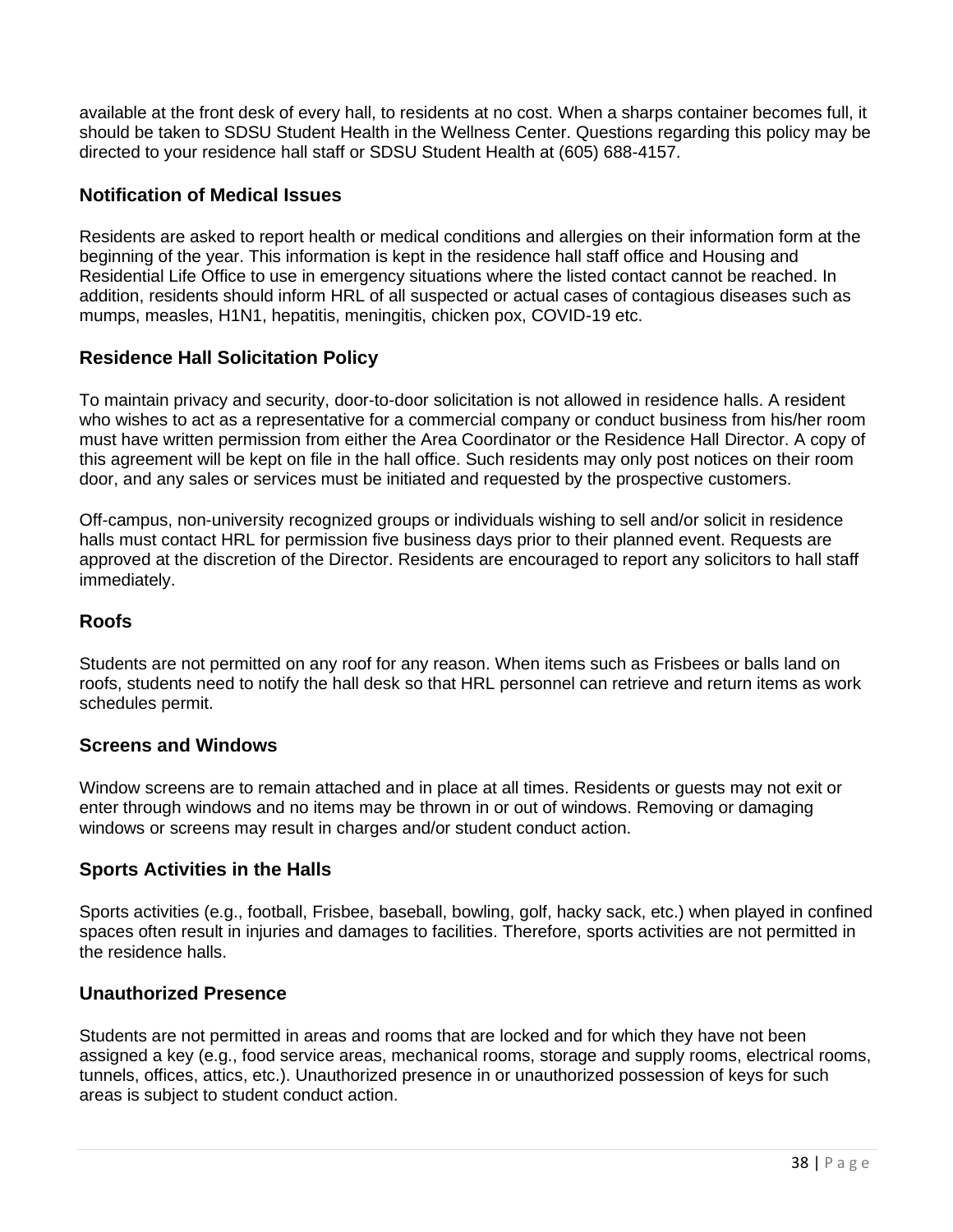available at the front desk of every hall, to residents at no cost. When a sharps container becomes full, it should be taken to SDSU Student Health in the Wellness Center. Questions regarding this policy may be directed to your residence hall staff or SDSU Student Health at (605) 688-4157.

### Notification of Medical Issues

Residents are asked to report health or medical conditions and allergies on their information form at the beginning of the year. This information is kept in the residence hall staff office and Housing and Residential Life Office to use in emergency situations where the listed contact cannot be reached. In addition, residents should inform HRL of all suspected or actual cases of contagious diseases such as mumps, measles, H1N1, hepatitis, meningitis, chicken pox, COVID-19 etc.

### Residence Hall Solicitation Policy

To maintain privacy and security, door-to-door solicitation is not allowed in residence halls. A resident who wishes to act as a representative for a commercial company or conduct business from his/her room must have written permission from either the Area Coordinator or the Residence Hall Director. A copy of this agreement will be kept on file in the hall office. Such residents may only post notices on their room door, and any sales or services must be initiated and requested by the prospective customers.

Off-campus, non-university recognized groups or individuals wishing to sell and/or solicit in residence halls must contact HRL for permission five business days prior to their planned event. Requests are approved at the discretion of the Director. Residents are encouraged to report any solicitors to hall staff immediately.

### Roofs

Students are not permitted on any roof for any reason. When items such as Frisbees or balls land on roofs, students need to notify the hall desk so that HRL personnel can retrieve and return items as work schedules permit.

### Screens and Windows

Window screens are to remain attached and in place at all times. Residents or guests may not exit or enter through windows and no items may be thrown in or out of windows. Removing or damaging windows or screens may result in charges and/or student conduct action.

### Sports Activities in the Halls

Sports activities (e.g., football, Frisbee, baseball, bowling, golf, hacky sack, etc.) when played in confined spaces often result in injuries and damages to facilities. Therefore, sports activities are not permitted in the residence halls.

### Unauthorized Presence

Students are not permitted in areas and rooms that are locked and for which they have not been assigned a key (e.g., food service areas, mechanical rooms, storage and supply rooms, electrical rooms, tunnels, offices, attics, etc.). Unauthorized presence in or unauthorized possession of keys for such areas is subject to student conduct action.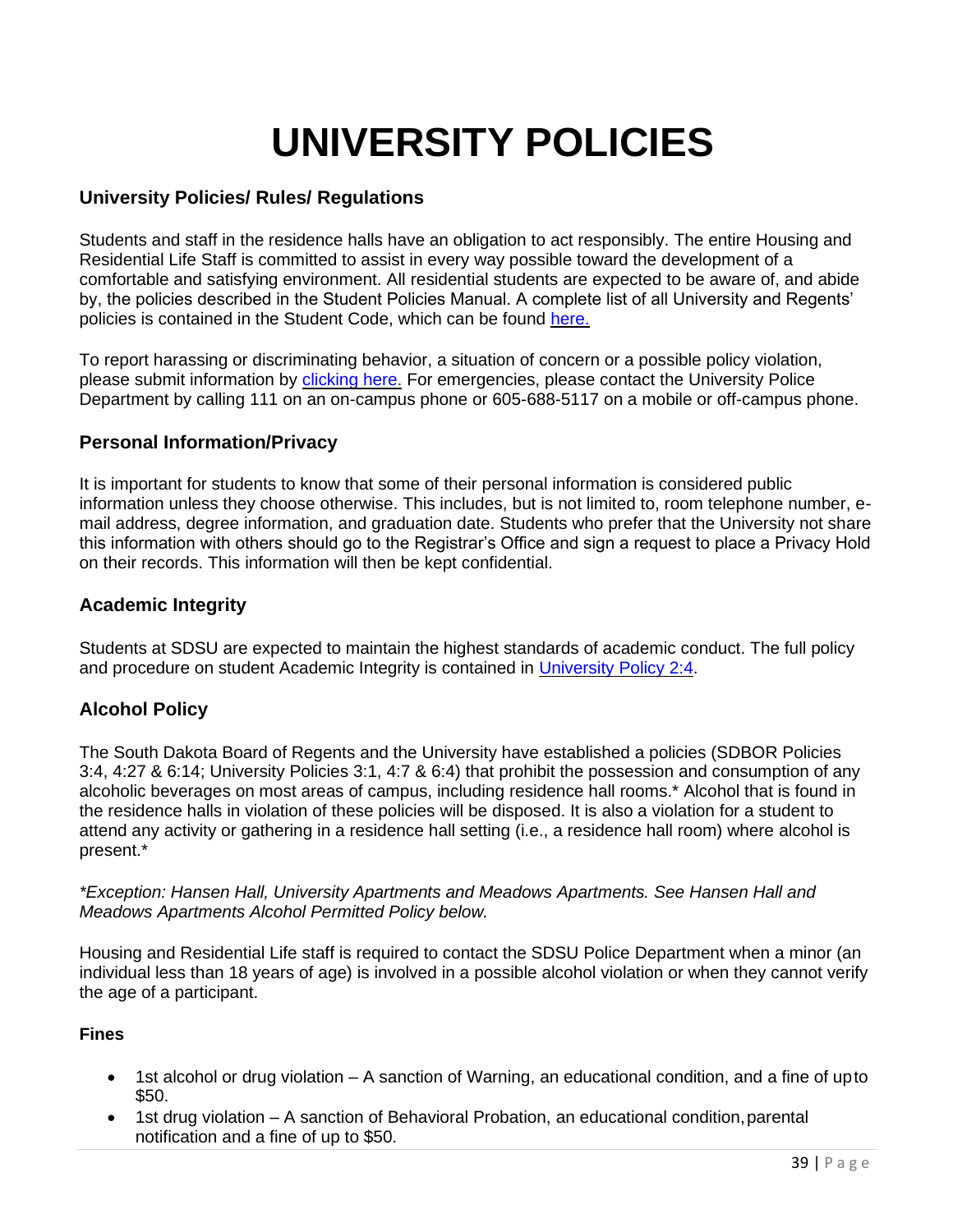# UNIVERSITY POLICIES

## University Policies/ Rules/ Regulations

Students and staff in the residence halls have an obligation to act responsibly. The entire Housing and Residential Life Staff is committed to assist in every way possible toward the development of a comfortable and satisfying environment. All residential students are expected to be aware of, and abide by, the policies described in the Student Policies Manual. A complete list of all University and Regents' policies is contained in the Student Code, which can be found [here.]

To report harassing or discriminating behavior, a situation of concern or a possible policy violation, please submit information by [clicking here.] For emergencies, please contact the University Police Department by calling 111 on an on-campus phone or 605-688-5117 on a mobile or off-campus phone.

## Personal Information/Privacy

It is important for students to know that some of their personal information is considered public information unless they choose otherwise. This includes, but is not limited to, room telephone number, e-mail address, degree information, and graduation date. Students who prefer that the University not share this information with others should go to the Registrar's Office and sign a request to place a Privacy Hold on their records. This information will then be kept confidential.

## Academic Integrity

Students at SDSU are expected to maintain the highest standards of academic conduct. The full policy and procedure on student Academic Integrity is contained in [University Policy 2:4].

## Alcohol Policy

The South Dakota Board of Regents and the University have established a policies (SDBOR Policies 3:4, 4:27 & 6:14; University Policies 3:1, 4:7 & 6:4) that prohibit the possession and consumption of any alcoholic beverages on most areas of campus, including residence hall rooms.* Alcohol that is found in the residence halls in violation of these policies will be disposed. It is also a violation for a student to attend any activity or gathering in a residence hall setting (i.e., a residence hall room) where alcohol is present.*

*\*Exception: Hansen Hall, University Apartments and Meadows Apartments. See Hansen Hall and Meadows Apartments Alcohol Permitted Policy below.*

Housing and Residential Life staff is required to contact the SDSU Police Department when a minor (an individual less than 18 years of age) is involved in a possible alcohol violation or when they cannot verify the age of a participant.

### Fines

- 1st alcohol or drug violation – A sanction of Warning, an educational condition, and a fine of up to $50.
- 1st drug violation – A sanction of Behavioral Probation, an educational condition, parental notification and a fine of up to $50.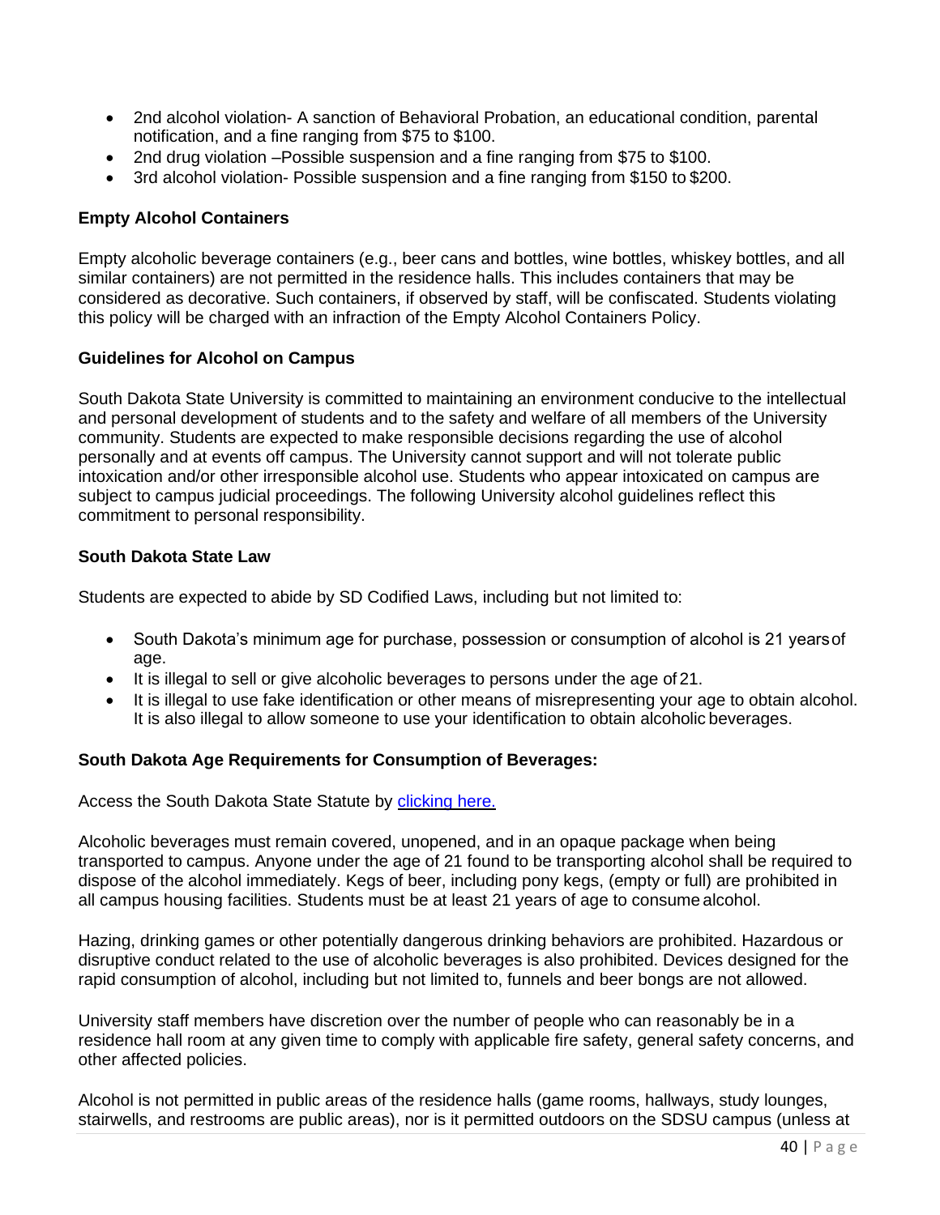- 2nd alcohol violation- A sanction of Behavioral Probation, an educational condition, parental notification, and a fine ranging from $75 to $100.
- 2nd drug violation –Possible suspension and a fine ranging from $75 to $100.
- 3rd alcohol violation- Possible suspension and a fine ranging from $150 to $200.

**Empty Alcohol Containers**

Empty alcoholic beverage containers (e.g., beer cans and bottles, wine bottles, whiskey bottles, and all similar containers) are not permitted in the residence halls. This includes containers that may be considered as decorative. Such containers, if observed by staff, will be confiscated. Students violating this policy will be charged with an infraction of the Empty Alcohol Containers Policy.

**Guidelines for Alcohol on Campus**

South Dakota State University is committed to maintaining an environment conducive to the intellectual and personal development of students and to the safety and welfare of all members of the University community. Students are expected to make responsible decisions regarding the use of alcohol personally and at events off campus. The University cannot support and will not tolerate public intoxication and/or other irresponsible alcohol use. Students who appear intoxicated on campus are subject to campus judicial proceedings. The following University alcohol guidelines reflect this commitment to personal responsibility.

**South Dakota State Law**

Students are expected to abide by SD Codified Laws, including but not limited to:

- South Dakota's minimum age for purchase, possession or consumption of alcohol is 21 years of age.
- It is illegal to sell or give alcoholic beverages to persons under the age of 21.
- It is illegal to use fake identification or other means of misrepresenting your age to obtain alcohol. It is also illegal to allow someone to use your identification to obtain alcoholic beverages.

**South Dakota Age Requirements for Consumption of Beverages:**

Access the South Dakota State Statute by [clicking here.]

Alcoholic beverages must remain covered, unopened, and in an opaque package when being transported to campus. Anyone under the age of 21 found to be transporting alcohol shall be required to dispose of the alcohol immediately. Kegs of beer, including pony kegs, (empty or full) are prohibited in all campus housing facilities. Students must be at least 21 years of age to consume alcohol.

Hazing, drinking games or other potentially dangerous drinking behaviors are prohibited. Hazardous or disruptive conduct related to the use of alcoholic beverages is also prohibited. Devices designed for the rapid consumption of alcohol, including but not limited to, funnels and beer bongs are not allowed.

University staff members have discretion over the number of people who can reasonably be in a residence hall room at any given time to comply with applicable fire safety, general safety concerns, and other affected policies.

Alcohol is not permitted in public areas of the residence halls (game rooms, hallways, study lounges, stairwells, and restrooms are public areas), nor is it permitted outdoors on the SDSU campus (unless at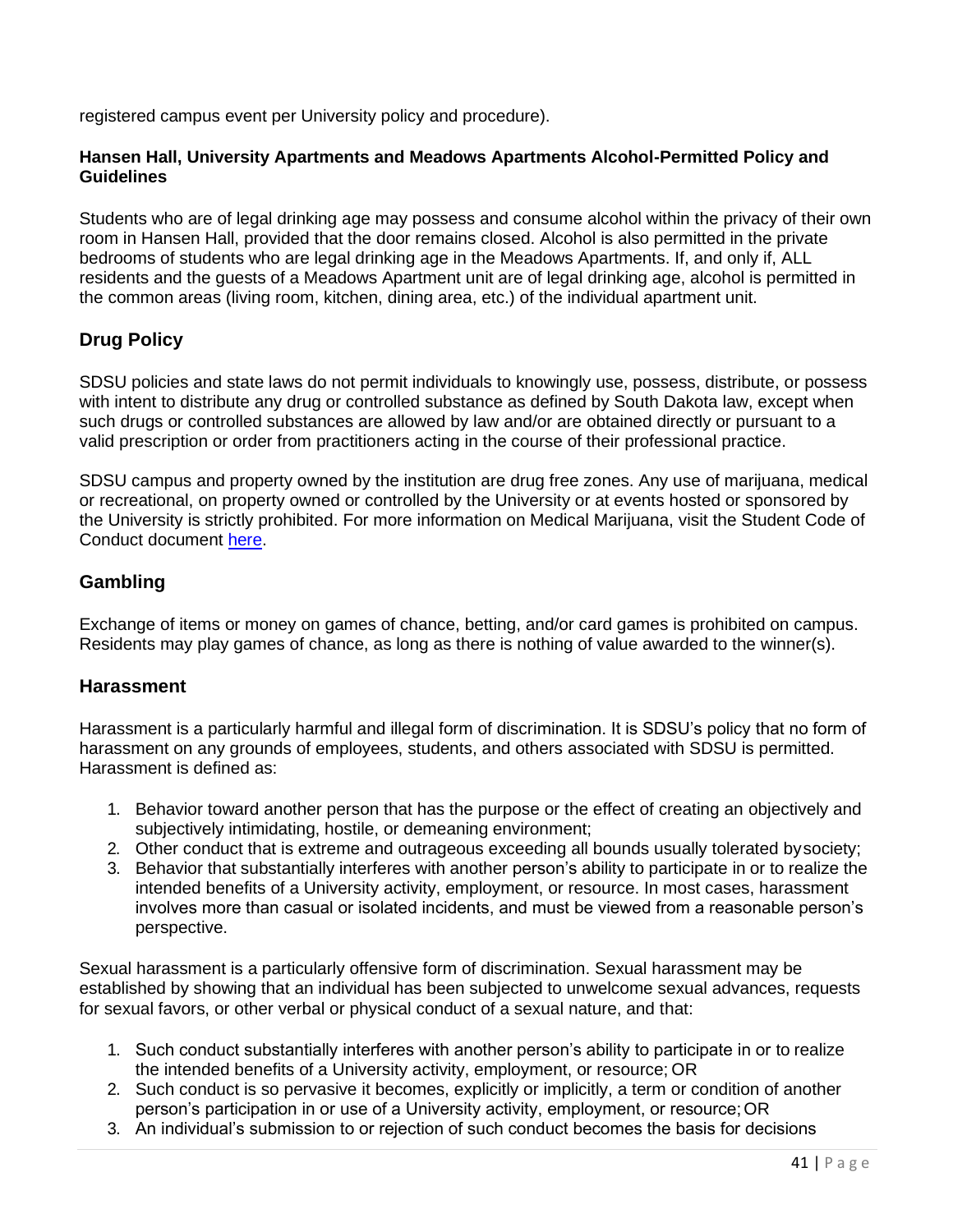registered campus event per University policy and procedure).

**Hansen Hall, University Apartments and Meadows Apartments Alcohol-Permitted Policy and Guidelines**

Students who are of legal drinking age may possess and consume alcohol within the privacy of their own room in Hansen Hall, provided that the door remains closed. Alcohol is also permitted in the private bedrooms of students who are legal drinking age in the Meadows Apartments. If, and only if, ALL residents and the guests of a Meadows Apartment unit are of legal drinking age, alcohol is permitted in the common areas (living room, kitchen, dining area, etc.) of the individual apartment unit.

## Drug Policy

SDSU policies and state laws do not permit individuals to knowingly use, possess, distribute, or possess with intent to distribute any drug or controlled substance as defined by South Dakota law, except when such drugs or controlled substances are allowed by law and/or are obtained directly or pursuant to a valid prescription or order from practitioners acting in the course of their professional practice.

SDSU campus and property owned by the institution are drug free zones. Any use of marijuana, medical or recreational, on property owned or controlled by the University or at events hosted or sponsored by the University is strictly prohibited. For more information on Medical Marijuana, visit the Student Code of Conduct document here.

## Gambling

Exchange of items or money on games of chance, betting, and/or card games is prohibited on campus. Residents may play games of chance, as long as there is nothing of value awarded to the winner(s).

## Harassment

Harassment is a particularly harmful and illegal form of discrimination. It is SDSU's policy that no form of harassment on any grounds of employees, students, and others associated with SDSU is permitted. Harassment is defined as:

1. Behavior toward another person that has the purpose or the effect of creating an objectively and subjectively intimidating, hostile, or demeaning environment;
2. Other conduct that is extreme and outrageous exceeding all bounds usually tolerated by society;
3. Behavior that substantially interferes with another person's ability to participate in or to realize the intended benefits of a University activity, employment, or resource. In most cases, harassment involves more than casual or isolated incidents, and must be viewed from a reasonable person's perspective.

Sexual harassment is a particularly offensive form of discrimination. Sexual harassment may be established by showing that an individual has been subjected to unwelcome sexual advances, requests for sexual favors, or other verbal or physical conduct of a sexual nature, and that:

1. Such conduct substantially interferes with another person's ability to participate in or to realize the intended benefits of a University activity, employment, or resource; OR
2. Such conduct is so pervasive it becomes, explicitly or implicitly, a term or condition of another person's participation in or use of a University activity, employment, or resource; OR
3. An individual's submission to or rejection of such conduct becomes the basis for decisions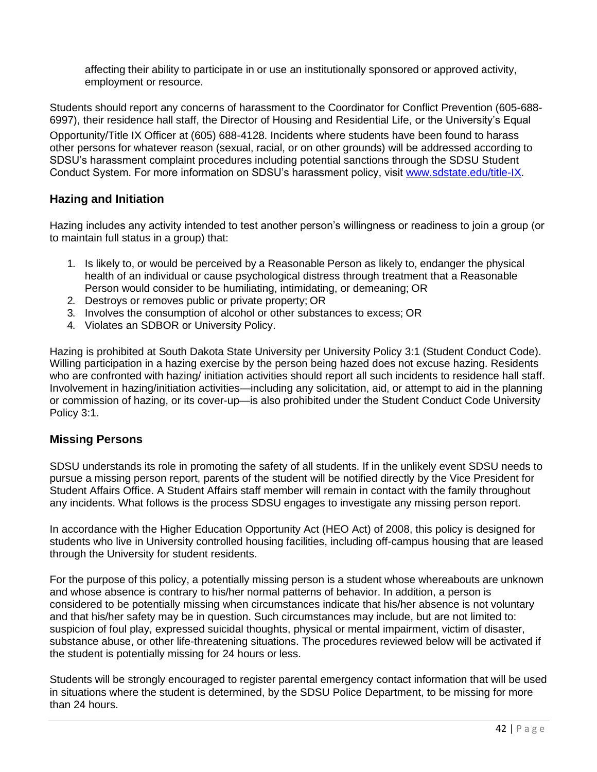affecting their ability to participate in or use an institutionally sponsored or approved activity, employment or resource.

Students should report any concerns of harassment to the Coordinator for Conflict Prevention (605-688-6997), their residence hall staff, the Director of Housing and Residential Life, or the University's Equal Opportunity/Title IX Officer at (605) 688-4128. Incidents where students have been found to harass other persons for whatever reason (sexual, racial, or on other grounds) will be addressed according to SDSU's harassment complaint procedures including potential sanctions through the SDSU Student Conduct System. For more information on SDSU's harassment policy, visit [www.sdstate.edu/title-IX](www.sdstate.edu/title-IX).

## Hazing and Initiation

Hazing includes any activity intended to test another person's willingness or readiness to join a group (or to maintain full status in a group) that:

1. Is likely to, or would be perceived by a Reasonable Person as likely to, endanger the physical health of an individual or cause psychological distress through treatment that a Reasonable Person would consider to be humiliating, intimidating, or demeaning; OR
2. Destroys or removes public or private property; OR
3. Involves the consumption of alcohol or other substances to excess; OR
4. Violates an SDBOR or University Policy.

Hazing is prohibited at South Dakota State University per University Policy 3:1 (Student Conduct Code). Willing participation in a hazing exercise by the person being hazed does not excuse hazing. Residents who are confronted with hazing/ initiation activities should report all such incidents to residence hall staff. Involvement in hazing/initiation activities—including any solicitation, aid, or attempt to aid in the planning or commission of hazing, or its cover-up—is also prohibited under the Student Conduct Code University Policy 3:1.

## Missing Persons

SDSU understands its role in promoting the safety of all students. If in the unlikely event SDSU needs to pursue a missing person report, parents of the student will be notified directly by the Vice President for Student Affairs Office. A Student Affairs staff member will remain in contact with the family throughout any incidents. What follows is the process SDSU engages to investigate any missing person report.

In accordance with the Higher Education Opportunity Act (HEO Act) of 2008, this policy is designed for students who live in University controlled housing facilities, including off-campus housing that are leased through the University for student residents.

For the purpose of this policy, a potentially missing person is a student whose whereabouts are unknown and whose absence is contrary to his/her normal patterns of behavior. In addition, a person is considered to be potentially missing when circumstances indicate that his/her absence is not voluntary and that his/her safety may be in question. Such circumstances may include, but are not limited to: suspicion of foul play, expressed suicidal thoughts, physical or mental impairment, victim of disaster, substance abuse, or other life-threatening situations. The procedures reviewed below will be activated if the student is potentially missing for 24 hours or less.

Students will be strongly encouraged to register parental emergency contact information that will be used in situations where the student is determined, by the SDSU Police Department, to be missing for more than 24 hours.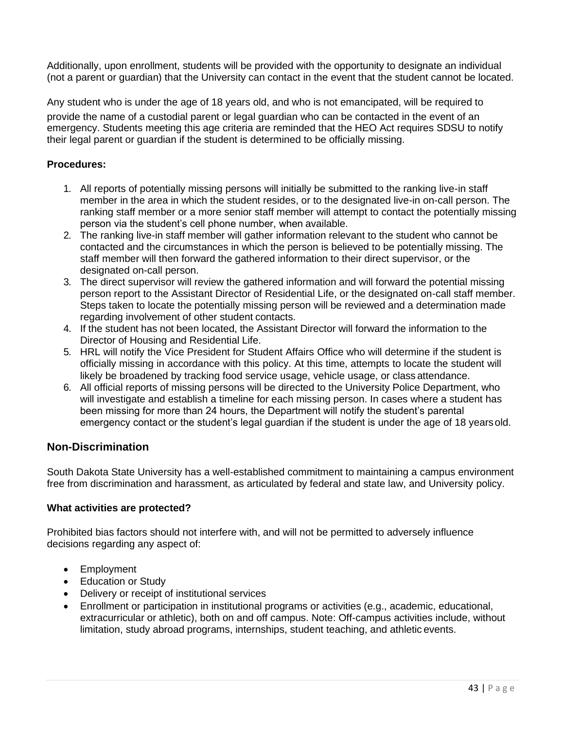Additionally, upon enrollment, students will be provided with the opportunity to designate an individual (not a parent or guardian) that the University can contact in the event that the student cannot be located.

Any student who is under the age of 18 years old, and who is not emancipated, will be required to provide the name of a custodial parent or legal guardian who can be contacted in the event of an emergency. Students meeting this age criteria are reminded that the HEO Act requires SDSU to notify their legal parent or guardian if the student is determined to be officially missing.

**Procedures:**

1. All reports of potentially missing persons will initially be submitted to the ranking live-in staff member in the area in which the student resides, or to the designated live-in on-call person. The ranking staff member or a more senior staff member will attempt to contact the potentially missing person via the student's cell phone number, when available.
2. The ranking live-in staff member will gather information relevant to the student who cannot be contacted and the circumstances in which the person is believed to be potentially missing. The staff member will then forward the gathered information to their direct supervisor, or the designated on-call person.
3. The direct supervisor will review the gathered information and will forward the potential missing person report to the Assistant Director of Residential Life, or the designated on-call staff member. Steps taken to locate the potentially missing person will be reviewed and a determination made regarding involvement of other student contacts.
4. If the student has not been located, the Assistant Director will forward the information to the Director of Housing and Residential Life.
5. HRL will notify the Vice President for Student Affairs Office who will determine if the student is officially missing in accordance with this policy. At this time, attempts to locate the student will likely be broadened by tracking food service usage, vehicle usage, or class attendance.
6. All official reports of missing persons will be directed to the University Police Department, who will investigate and establish a timeline for each missing person. In cases where a student has been missing for more than 24 hours, the Department will notify the student's parental emergency contact or the student's legal guardian if the student is under the age of 18 years old.

## Non-Discrimination

South Dakota State University has a well-established commitment to maintaining a campus environment free from discrimination and harassment, as articulated by federal and state law, and University policy.

**What activities are protected?**

Prohibited bias factors should not interfere with, and will not be permitted to adversely influence decisions regarding any aspect of:

- Employment
- Education or Study
- Delivery or receipt of institutional services
- Enrollment or participation in institutional programs or activities (e.g., academic, educational, extracurricular or athletic), both on and off campus. Note: Off-campus activities include, without limitation, study abroad programs, internships, student teaching, and athletic events.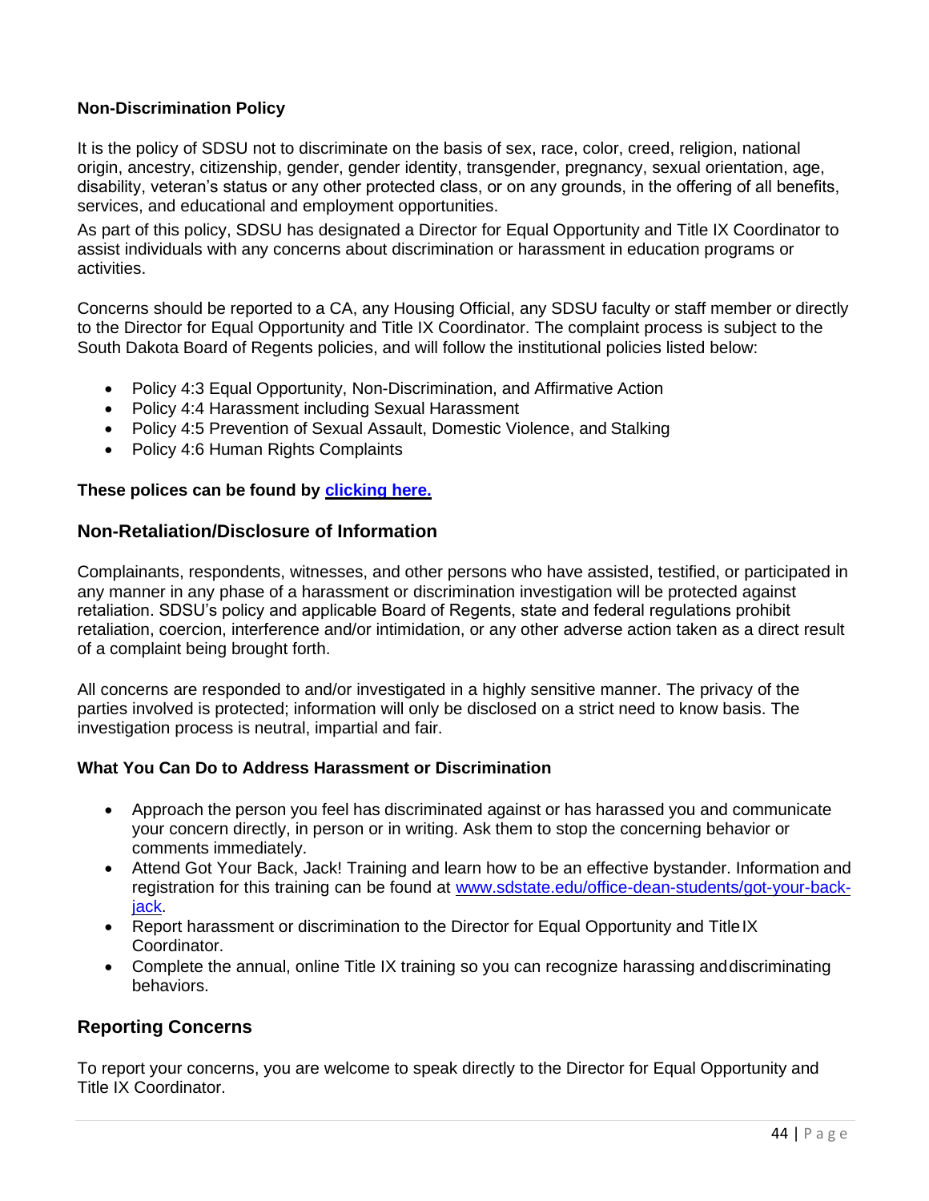**Non-Discrimination Policy**

It is the policy of SDSU not to discriminate on the basis of sex, race, color, creed, religion, national origin, ancestry, citizenship, gender, gender identity, transgender, pregnancy, sexual orientation, age, disability, veteran's status or any other protected class, or on any grounds, in the offering of all benefits, services, and educational and employment opportunities.

As part of this policy, SDSU has designated a Director for Equal Opportunity and Title IX Coordinator to assist individuals with any concerns about discrimination or harassment in education programs or activities.

Concerns should be reported to a CA, any Housing Official, any SDSU faculty or staff member or directly to the Director for Equal Opportunity and Title IX Coordinator. The complaint process is subject to the South Dakota Board of Regents policies, and will follow the institutional policies listed below:

- Policy 4:3 Equal Opportunity, Non-Discrimination, and Affirmative Action
- Policy 4:4 Harassment including Sexual Harassment
- Policy 4:5 Prevention of Sexual Assault, Domestic Violence, and Stalking
- Policy 4:6 Human Rights Complaints

**These polices can be found by clicking here.**

## Non-Retaliation/Disclosure of Information

Complainants, respondents, witnesses, and other persons who have assisted, testified, or participated in any manner in any phase of a harassment or discrimination investigation will be protected against retaliation. SDSU's policy and applicable Board of Regents, state and federal regulations prohibit retaliation, coercion, interference and/or intimidation, or any other adverse action taken as a direct result of a complaint being brought forth.

All concerns are responded to and/or investigated in a highly sensitive manner. The privacy of the parties involved is protected; information will only be disclosed on a strict need to know basis. The investigation process is neutral, impartial and fair.

**What You Can Do to Address Harassment or Discrimination**

- Approach the person you feel has discriminated against or has harassed you and communicate your concern directly, in person or in writing. Ask them to stop the concerning behavior or comments immediately.
- Attend Got Your Back, Jack! Training and learn how to be an effective bystander. Information and registration for this training can be found at www.sdstate.edu/office-dean-students/got-your-back-jack.
- Report harassment or discrimination to the Director for Equal Opportunity and Title IX Coordinator.
- Complete the annual, online Title IX training so you can recognize harassing and discriminating behaviors.

## Reporting Concerns

To report your concerns, you are welcome to speak directly to the Director for Equal Opportunity and Title IX Coordinator.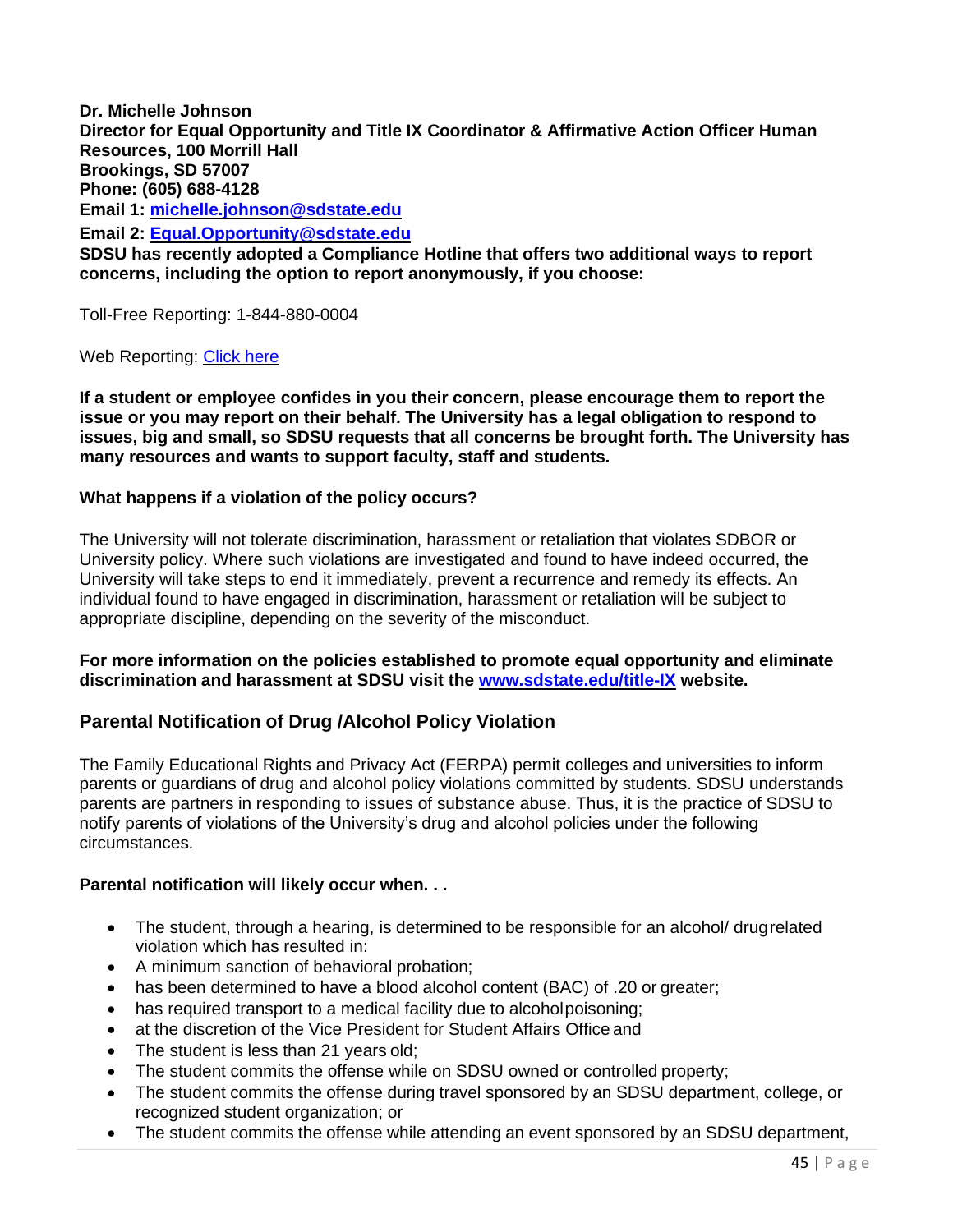**Dr. Michelle Johnson**
**Director for Equal Opportunity and Title IX Coordinator & Affirmative Action Officer Human Resources, 100 Morrill Hall**
**Brookings, SD 57007**
**Phone: (605) 688-4128**
**Email 1: [michelle.johnson@sdstate.edu](mailto:michelle.johnson@sdstate.edu)**
**Email 2: [Equal.Opportunity@sdstate.edu](mailto:Equal.Opportunity@sdstate.edu)**
**SDSU has recently adopted a Compliance Hotline that offers two additional ways to report concerns, including the option to report anonymously, if you choose:**

Toll-Free Reporting: 1-844-880-0004

Web Reporting: Click here

**If a student or employee confides in you their concern, please encourage them to report the issue or you may report on their behalf. The University has a legal obligation to respond to issues, big and small, so SDSU requests that all concerns be brought forth. The University has many resources and wants to support faculty, staff and students.**

**What happens if a violation of the policy occurs?**

The University will not tolerate discrimination, harassment or retaliation that violates SDBOR or University policy. Where such violations are investigated and found to have indeed occurred, the University will take steps to end it immediately, prevent a recurrence and remedy its effects. An individual found to have engaged in discrimination, harassment or retaliation will be subject to appropriate discipline, depending on the severity of the misconduct.

**For more information on the policies established to promote equal opportunity and eliminate discrimination and harassment at SDSU visit the [www.sdstate.edu/title-IX](http://www.sdstate.edu/title-IX) website.**

## Parental Notification of Drug /Alcohol Policy Violation

The Family Educational Rights and Privacy Act (FERPA) permit colleges and universities to inform parents or guardians of drug and alcohol policy violations committed by students. SDSU understands parents are partners in responding to issues of substance abuse. Thus, it is the practice of SDSU to notify parents of violations of the University's drug and alcohol policies under the following circumstances.

**Parental notification will likely occur when. . .**

- The student, through a hearing, is determined to be responsible for an alcohol/ drug related violation which has resulted in:
- A minimum sanction of behavioral probation;
- has been determined to have a blood alcohol content (BAC) of .20 or greater;
- has required transport to a medical facility due to alcohol poisoning;
- at the discretion of the Vice President for Student Affairs Office and
- The student is less than 21 years old;
- The student commits the offense while on SDSU owned or controlled property;
- The student commits the offense during travel sponsored by an SDSU department, college, or recognized student organization; or
- The student commits the offense while attending an event sponsored by an SDSU department,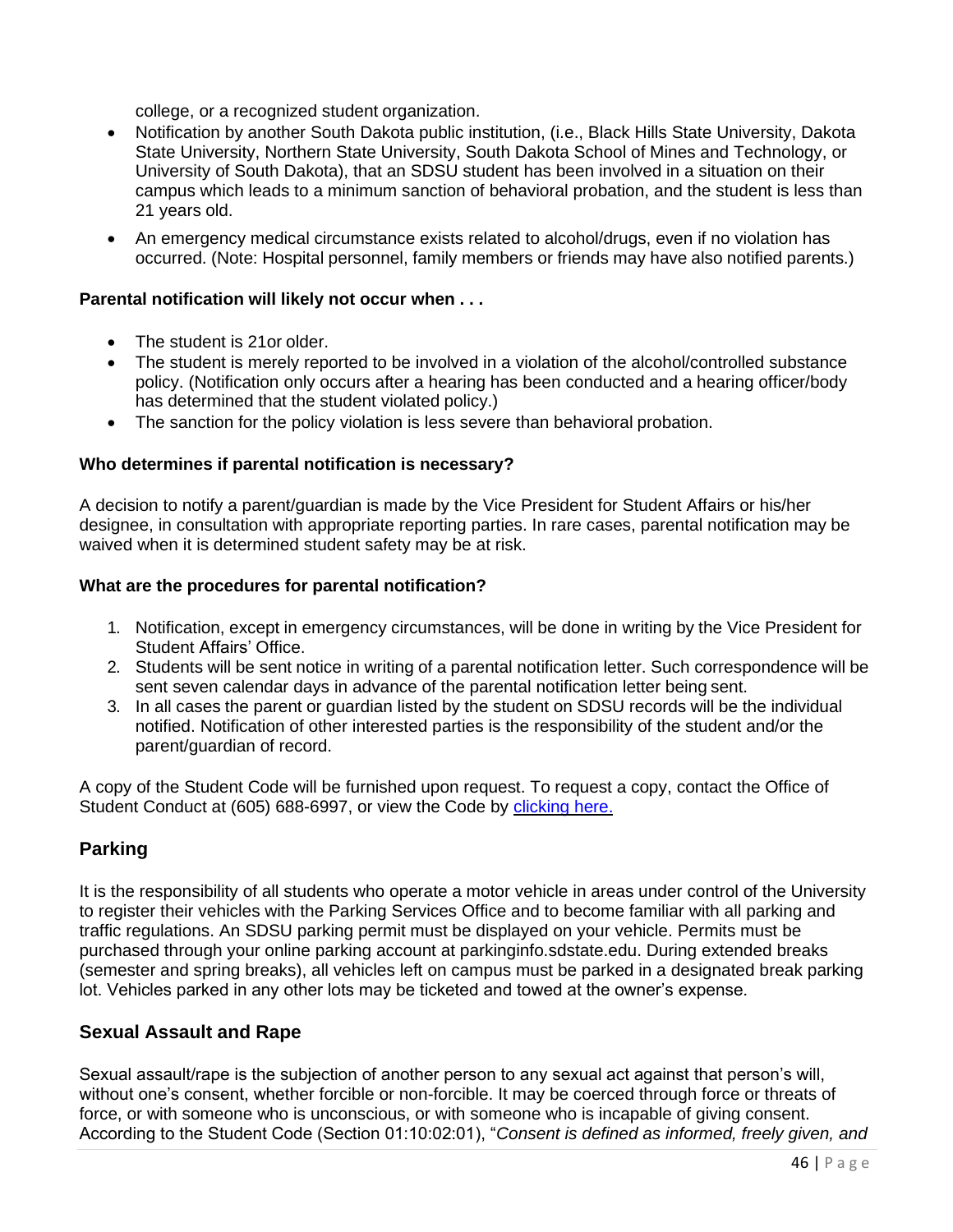college, or a recognized student organization.

- Notification by another South Dakota public institution, (i.e., Black Hills State University, Dakota State University, Northern State University, South Dakota School of Mines and Technology, or University of South Dakota), that an SDSU student has been involved in a situation on their campus which leads to a minimum sanction of behavioral probation, and the student is less than 21 years old.
- An emergency medical circumstance exists related to alcohol/drugs, even if no violation has occurred. (Note: Hospital personnel, family members or friends may have also notified parents.)

**Parental notification will likely not occur when . . .**

- The student is 21or older.
- The student is merely reported to be involved in a violation of the alcohol/controlled substance policy. (Notification only occurs after a hearing has been conducted and a hearing officer/body has determined that the student violated policy.)
- The sanction for the policy violation is less severe than behavioral probation.

**Who determines if parental notification is necessary?**

A decision to notify a parent/guardian is made by the Vice President for Student Affairs or his/her designee, in consultation with appropriate reporting parties. In rare cases, parental notification may be waived when it is determined student safety may be at risk.

**What are the procedures for parental notification?**

1. Notification, except in emergency circumstances, will be done in writing by the Vice President for Student Affairs' Office.
2. Students will be sent notice in writing of a parental notification letter. Such correspondence will be sent seven calendar days in advance of the parental notification letter being sent.
3. In all cases the parent or guardian listed by the student on SDSU records will be the individual notified. Notification of other interested parties is the responsibility of the student and/or the parent/guardian of record.

A copy of the Student Code will be furnished upon request. To request a copy, contact the Office of Student Conduct at (605) 688-6997, or view the Code by clicking here.

## Parking

It is the responsibility of all students who operate a motor vehicle in areas under control of the University to register their vehicles with the Parking Services Office and to become familiar with all parking and traffic regulations. An SDSU parking permit must be displayed on your vehicle. Permits must be purchased through your online parking account at parkinginfo.sdstate.edu. During extended breaks (semester and spring breaks), all vehicles left on campus must be parked in a designated break parking lot. Vehicles parked in any other lots may be ticketed and towed at the owner's expense.

## Sexual Assault and Rape

Sexual assault/rape is the subjection of another person to any sexual act against that person's will, without one's consent, whether forcible or non-forcible. It may be coerced through force or threats of force, or with someone who is unconscious, or with someone who is incapable of giving consent. According to the Student Code (Section 01:10:02:01), "*Consent is defined as informed, freely given, and*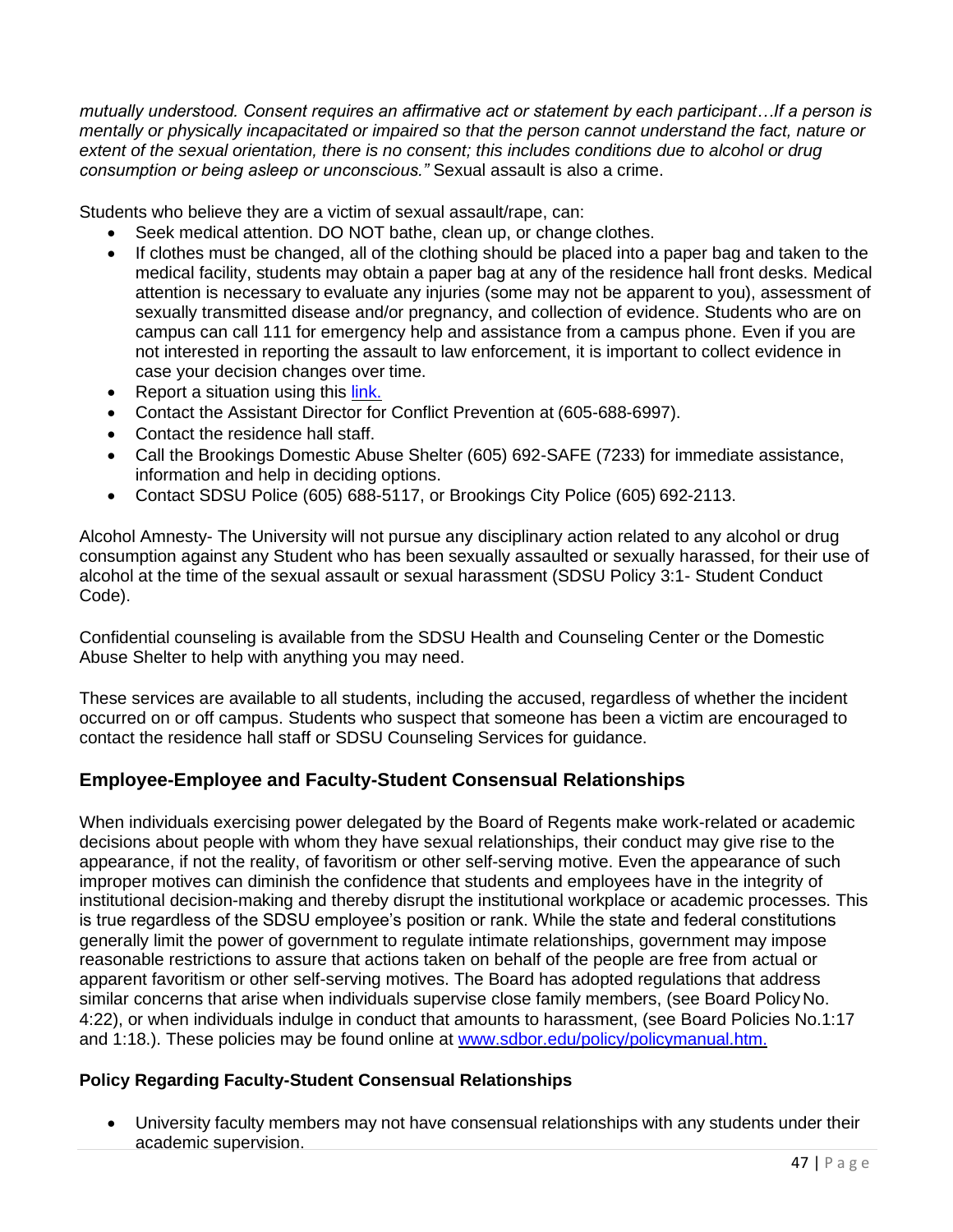*mutually understood. Consent requires an affirmative act or statement by each participant…If a person is mentally or physically incapacitated or impaired so that the person cannot understand the fact, nature or extent of the sexual orientation, there is no consent; this includes conditions due to alcohol or drug consumption or being asleep or unconscious."* Sexual assault is also a crime.

Students who believe they are a victim of sexual assault/rape, can:

- Seek medical attention. DO NOT bathe, clean up, or change clothes.
- If clothes must be changed, all of the clothing should be placed into a paper bag and taken to the medical facility, students may obtain a paper bag at any of the residence hall front desks. Medical attention is necessary to evaluate any injuries (some may not be apparent to you), assessment of sexually transmitted disease and/or pregnancy, and collection of evidence. Students who are on campus can call 111 for emergency help and assistance from a campus phone. Even if you are not interested in reporting the assault to law enforcement, it is important to collect evidence in case your decision changes over time.
- Report a situation using this link.
- Contact the Assistant Director for Conflict Prevention at (605-688-6997).
- Contact the residence hall staff.
- Call the Brookings Domestic Abuse Shelter (605) 692-SAFE (7233) for immediate assistance, information and help in deciding options.
- Contact SDSU Police (605) 688-5117, or Brookings City Police (605) 692-2113.

Alcohol Amnesty- The University will not pursue any disciplinary action related to any alcohol or drug consumption against any Student who has been sexually assaulted or sexually harassed, for their use of alcohol at the time of the sexual assault or sexual harassment (SDSU Policy 3:1- Student Conduct Code).

Confidential counseling is available from the SDSU Health and Counseling Center or the Domestic Abuse Shelter to help with anything you may need.

These services are available to all students, including the accused, regardless of whether the incident occurred on or off campus. Students who suspect that someone has been a victim are encouraged to contact the residence hall staff or SDSU Counseling Services for guidance.

## Employee-Employee and Faculty-Student Consensual Relationships

When individuals exercising power delegated by the Board of Regents make work-related or academic decisions about people with whom they have sexual relationships, their conduct may give rise to the appearance, if not the reality, of favoritism or other self-serving motive. Even the appearance of such improper motives can diminish the confidence that students and employees have in the integrity of institutional decision-making and thereby disrupt the institutional workplace or academic processes. This is true regardless of the SDSU employee's position or rank. While the state and federal constitutions generally limit the power of government to regulate intimate relationships, government may impose reasonable restrictions to assure that actions taken on behalf of the people are free from actual or apparent favoritism or other self-serving motives. The Board has adopted regulations that address similar concerns that arise when individuals supervise close family members, (see Board Policy No. 4:22), or when individuals indulge in conduct that amounts to harassment, (see Board Policies No.1:17 and 1:18.). These policies may be found online at www.sdbor.edu/policy/policymanual.htm.

### Policy Regarding Faculty-Student Consensual Relationships

- University faculty members may not have consensual relationships with any students under their academic supervision.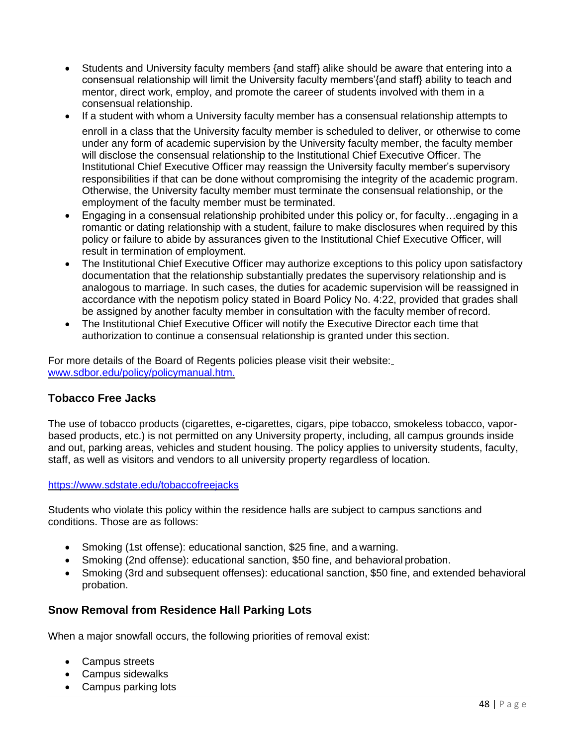- Students and University faculty members {and staff} alike should be aware that entering into a consensual relationship will limit the University faculty members'{and staff} ability to teach and mentor, direct work, employ, and promote the career of students involved with them in a consensual relationship.
- If a student with whom a University faculty member has a consensual relationship attempts to enroll in a class that the University faculty member is scheduled to deliver, or otherwise to come under any form of academic supervision by the University faculty member, the faculty member will disclose the consensual relationship to the Institutional Chief Executive Officer. The Institutional Chief Executive Officer may reassign the University faculty member's supervisory responsibilities if that can be done without compromising the integrity of the academic program. Otherwise, the University faculty member must terminate the consensual relationship, or the employment of the faculty member must be terminated.
- Engaging in a consensual relationship prohibited under this policy or, for faculty…engaging in a romantic or dating relationship with a student, failure to make disclosures when required by this policy or failure to abide by assurances given to the Institutional Chief Executive Officer, will result in termination of employment.
- The Institutional Chief Executive Officer may authorize exceptions to this policy upon satisfactory documentation that the relationship substantially predates the supervisory relationship and is analogous to marriage. In such cases, the duties for academic supervision will be reassigned in accordance with the nepotism policy stated in Board Policy No. 4:22, provided that grades shall be assigned by another faculty member in consultation with the faculty member of record.
- The Institutional Chief Executive Officer will notify the Executive Director each time that authorization to continue a consensual relationship is granted under this section.

For more details of the Board of Regents policies please visit their website: www.sdbor.edu/policy/policymanual.htm.

### Tobacco Free Jacks

The use of tobacco products (cigarettes, e-cigarettes, cigars, pipe tobacco, smokeless tobacco, vapor-based products, etc.) is not permitted on any University property, including, all campus grounds inside and out, parking areas, vehicles and student housing. The policy applies to university students, faculty, staff, as well as visitors and vendors to all university property regardless of location.

https://www.sdstate.edu/tobaccofreejacks

Students who violate this policy within the residence halls are subject to campus sanctions and conditions. Those are as follows:

- Smoking (1st offense): educational sanction, $25 fine, and a warning.
- Smoking (2nd offense): educational sanction, $50 fine, and behavioral probation.
- Smoking (3rd and subsequent offenses): educational sanction, $50 fine, and extended behavioral probation.

### Snow Removal from Residence Hall Parking Lots

When a major snowfall occurs, the following priorities of removal exist:

- Campus streets
- Campus sidewalks
- Campus parking lots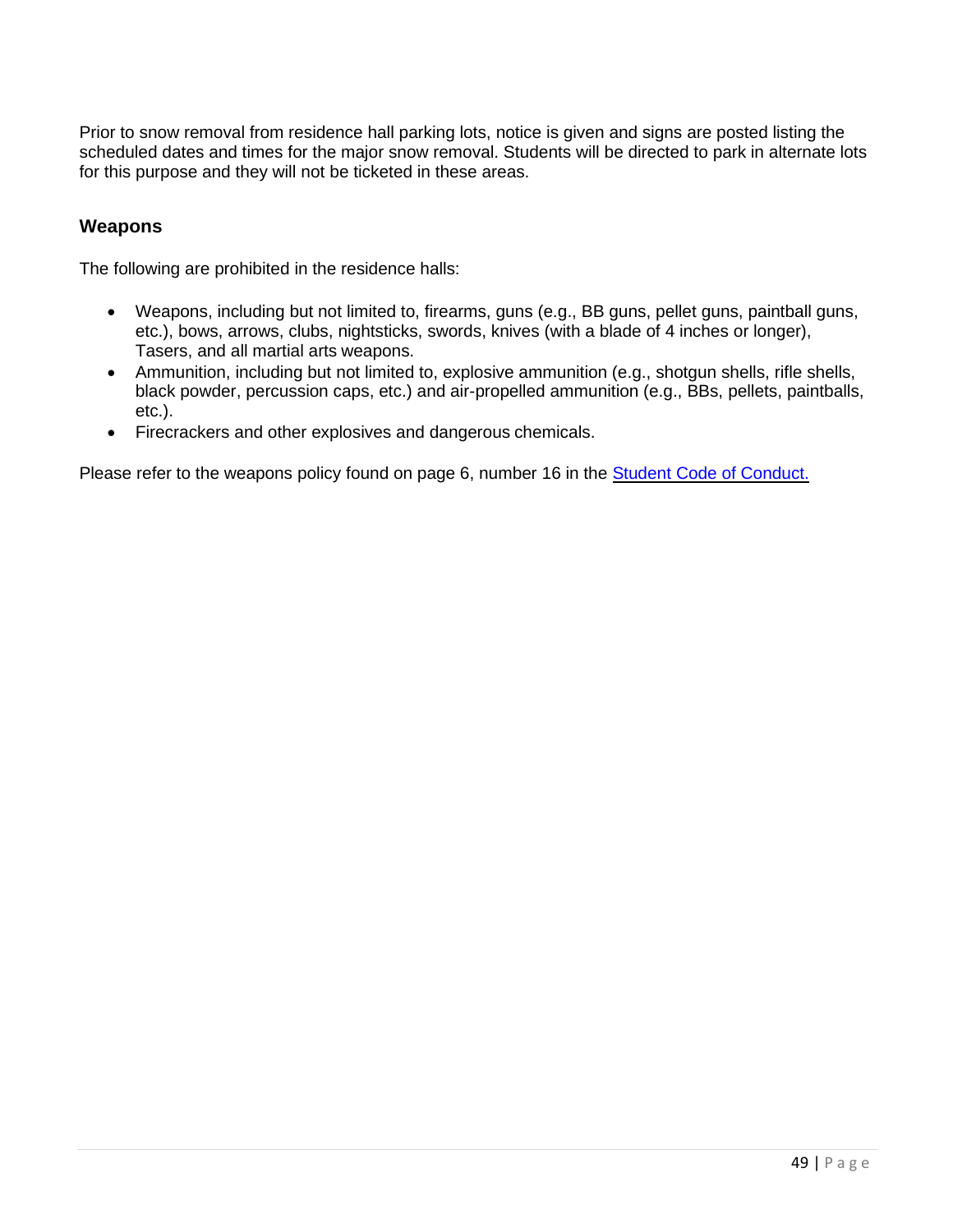Prior to snow removal from residence hall parking lots, notice is given and signs are posted listing the scheduled dates and times for the major snow removal. Students will be directed to park in alternate lots for this purpose and they will not be ticketed in these areas.

### Weapons

The following are prohibited in the residence halls:

- Weapons, including but not limited to, firearms, guns (e.g., BB guns, pellet guns, paintball guns, etc.), bows, arrows, clubs, nightsticks, swords, knives (with a blade of 4 inches or longer), Tasers, and all martial arts weapons.
- Ammunition, including but not limited to, explosive ammunition (e.g., shotgun shells, rifle shells, black powder, percussion caps, etc.) and air-propelled ammunition (e.g., BBs, pellets, paintballs, etc.).
- Firecrackers and other explosives and dangerous chemicals.

Please refer to the weapons policy found on page 6, number 16 in the Student Code of Conduct.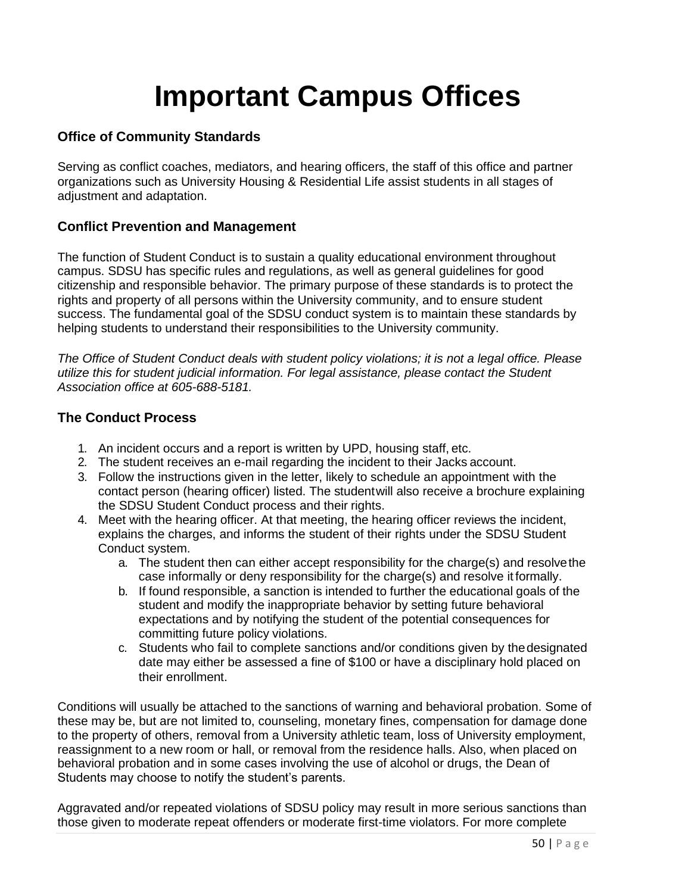# Important Campus Offices

### Office of Community Standards

Serving as conflict coaches, mediators, and hearing officers, the staff of this office and partner organizations such as University Housing & Residential Life assist students in all stages of adjustment and adaptation.

### Conflict Prevention and Management

The function of Student Conduct is to sustain a quality educational environment throughout campus. SDSU has specific rules and regulations, as well as general guidelines for good citizenship and responsible behavior. The primary purpose of these standards is to protect the rights and property of all persons within the University community, and to ensure student success. The fundamental goal of the SDSU conduct system is to maintain these standards by helping students to understand their responsibilities to the University community.

*The Office of Student Conduct deals with student policy violations; it is not a legal office. Please utilize this for student judicial information. For legal assistance, please contact the Student Association office at 605-688-5181.*

### The Conduct Process

1. An incident occurs and a report is written by UPD, housing staff, etc.
2. The student receives an e-mail regarding the incident to their Jacks account.
3. Follow the instructions given in the letter, likely to schedule an appointment with the contact person (hearing officer) listed. The student will also receive a brochure explaining the SDSU Student Conduct process and their rights.
4. Meet with the hearing officer. At that meeting, the hearing officer reviews the incident, explains the charges, and informs the student of their rights under the SDSU Student Conduct system.
   a. The student then can either accept responsibility for the charge(s) and resolve the case informally or deny responsibility for the charge(s) and resolve it formally.
   b. If found responsible, a sanction is intended to further the educational goals of the student and modify the inappropriate behavior by setting future behavioral expectations and by notifying the student of the potential consequences for committing future policy violations.
   c. Students who fail to complete sanctions and/or conditions given by the designated date may either be assessed a fine of $100 or have a disciplinary hold placed on their enrollment.

Conditions will usually be attached to the sanctions of warning and behavioral probation. Some of these may be, but are not limited to, counseling, monetary fines, compensation for damage done to the property of others, removal from a University athletic team, loss of University employment, reassignment to a new room or hall, or removal from the residence halls. Also, when placed on behavioral probation and in some cases involving the use of alcohol or drugs, the Dean of Students may choose to notify the student's parents.

Aggravated and/or repeated violations of SDSU policy may result in more serious sanctions than those given to moderate repeat offenders or moderate first-time violators. For more complete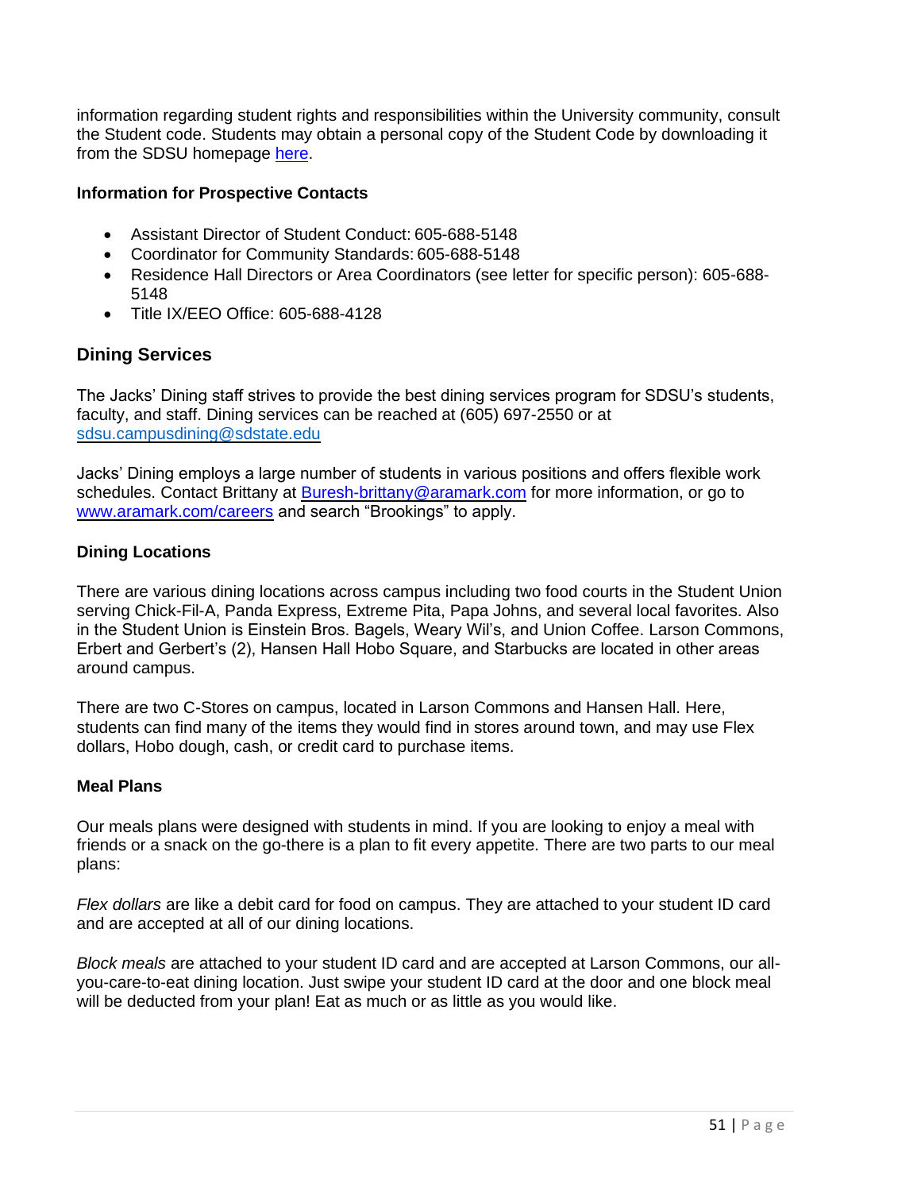information regarding student rights and responsibilities within the University community, consult the Student code. Students may obtain a personal copy of the Student Code by downloading it from the SDSU homepage [here](#).

**Information for Prospective Contacts**

- Assistant Director of Student Conduct: 605-688-5148
- Coordinator for Community Standards: 605-688-5148
- Residence Hall Directors or Area Coordinators (see letter for specific person): 605-688-5148
- Title IX/EEO Office: 605-688-4128

## Dining Services

The Jacks' Dining staff strives to provide the best dining services program for SDSU's students, faculty, and staff. Dining services can be reached at (605) 697-2550 or at sdsu.campusdining@sdstate.edu

Jacks' Dining employs a large number of students in various positions and offers flexible work schedules. Contact Brittany at Buresh-brittany@aramark.com for more information, or go to www.aramark.com/careers and search "Brookings" to apply.

### Dining Locations

There are various dining locations across campus including two food courts in the Student Union serving Chick-Fil-A, Panda Express, Extreme Pita, Papa Johns, and several local favorites. Also in the Student Union is Einstein Bros. Bagels, Weary Wil's, and Union Coffee. Larson Commons, Erbert and Gerbert's (2), Hansen Hall Hobo Square, and Starbucks are located in other areas around campus.

There are two C-Stores on campus, located in Larson Commons and Hansen Hall. Here, students can find many of the items they would find in stores around town, and may use Flex dollars, Hobo dough, cash, or credit card to purchase items.

### Meal Plans

Our meals plans were designed with students in mind. If you are looking to enjoy a meal with friends or a snack on the go-there is a plan to fit every appetite. There are two parts to our meal plans:

*Flex dollars* are like a debit card for food on campus. They are attached to your student ID card and are accepted at all of our dining locations.

*Block meals* are attached to your student ID card and are accepted at Larson Commons, our all-you-care-to-eat dining location. Just swipe your student ID card at the door and one block meal will be deducted from your plan! Eat as much or as little as you would like.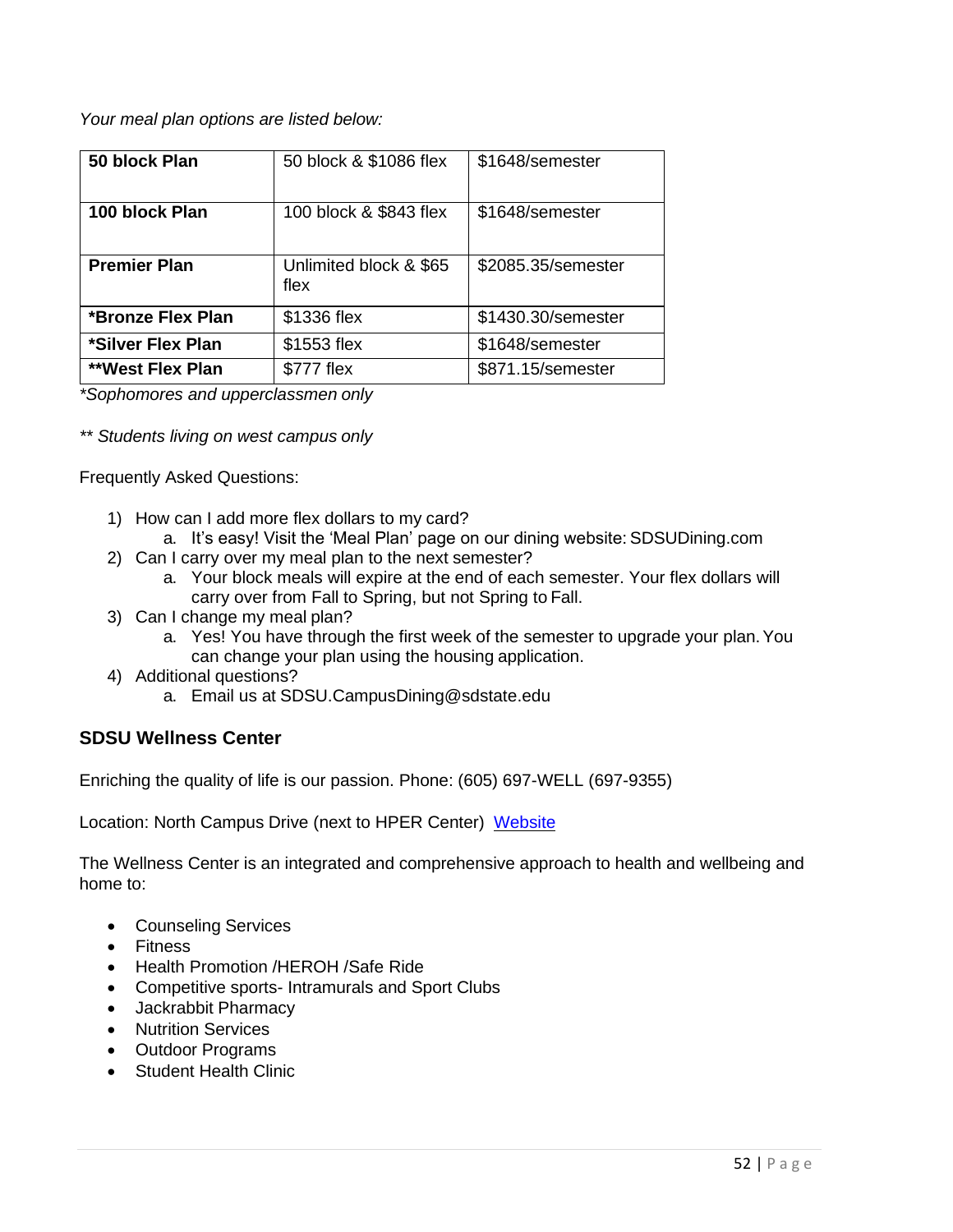*Your meal plan options are listed below:*

| **50 block Plan** | 50 block & $1086 flex | $1648/semester |
|---|---|---|
| **100 block Plan** | 100 block & $843 flex | $1648/semester |
| **Premier Plan** | Unlimited block & $65 flex | $2085.35/semester |
| ***Bronze Flex Plan** | $1336 flex | $1430.30/semester |
| ***Silver Flex Plan** | $1553 flex | $1648/semester |
| ****West Flex Plan** | $777 flex | $871.15/semester |

**Sophomores and upperclassmen only*

*** Students living on west campus only*

Frequently Asked Questions:

1) How can I add more flex dollars to my card?
   a. It's easy! Visit the 'Meal Plan' page on our dining website: SDSUDining.com
2) Can I carry over my meal plan to the next semester?
   a. Your block meals will expire at the end of each semester. Your flex dollars will carry over from Fall to Spring, but not Spring to Fall.
3) Can I change my meal plan?
   a. Yes! You have through the first week of the semester to upgrade your plan. You can change your plan using the housing application.
4) Additional questions?
   a. Email us at SDSU.CampusDining@sdstate.edu

### SDSU Wellness Center

Enriching the quality of life is our passion. Phone: (605) 697-WELL (697-9355)

Location: North Campus Drive (next to HPER Center) [Website]

The Wellness Center is an integrated and comprehensive approach to health and wellbeing and home to:

- Counseling Services
- Fitness
- Health Promotion /HEROH /Safe Ride
- Competitive sports- Intramurals and Sport Clubs
- Jackrabbit Pharmacy
- Nutrition Services
- Outdoor Programs
- Student Health Clinic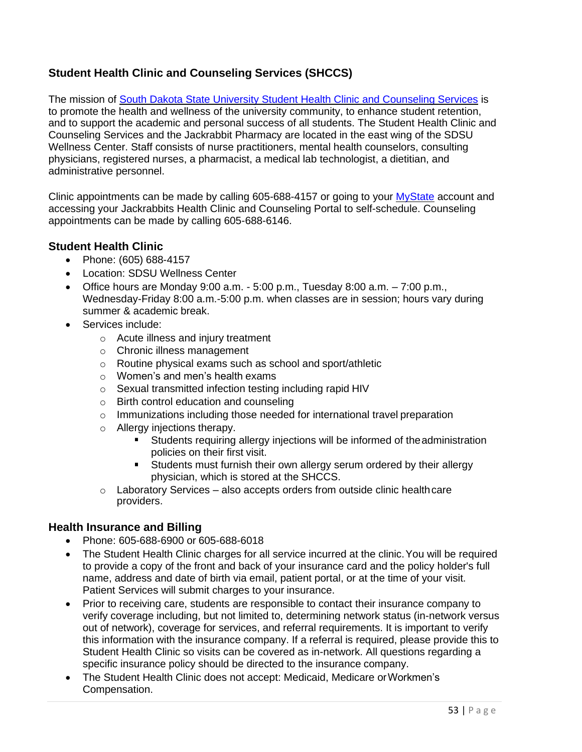## Student Health Clinic and Counseling Services (SHCCS)

The mission of [South Dakota State University Student Health Clinic and Counseling Services]() is to promote the health and wellness of the university community, to enhance student retention, and to support the academic and personal success of all students. The Student Health Clinic and Counseling Services and the Jackrabbit Pharmacy are located in the east wing of the SDSU Wellness Center. Staff consists of nurse practitioners, mental health counselors, consulting physicians, registered nurses, a pharmacist, a medical lab technologist, a dietitian, and administrative personnel.

Clinic appointments can be made by calling 605-688-4157 or going to your [MyState]() account and accessing your Jackrabbits Health Clinic and Counseling Portal to self-schedule. Counseling appointments can be made by calling 605-688-6146.

### Student Health Clinic

- Phone: (605) 688-4157
- Location: SDSU Wellness Center
- Office hours are Monday 9:00 a.m. - 5:00 p.m., Tuesday 8:00 a.m. – 7:00 p.m., Wednesday-Friday 8:00 a.m.-5:00 p.m. when classes are in session; hours vary during summer & academic break.
- Services include:
  - Acute illness and injury treatment
  - Chronic illness management
  - Routine physical exams such as school and sport/athletic
  - Women's and men's health exams
  - Sexual transmitted infection testing including rapid HIV
  - Birth control education and counseling
  - Immunizations including those needed for international travel preparation
  - Allergy injections therapy.
    - Students requiring allergy injections will be informed of the administration policies on their first visit.
    - Students must furnish their own allergy serum ordered by their allergy physician, which is stored at the SHCCS.
  - Laboratory Services – also accepts orders from outside clinic healthcare providers.

### Health Insurance and Billing

- Phone: 605-688-6900 or 605-688-6018
- The Student Health Clinic charges for all service incurred at the clinic. You will be required to provide a copy of the front and back of your insurance card and the policy holder's full name, address and date of birth via email, patient portal, or at the time of your visit. Patient Services will submit charges to your insurance.
- Prior to receiving care, students are responsible to contact their insurance company to verify coverage including, but not limited to, determining network status (in-network versus out of network), coverage for services, and referral requirements. It is important to verify this information with the insurance company. If a referral is required, please provide this to Student Health Clinic so visits can be covered as in-network. All questions regarding a specific insurance policy should be directed to the insurance company.
- The Student Health Clinic does not accept: Medicaid, Medicare or Workmen's Compensation.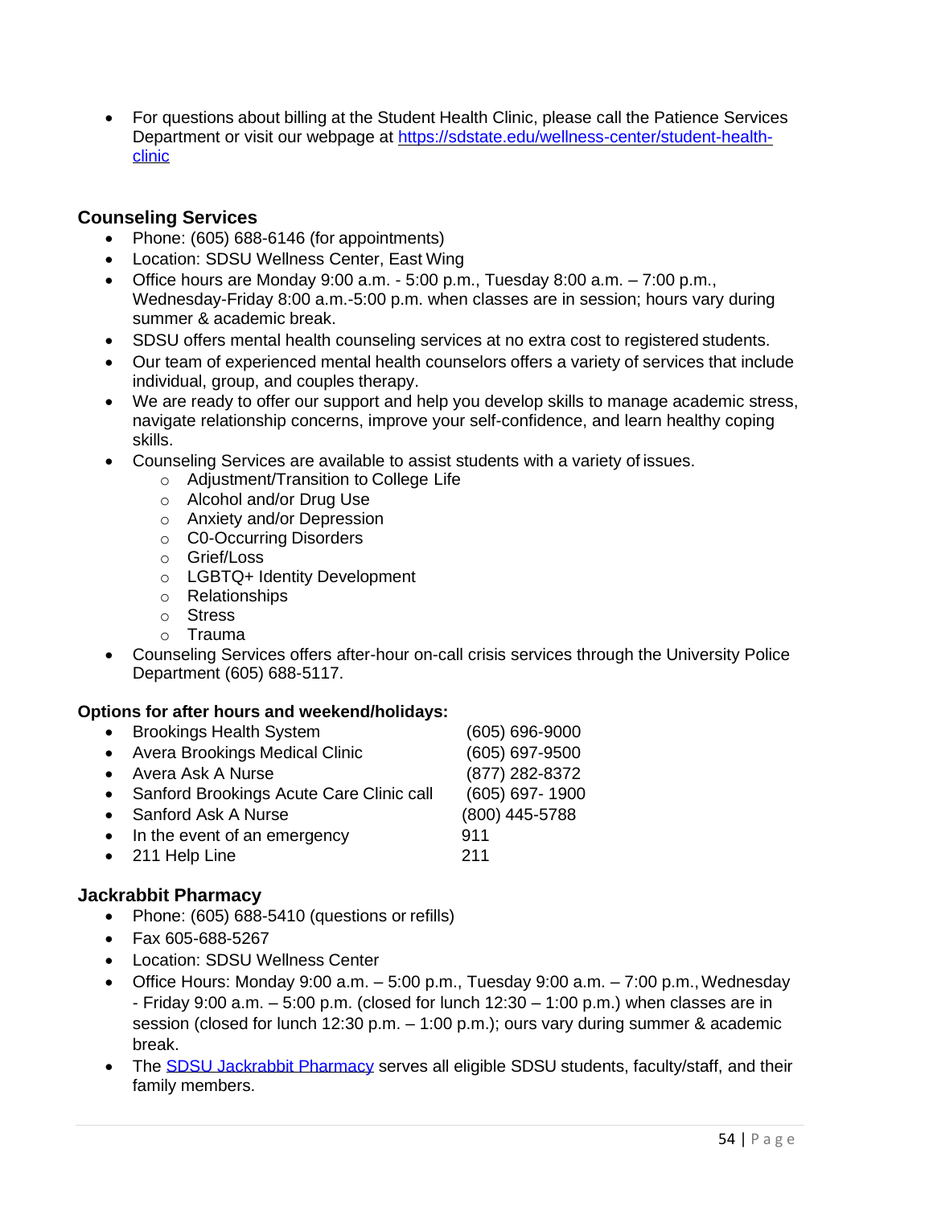- For questions about billing at the Student Health Clinic, please call the Patience Services Department or visit our webpage at [https://sdstate.edu/wellness-center/student-health-clinic](https://sdstate.edu/wellness-center/student-health-clinic)

### Counseling Services

- Phone: (605) 688-6146 (for appointments)
- Location: SDSU Wellness Center, East Wing
- Office hours are Monday 9:00 a.m. - 5:00 p.m., Tuesday 8:00 a.m. – 7:00 p.m., Wednesday-Friday 8:00 a.m.-5:00 p.m. when classes are in session; hours vary during summer & academic break.
- SDSU offers mental health counseling services at no extra cost to registered students.
- Our team of experienced mental health counselors offers a variety of services that include individual, group, and couples therapy.
- We are ready to offer our support and help you develop skills to manage academic stress, navigate relationship concerns, improve your self-confidence, and learn healthy coping skills.
- Counseling Services are available to assist students with a variety of issues.
  - Adjustment/Transition to College Life
  - Alcohol and/or Drug Use
  - Anxiety and/or Depression
  - C0-Occurring Disorders
  - Grief/Loss
  - LGBTQ+ Identity Development
  - Relationships
  - Stress
  - Trauma
- Counseling Services offers after-hour on-call crisis services through the University Police Department (605) 688-5117.

**Options for after hours and weekend/holidays:**

- Brookings Health System (605) 696-9000
- Avera Brookings Medical Clinic (605) 697-9500
- Avera Ask A Nurse (877) 282-8372
- Sanford Brookings Acute Care Clinic call (605) 697- 1900
- Sanford Ask A Nurse (800) 445-5788
- In the event of an emergency 911
- 211 Help Line 211

### Jackrabbit Pharmacy

- Phone: (605) 688-5410 (questions or refills)
- Fax 605-688-5267
- Location: SDSU Wellness Center
- Office Hours: Monday 9:00 a.m. – 5:00 p.m., Tuesday 9:00 a.m. – 7:00 p.m., Wednesday - Friday 9:00 a.m. – 5:00 p.m. (closed for lunch 12:30 – 1:00 p.m.) when classes are in session (closed for lunch 12:30 p.m. – 1:00 p.m.); ours vary during summer & academic break.
- The [SDSU Jackrabbit Pharmacy]() serves all eligible SDSU students, faculty/staff, and their family members.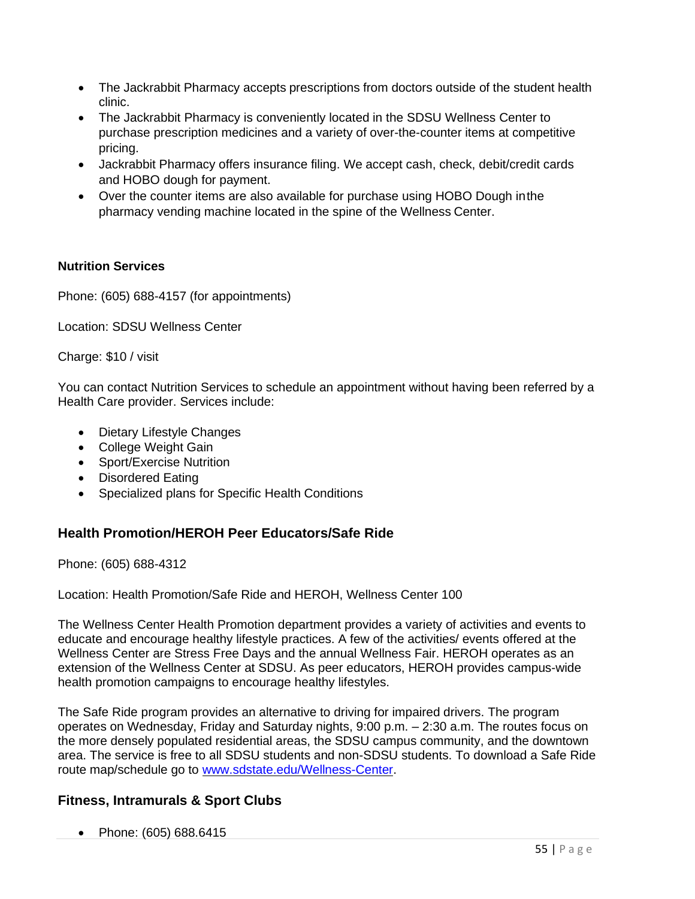- The Jackrabbit Pharmacy accepts prescriptions from doctors outside of the student health clinic.
- The Jackrabbit Pharmacy is conveniently located in the SDSU Wellness Center to purchase prescription medicines and a variety of over-the-counter items at competitive pricing.
- Jackrabbit Pharmacy offers insurance filing. We accept cash, check, debit/credit cards and HOBO dough for payment.
- Over the counter items are also available for purchase using HOBO Dough in the pharmacy vending machine located in the spine of the Wellness Center.

**Nutrition Services**

Phone: (605) 688-4157 (for appointments)

Location: SDSU Wellness Center

Charge: $10 / visit

You can contact Nutrition Services to schedule an appointment without having been referred by a Health Care provider. Services include:

- Dietary Lifestyle Changes
- College Weight Gain
- Sport/Exercise Nutrition
- Disordered Eating
- Specialized plans for Specific Health Conditions

## Health Promotion/HEROH Peer Educators/Safe Ride

Phone: (605) 688-4312

Location: Health Promotion/Safe Ride and HEROH, Wellness Center 100

The Wellness Center Health Promotion department provides a variety of activities and events to educate and encourage healthy lifestyle practices. A few of the activities/ events offered at the Wellness Center are Stress Free Days and the annual Wellness Fair. HEROH operates as an extension of the Wellness Center at SDSU. As peer educators, HEROH provides campus-wide health promotion campaigns to encourage healthy lifestyles.

The Safe Ride program provides an alternative to driving for impaired drivers. The program operates on Wednesday, Friday and Saturday nights, 9:00 p.m. – 2:30 a.m. The routes focus on the more densely populated residential areas, the SDSU campus community, and the downtown area. The service is free to all SDSU students and non-SDSU students. To download a Safe Ride route map/schedule go to [www.sdstate.edu/Wellness-Center](www.sdstate.edu/Wellness-Center).

## Fitness, Intramurals & Sport Clubs

- Phone: (605) 688.6415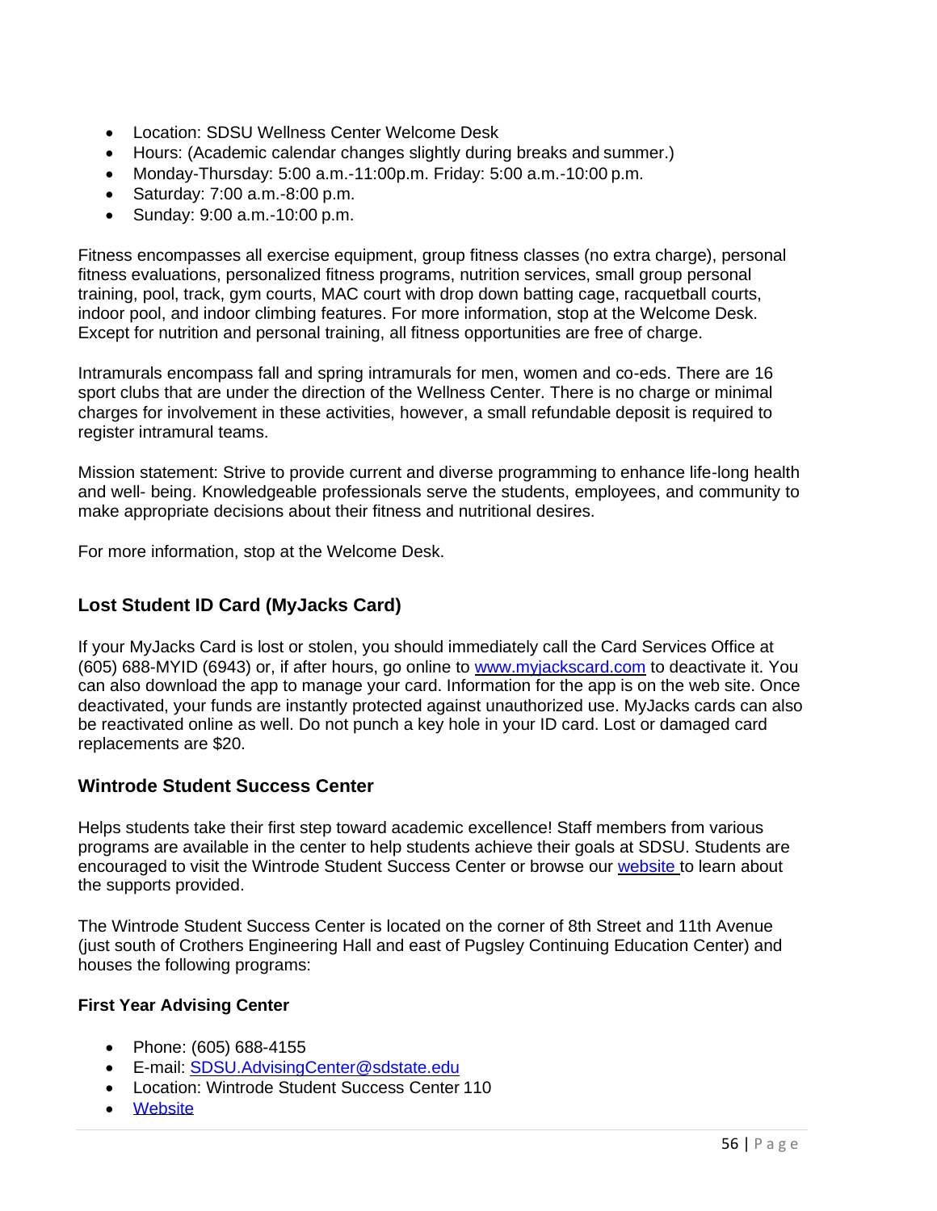- Location: SDSU Wellness Center Welcome Desk
- Hours: (Academic calendar changes slightly during breaks and summer.)
- Monday-Thursday: 5:00 a.m.-11:00p.m. Friday: 5:00 a.m.-10:00 p.m.
- Saturday: 7:00 a.m.-8:00 p.m.
- Sunday: 9:00 a.m.-10:00 p.m.

Fitness encompasses all exercise equipment, group fitness classes (no extra charge), personal fitness evaluations, personalized fitness programs, nutrition services, small group personal training, pool, track, gym courts, MAC court with drop down batting cage, racquetball courts, indoor pool, and indoor climbing features. For more information, stop at the Welcome Desk. Except for nutrition and personal training, all fitness opportunities are free of charge.

Intramurals encompass fall and spring intramurals for men, women and co-eds. There are 16 sport clubs that are under the direction of the Wellness Center. There is no charge or minimal charges for involvement in these activities, however, a small refundable deposit is required to register intramural teams.

Mission statement: Strive to provide current and diverse programming to enhance life-long health and well- being. Knowledgeable professionals serve the students, employees, and community to make appropriate decisions about their fitness and nutritional desires.

For more information, stop at the Welcome Desk.

### Lost Student ID Card (MyJacks Card)

If your MyJacks Card is lost or stolen, you should immediately call the Card Services Office at (605) 688-MYID (6943) or, if after hours, go online to www.myjackscard.com to deactivate it. You can also download the app to manage your card. Information for the app is on the web site. Once deactivated, your funds are instantly protected against unauthorized use. MyJacks cards can also be reactivated online as well. Do not punch a key hole in your ID card. Lost or damaged card replacements are $20.

### Wintrode Student Success Center

Helps students take their first step toward academic excellence! Staff members from various programs are available in the center to help students achieve their goals at SDSU. Students are encouraged to visit the Wintrode Student Success Center or browse our website to learn about the supports provided.

The Wintrode Student Success Center is located on the corner of 8th Street and 11th Avenue (just south of Crothers Engineering Hall and east of Pugsley Continuing Education Center) and houses the following programs:

#### First Year Advising Center

- Phone: (605) 688-4155
- E-mail: SDSU.AdvisingCenter@sdstate.edu
- Location: Wintrode Student Success Center 110
- Website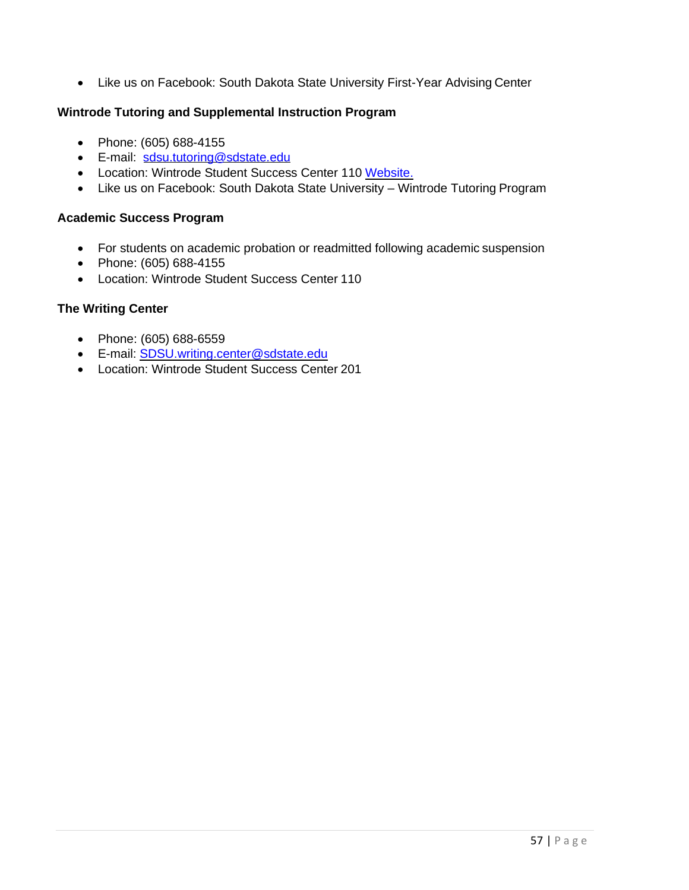- Like us on Facebook: South Dakota State University First-Year Advising Center

**Wintrode Tutoring and Supplemental Instruction Program**

- Phone: (605) 688-4155
- E-mail: sdsu.tutoring@sdstate.edu
- Location: Wintrode Student Success Center 110 Website.
- Like us on Facebook: South Dakota State University – Wintrode Tutoring Program

**Academic Success Program**

- For students on academic probation or readmitted following academic suspension
- Phone: (605) 688-4155
- Location: Wintrode Student Success Center 110

**The Writing Center**

- Phone: (605) 688-6559
- E-mail: SDSU.writing.center@sdstate.edu
- Location: Wintrode Student Success Center 201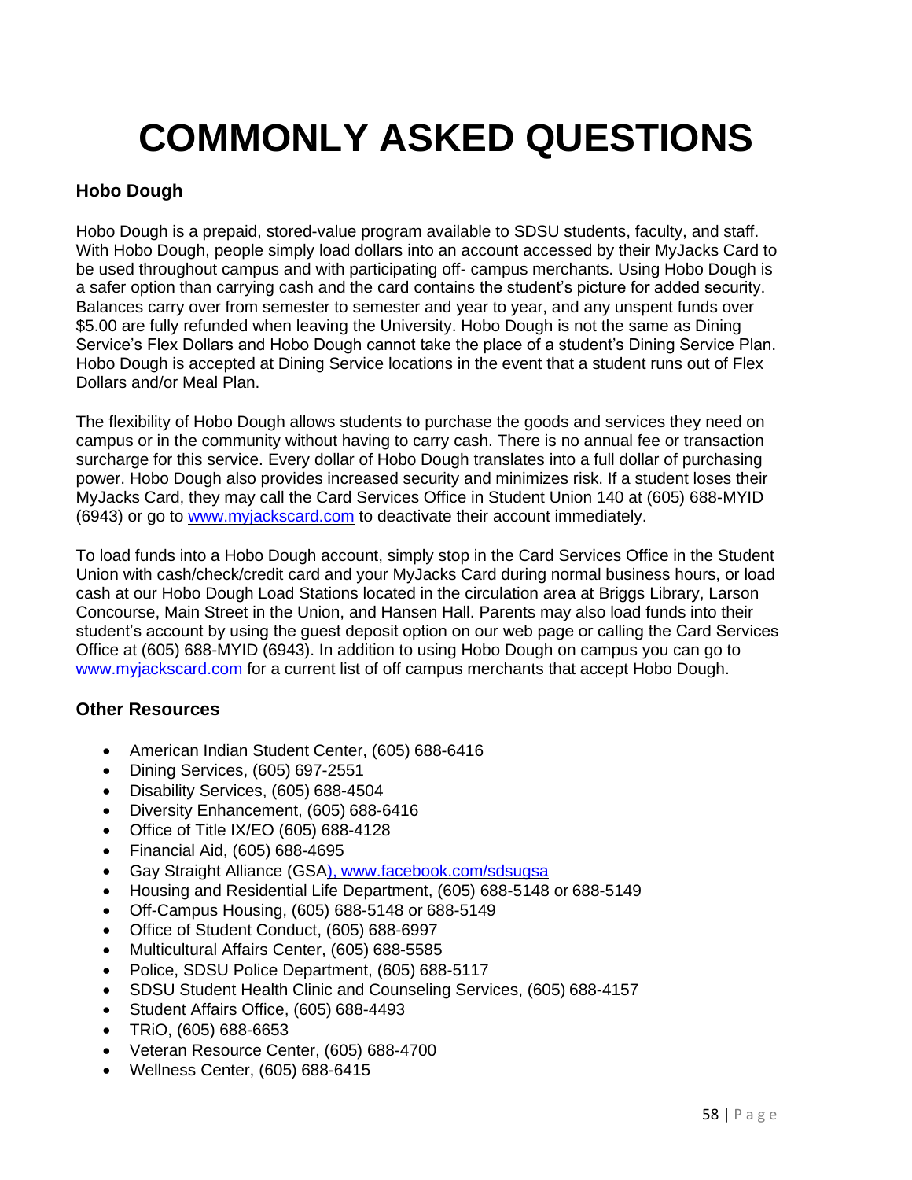# COMMONLY ASKED QUESTIONS

### Hobo Dough

Hobo Dough is a prepaid, stored-value program available to SDSU students, faculty, and staff. With Hobo Dough, people simply load dollars into an account accessed by their MyJacks Card to be used throughout campus and with participating off- campus merchants. Using Hobo Dough is a safer option than carrying cash and the card contains the student's picture for added security. Balances carry over from semester to semester and year to year, and any unspent funds over $5.00 are fully refunded when leaving the University. Hobo Dough is not the same as Dining Service's Flex Dollars and Hobo Dough cannot take the place of a student's Dining Service Plan. Hobo Dough is accepted at Dining Service locations in the event that a student runs out of Flex Dollars and/or Meal Plan.

The flexibility of Hobo Dough allows students to purchase the goods and services they need on campus or in the community without having to carry cash. There is no annual fee or transaction surcharge for this service. Every dollar of Hobo Dough translates into a full dollar of purchasing power. Hobo Dough also provides increased security and minimizes risk. If a student loses their MyJacks Card, they may call the Card Services Office in Student Union 140 at (605) 688-MYID (6943) or go to www.myjackscard.com to deactivate their account immediately.

To load funds into a Hobo Dough account, simply stop in the Card Services Office in the Student Union with cash/check/credit card and your MyJacks Card during normal business hours, or load cash at our Hobo Dough Load Stations located in the circulation area at Briggs Library, Larson Concourse, Main Street in the Union, and Hansen Hall. Parents may also load funds into their student's account by using the guest deposit option on our web page or calling the Card Services Office at (605) 688-MYID (6943). In addition to using Hobo Dough on campus you can go to www.myjackscard.com for a current list of off campus merchants that accept Hobo Dough.

### Other Resources

- American Indian Student Center, (605) 688-6416
- Dining Services, (605) 697-2551
- Disability Services, (605) 688-4504
- Diversity Enhancement, (605) 688-6416
- Office of Title IX/EO (605) 688-4128
- Financial Aid, (605) 688-4695
- Gay Straight Alliance (GSA), www.facebook.com/sdsugsa
- Housing and Residential Life Department, (605) 688-5148 or 688-5149
- Off-Campus Housing, (605) 688-5148 or 688-5149
- Office of Student Conduct, (605) 688-6997
- Multicultural Affairs Center, (605) 688-5585
- Police, SDSU Police Department, (605) 688-5117
- SDSU Student Health Clinic and Counseling Services, (605) 688-4157
- Student Affairs Office, (605) 688-4493
- TRiO, (605) 688-6653
- Veteran Resource Center, (605) 688-4700
- Wellness Center, (605) 688-6415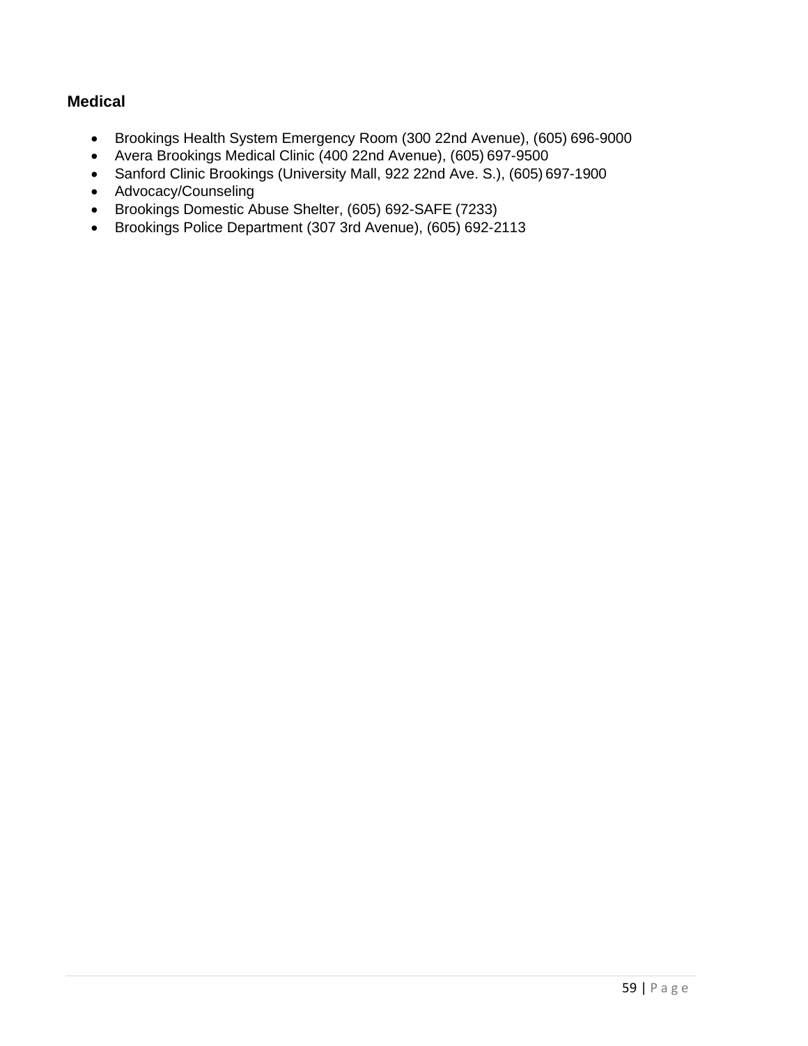**Medical**

- Brookings Health System Emergency Room (300 22nd Avenue), (605) 696-9000
- Avera Brookings Medical Clinic (400 22nd Avenue), (605) 697-9500
- Sanford Clinic Brookings (University Mall, 922 22nd Ave. S.), (605) 697-1900
- Advocacy/Counseling
- Brookings Domestic Abuse Shelter, (605) 692-SAFE (7233)
- Brookings Police Department (307 3rd Avenue), (605) 692-2113